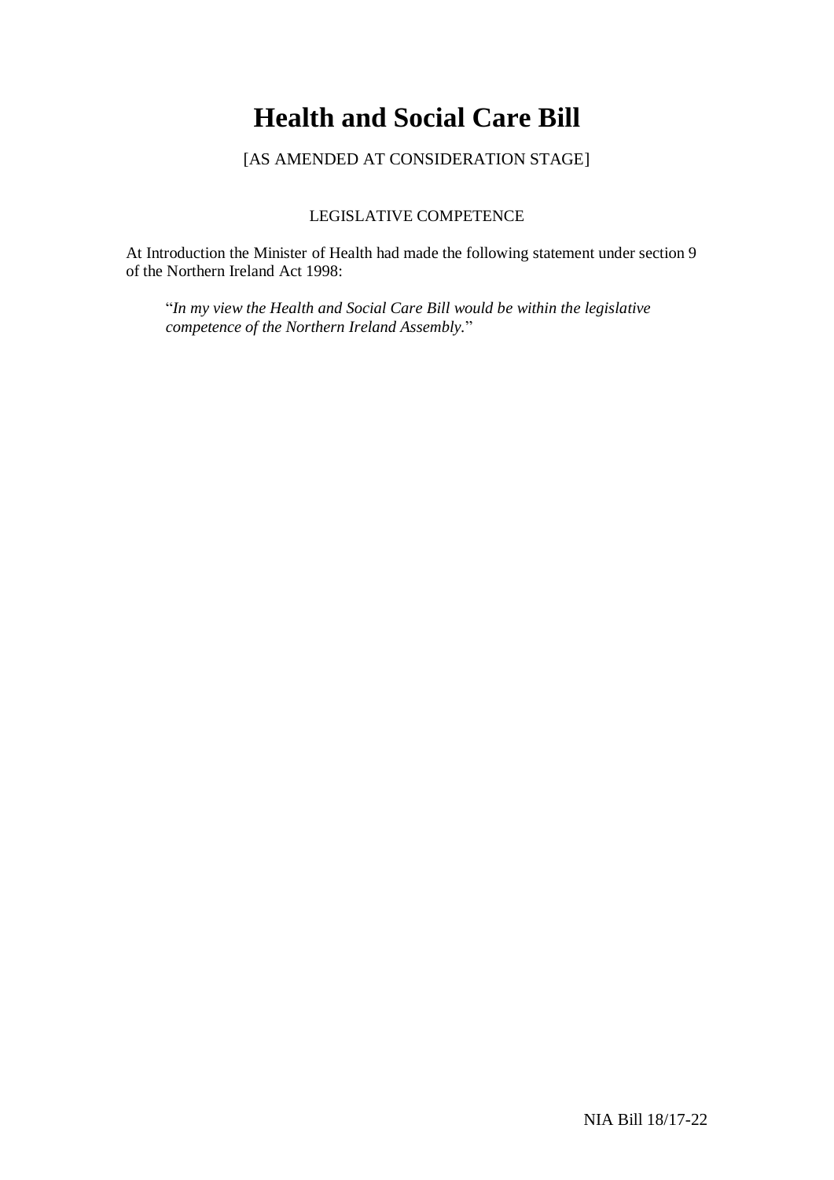# Health and Social Care Bill

[AS AMENDED AT CONSIDERATION STAGE]

LEGISLATIVE COMPETENCE

At Introduction the Minister of Health had made the following statement under section 9 of the Northern Ireland Act 1998:

> "*In my view the Health and Social Care Bill would be within the legislative competence of the Northern Ireland Assembly.*"

NIA Bill 18/17-22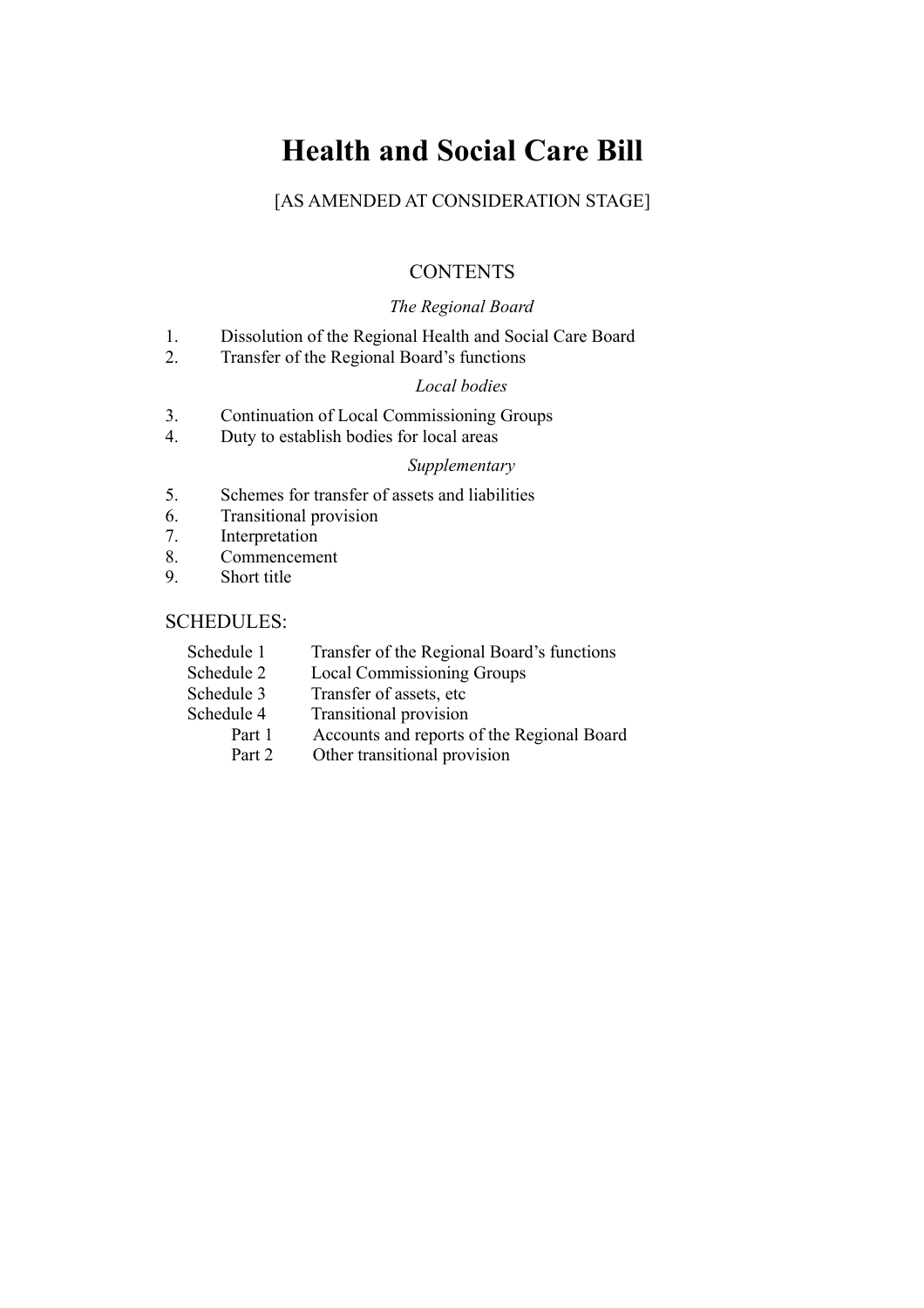# Health and Social Care Bill

[AS AMENDED AT CONSIDERATION STAGE]

## CONTENTS

*The Regional Board*

1. Dissolution of the Regional Health and Social Care Board
2. Transfer of the Regional Board's functions

*Local bodies*

3. Continuation of Local Commissioning Groups
4. Duty to establish bodies for local areas

*Supplementary*

5. Schemes for transfer of assets and liabilities
6. Transitional provision
7. Interpretation
8. Commencement
9. Short title

SCHEDULES:

- Schedule 1 — Transfer of the Regional Board's functions
- Schedule 2 — Local Commissioning Groups
- Schedule 3 — Transfer of assets, etc
- Schedule 4 — Transitional provision
  - Part 1 — Accounts and reports of the Regional Board
  - Part 2 — Other transitional provision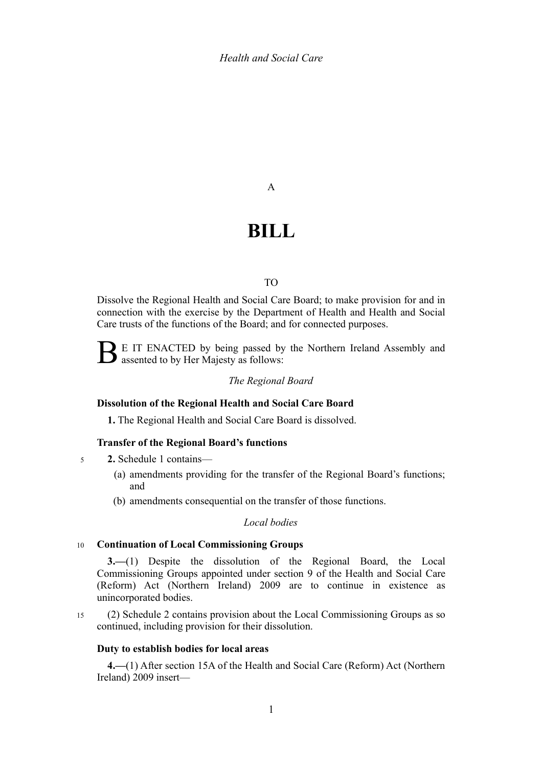A

# BILL

TO

Dissolve the Regional Health and Social Care Board; to make provision for and in connection with the exercise by the Department of Health and Health and Social Care trusts of the functions of the Board; and for connected purposes.

BE IT ENACTED by being passed by the Northern Ireland Assembly and assented to by Her Majesty as follows:

*The Regional Board*

**Dissolution of the Regional Health and Social Care Board**

**1.** The Regional Health and Social Care Board is dissolved.

**Transfer of the Regional Board's functions**

**2.** Schedule 1 contains—

(a) amendments providing for the transfer of the Regional Board's functions; and

(b) amendments consequential on the transfer of those functions.

*Local bodies*

**Continuation of Local Commissioning Groups**

**3.**—(1) Despite the dissolution of the Regional Board, the Local Commissioning Groups appointed under section 9 of the Health and Social Care (Reform) Act (Northern Ireland) 2009 are to continue in existence as unincorporated bodies.

(2) Schedule 2 contains provision about the Local Commissioning Groups as so continued, including provision for their dissolution.

**Duty to establish bodies for local areas**

**4.**—(1) After section 15A of the Health and Social Care (Reform) Act (Northern Ireland) 2009 insert—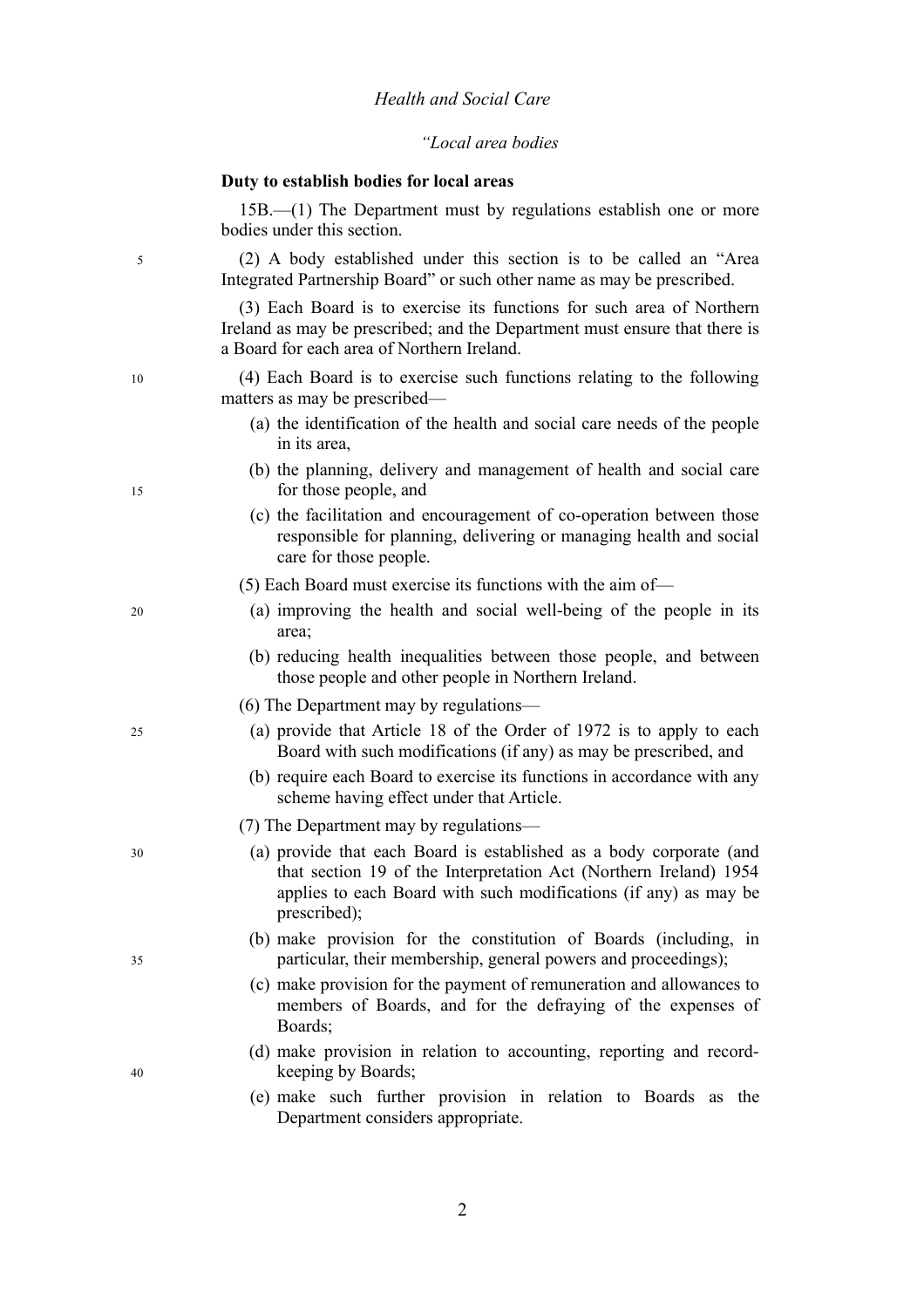*"Local area bodies*

**Duty to establish bodies for local areas**

15B.—(1) The Department must by regulations establish one or more bodies under this section.

(2) A body established under this section is to be called an "Area Integrated Partnership Board" or such other name as may be prescribed.

(3) Each Board is to exercise its functions for such area of Northern Ireland as may be prescribed; and the Department must ensure that there is a Board for each area of Northern Ireland.

(4) Each Board is to exercise such functions relating to the following matters as may be prescribed—

- (a) the identification of the health and social care needs of the people in its area,
- (b) the planning, delivery and management of health and social care for those people, and
- (c) the facilitation and encouragement of co-operation between those responsible for planning, delivering or managing health and social care for those people.

(5) Each Board must exercise its functions with the aim of—

- (a) improving the health and social well-being of the people in its area;
- (b) reducing health inequalities between those people, and between those people and other people in Northern Ireland.

(6) The Department may by regulations—

- (a) provide that Article 18 of the Order of 1972 is to apply to each Board with such modifications (if any) as may be prescribed, and
- (b) require each Board to exercise its functions in accordance with any scheme having effect under that Article.

(7) The Department may by regulations—

- (a) provide that each Board is established as a body corporate (and that section 19 of the Interpretation Act (Northern Ireland) 1954 applies to each Board with such modifications (if any) as may be prescribed);
- (b) make provision for the constitution of Boards (including, in particular, their membership, general powers and proceedings);
- (c) make provision for the payment of remuneration and allowances to members of Boards, and for the defraying of the expenses of Boards;
- (d) make provision in relation to accounting, reporting and record-keeping by Boards;
- (e) make such further provision in relation to Boards as the Department considers appropriate.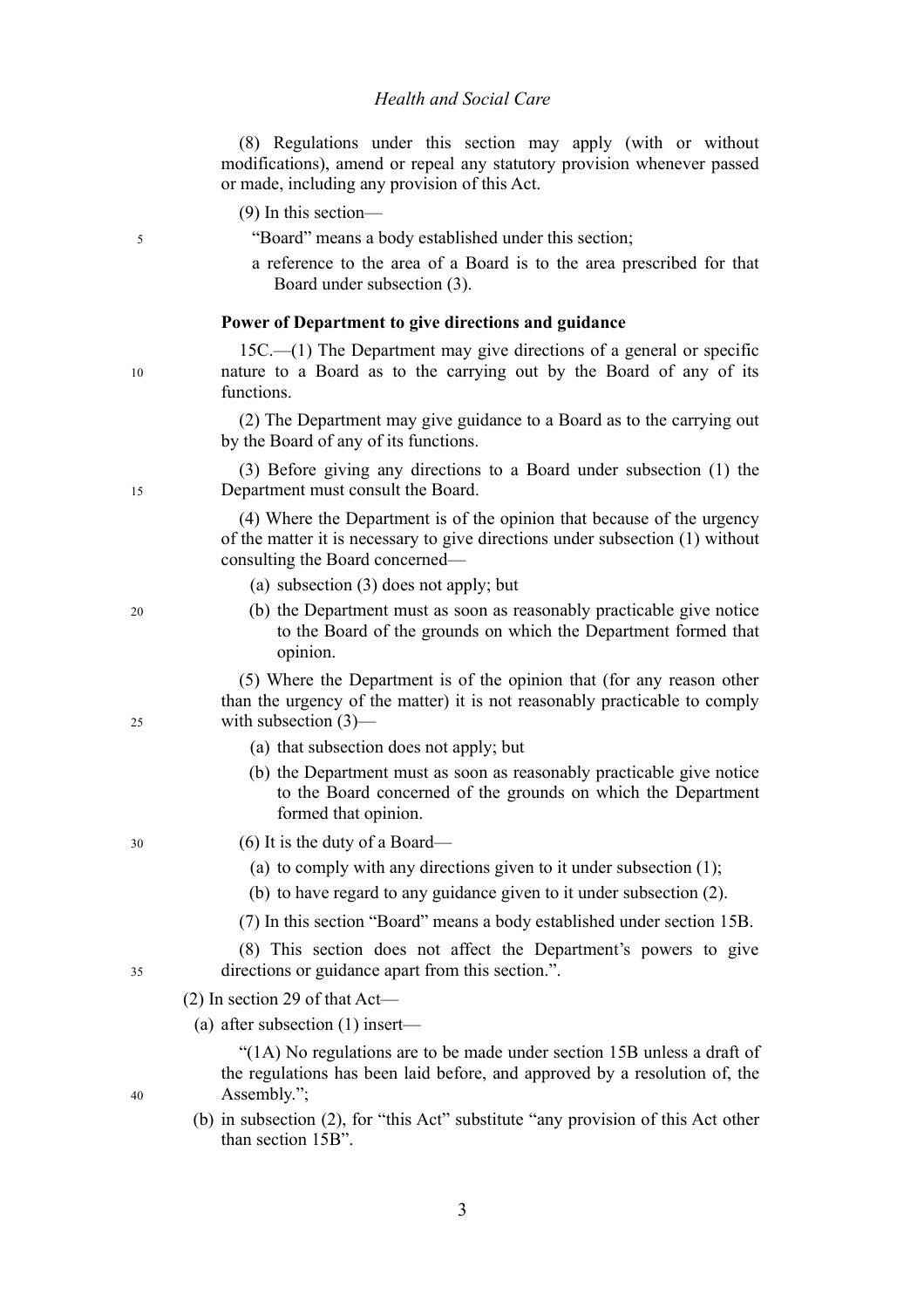(8) Regulations under this section may apply (with or without modifications), amend or repeal any statutory provision whenever passed or made, including any provision of this Act.

(9) In this section—

"Board" means a body established under this section;

a reference to the area of a Board is to the area prescribed for that Board under subsection (3).

**Power of Department to give directions and guidance**

15C.—(1) The Department may give directions of a general or specific nature to a Board as to the carrying out by the Board of any of its functions.

(2) The Department may give guidance to a Board as to the carrying out by the Board of any of its functions.

(3) Before giving any directions to a Board under subsection (1) the Department must consult the Board.

(4) Where the Department is of the opinion that because of the urgency of the matter it is necessary to give directions under subsection (1) without consulting the Board concerned—

(a) subsection (3) does not apply; but

(b) the Department must as soon as reasonably practicable give notice to the Board of the grounds on which the Department formed that opinion.

(5) Where the Department is of the opinion that (for any reason other than the urgency of the matter) it is not reasonably practicable to comply with subsection (3)—

(a) that subsection does not apply; but

(b) the Department must as soon as reasonably practicable give notice to the Board concerned of the grounds on which the Department formed that opinion.

(6) It is the duty of a Board—

(a) to comply with any directions given to it under subsection (1);

(b) to have regard to any guidance given to it under subsection (2).

(7) In this section "Board" means a body established under section 15B.

(8) This section does not affect the Department's powers to give directions or guidance apart from this section.".

(2) In section 29 of that Act—

(a) after subsection (1) insert—

"(1A) No regulations are to be made under section 15B unless a draft of the regulations has been laid before, and approved by a resolution of, the Assembly.";

(b) in subsection (2), for "this Act" substitute "any provision of this Act other than section 15B".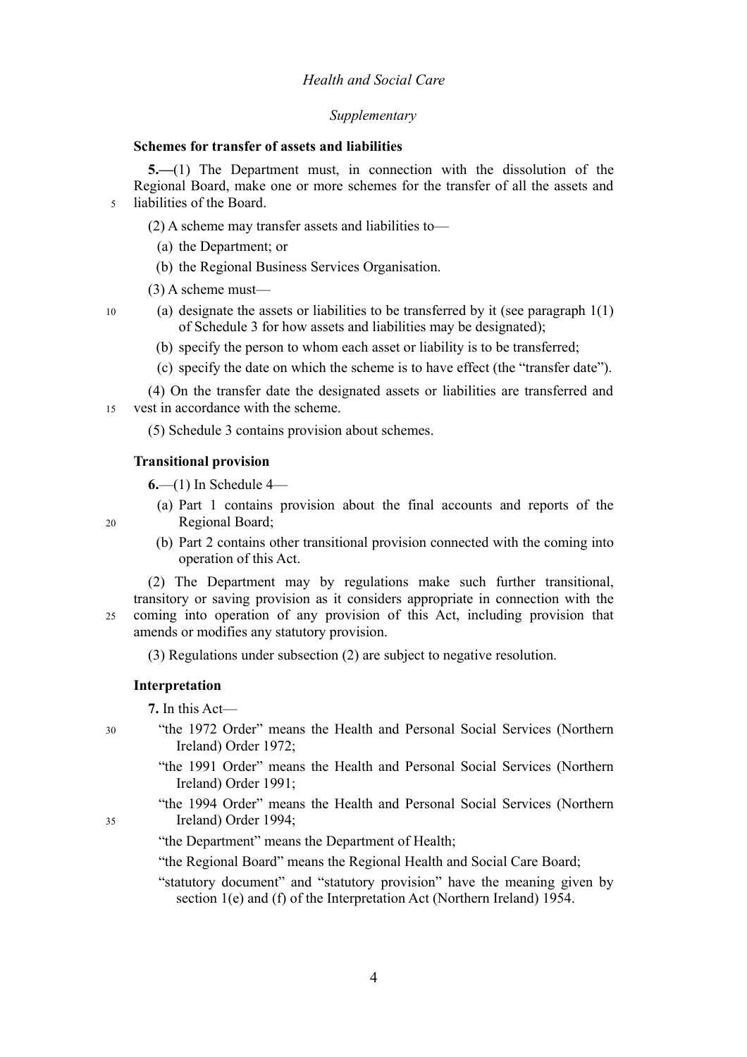*Supplementary*

**Schemes for transfer of assets and liabilities**

**5.—**(1) The Department must, in connection with the dissolution of the Regional Board, make one or more schemes for the transfer of all the assets and liabilities of the Board.

(2) A scheme may transfer assets and liabilities to—

(a) the Department; or

(b) the Regional Business Services Organisation.

(3) A scheme must—

(a) designate the assets or liabilities to be transferred by it (see paragraph 1(1) of Schedule 3 for how assets and liabilities may be designated);

(b) specify the person to whom each asset or liability is to be transferred;

(c) specify the date on which the scheme is to have effect (the "transfer date").

(4) On the transfer date the designated assets or liabilities are transferred and vest in accordance with the scheme.

(5) Schedule 3 contains provision about schemes.

**Transitional provision**

**6.**—(1) In Schedule 4—

(a) Part 1 contains provision about the final accounts and reports of the Regional Board;

(b) Part 2 contains other transitional provision connected with the coming into operation of this Act.

(2) The Department may by regulations make such further transitional, transitory or saving provision as it considers appropriate in connection with the coming into operation of any provision of this Act, including provision that amends or modifies any statutory provision.

(3) Regulations under subsection (2) are subject to negative resolution.

**Interpretation**

**7.** In this Act—

"the 1972 Order" means the Health and Personal Social Services (Northern Ireland) Order 1972;

"the 1991 Order" means the Health and Personal Social Services (Northern Ireland) Order 1991;

"the 1994 Order" means the Health and Personal Social Services (Northern Ireland) Order 1994;

"the Department" means the Department of Health;

"the Regional Board" means the Regional Health and Social Care Board;

"statutory document" and "statutory provision" have the meaning given by section 1(e) and (f) of the Interpretation Act (Northern Ireland) 1954.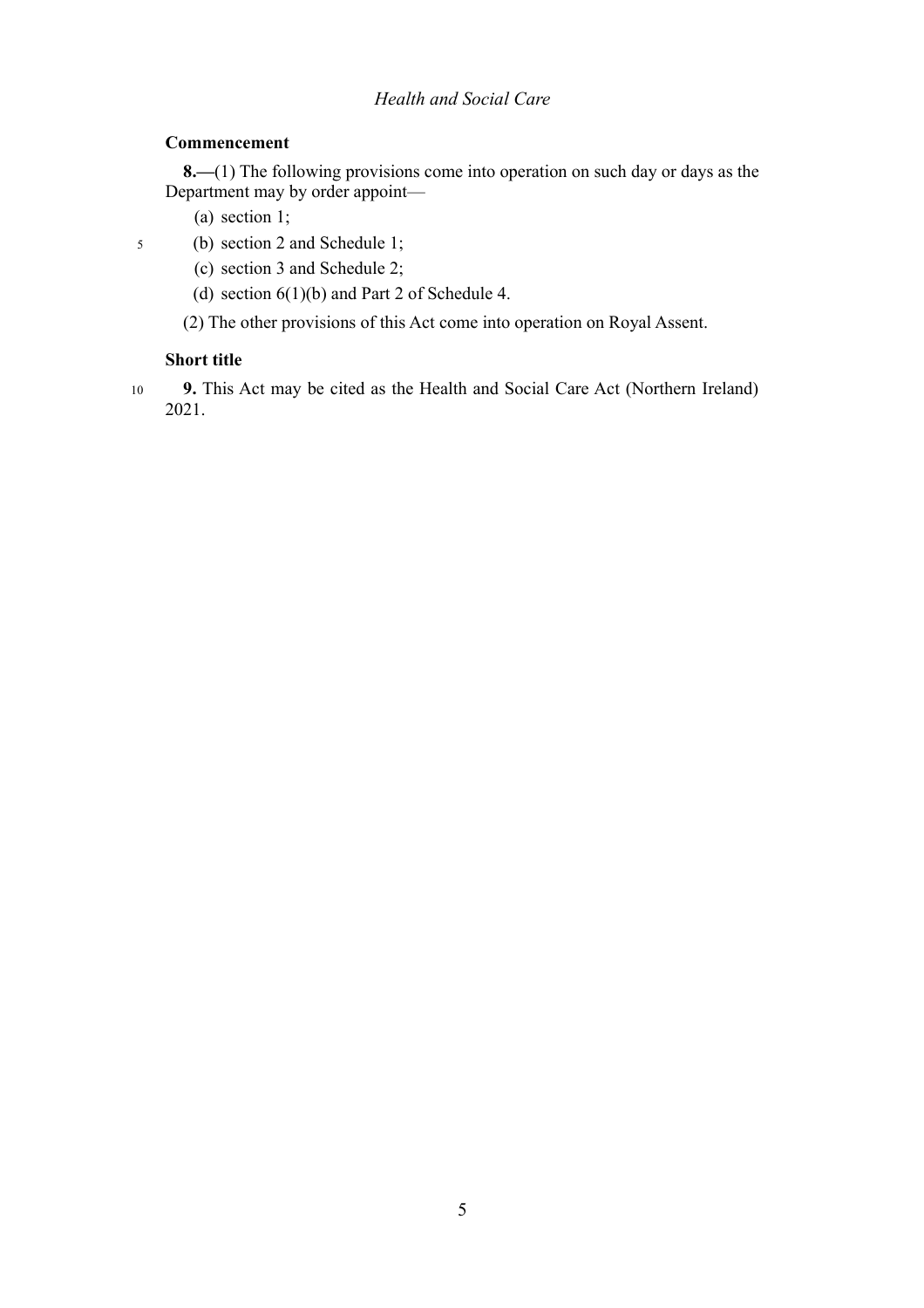### Commencement

**8.—**(1) The following provisions come into operation on such day or days as the Department may by order appoint—

(a) section 1;

(b) section 2 and Schedule 1;

(c) section 3 and Schedule 2;

(d) section 6(1)(b) and Part 2 of Schedule 4.

(2) The other provisions of this Act come into operation on Royal Assent.

### Short title

**9.** This Act may be cited as the Health and Social Care Act (Northern Ireland) 2021.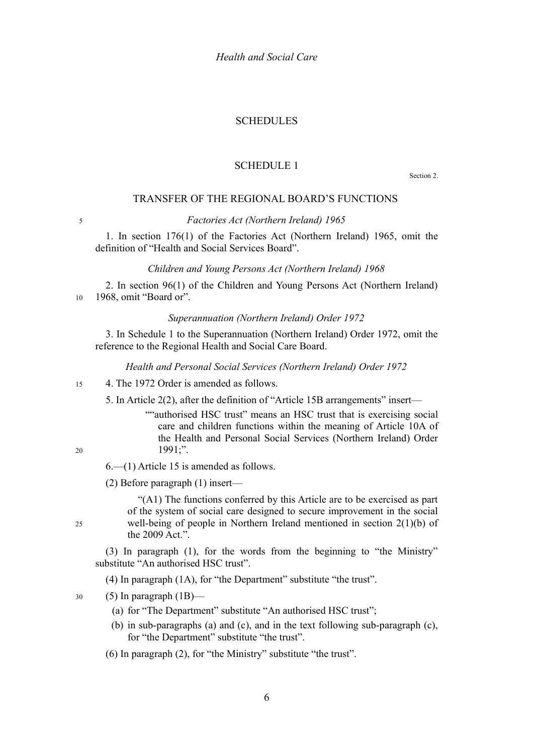# SCHEDULES

## SCHEDULE 1

Section 2.

### TRANSFER OF THE REGIONAL BOARD'S FUNCTIONS

*Factories Act (Northern Ireland) 1965*

1. In section 176(1) of the Factories Act (Northern Ireland) 1965, omit the definition of "Health and Social Services Board".

*Children and Young Persons Act (Northern Ireland) 1968*

2. In section 96(1) of the Children and Young Persons Act (Northern Ireland) 1968, omit "Board or".

*Superannuation (Northern Ireland) Order 1972*

3. In Schedule 1 to the Superannuation (Northern Ireland) Order 1972, omit the reference to the Regional Health and Social Care Board.

*Health and Personal Social Services (Northern Ireland) Order 1972*

4. The 1972 Order is amended as follows.

5. In Article 2(2), after the definition of "Article 15B arrangements" insert—

> ""authorised HSC trust" means an HSC trust that is exercising social care and children functions within the meaning of Article 10A of the Health and Personal Social Services (Northern Ireland) Order 1991;".

6.—(1) Article 15 is amended as follows.

(2) Before paragraph (1) insert—

> "(A1) The functions conferred by this Article are to be exercised as part of the system of social care designed to secure improvement in the social well-being of people in Northern Ireland mentioned in section 2(1)(b) of the 2009 Act.".

(3) In paragraph (1), for the words from the beginning to "the Ministry" substitute "An authorised HSC trust".

(4) In paragraph (1A), for "the Department" substitute "the trust".

(5) In paragraph (1B)—

- (a) for "The Department" substitute "An authorised HSC trust";
- (b) in sub-paragraphs (a) and (c), and in the text following sub-paragraph (c), for "the Department" substitute "the trust".

(6) In paragraph (2), for "the Ministry" substitute "the trust".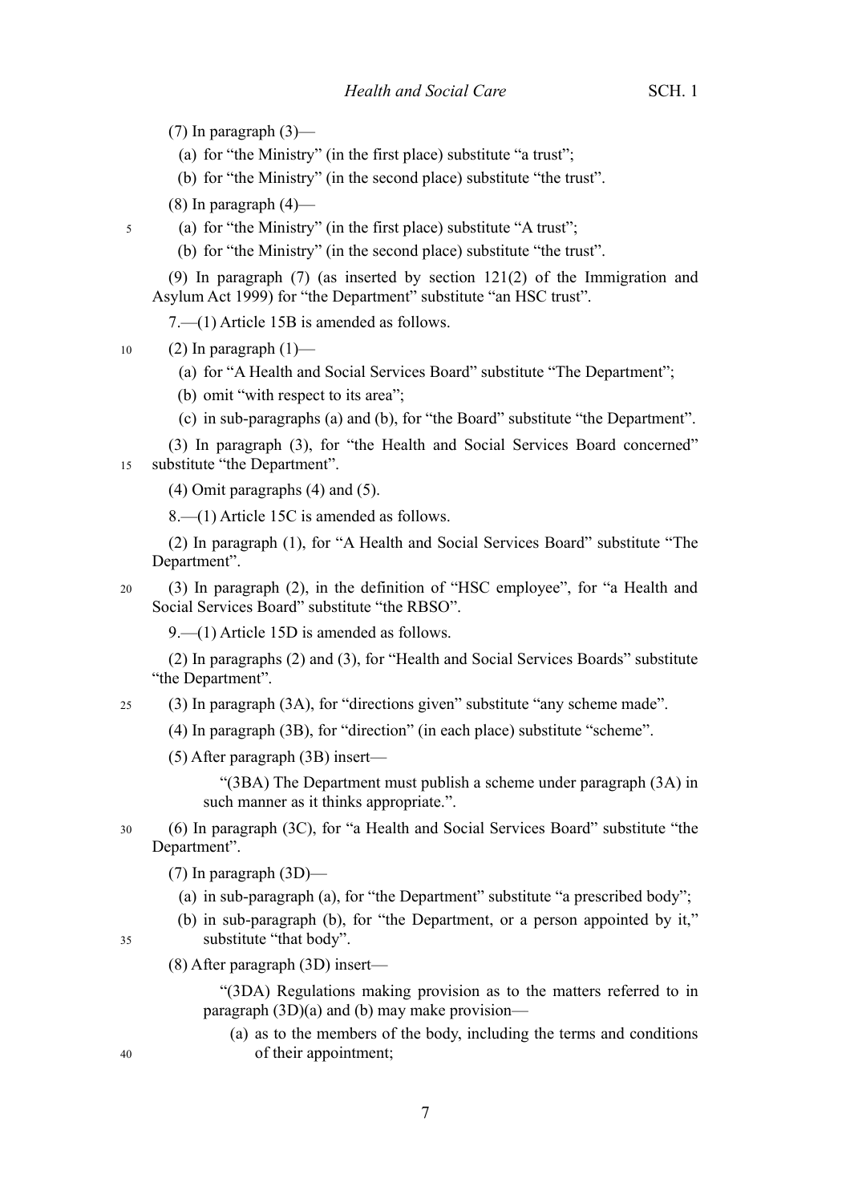(7) In paragraph (3)—

(a) for "the Ministry" (in the first place) substitute "a trust";

(b) for "the Ministry" (in the second place) substitute "the trust".

(8) In paragraph (4)—

(a) for "the Ministry" (in the first place) substitute "A trust";

(b) for "the Ministry" (in the second place) substitute "the trust".

(9) In paragraph (7) (as inserted by section 121(2) of the Immigration and Asylum Act 1999) for "the Department" substitute "an HSC trust".

7.—(1) Article 15B is amended as follows.

(2) In paragraph (1)—

(a) for "A Health and Social Services Board" substitute "The Department";

(b) omit "with respect to its area";

(c) in sub-paragraphs (a) and (b), for "the Board" substitute "the Department".

(3) In paragraph (3), for "the Health and Social Services Board concerned" substitute "the Department".

(4) Omit paragraphs (4) and (5).

8.—(1) Article 15C is amended as follows.

(2) In paragraph (1), for "A Health and Social Services Board" substitute "The Department".

(3) In paragraph (2), in the definition of "HSC employee", for "a Health and Social Services Board" substitute "the RBSO".

9.—(1) Article 15D is amended as follows.

(2) In paragraphs (2) and (3), for "Health and Social Services Boards" substitute "the Department".

(3) In paragraph (3A), for "directions given" substitute "any scheme made".

(4) In paragraph (3B), for "direction" (in each place) substitute "scheme".

(5) After paragraph (3B) insert—

> "(3BA) The Department must publish a scheme under paragraph (3A) in such manner as it thinks appropriate.".

(6) In paragraph (3C), for "a Health and Social Services Board" substitute "the Department".

(7) In paragraph (3D)—

(a) in sub-paragraph (a), for "the Department" substitute "a prescribed body";

(b) in sub-paragraph (b), for "the Department, or a person appointed by it," substitute "that body".

(8) After paragraph (3D) insert—

> "(3DA) Regulations making provision as to the matters referred to in paragraph (3D)(a) and (b) may make provision—
>
> (a) as to the members of the body, including the terms and conditions of their appointment;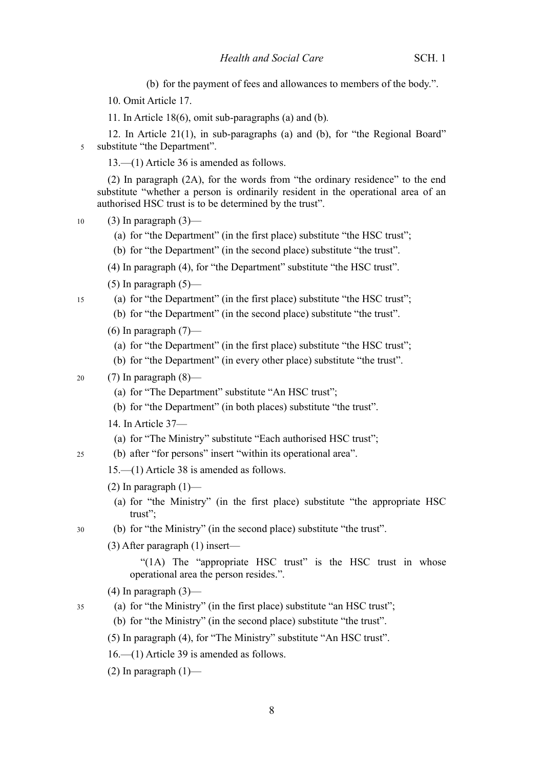(b) for the payment of fees and allowances to members of the body.".

10. Omit Article 17.

11. In Article 18(6), omit sub-paragraphs (a) and (b).

12. In Article 21(1), in sub-paragraphs (a) and (b), for "the Regional Board" substitute "the Department".

13.—(1) Article 36 is amended as follows.

(2) In paragraph (2A), for the words from "the ordinary residence" to the end substitute "whether a person is ordinarily resident in the operational area of an authorised HSC trust is to be determined by the trust".

(3) In paragraph (3)—

(a) for "the Department" (in the first place) substitute "the HSC trust";

(b) for "the Department" (in the second place) substitute "the trust".

(4) In paragraph (4), for "the Department" substitute "the HSC trust".

(5) In paragraph (5)—

(a) for "the Department" (in the first place) substitute "the HSC trust";

(b) for "the Department" (in the second place) substitute "the trust".

(6) In paragraph (7)—

(a) for "the Department" (in the first place) substitute "the HSC trust";

(b) for "the Department" (in every other place) substitute "the trust".

(7) In paragraph (8)—

(a) for "The Department" substitute "An HSC trust";

(b) for "the Department" (in both places) substitute "the trust".

14. In Article 37—

(a) for "The Ministry" substitute "Each authorised HSC trust";

(b) after "for persons" insert "within its operational area".

15.—(1) Article 38 is amended as follows.

(2) In paragraph (1)—

(a) for "the Ministry" (in the first place) substitute "the appropriate HSC trust";

(b) for "the Ministry" (in the second place) substitute "the trust".

(3) After paragraph (1) insert—

> "(1A) The "appropriate HSC trust" is the HSC trust in whose operational area the person resides.".

(4) In paragraph (3)—

(a) for "the Ministry" (in the first place) substitute "an HSC trust";

(b) for "the Ministry" (in the second place) substitute "the trust".

(5) In paragraph (4), for "The Ministry" substitute "An HSC trust".

16.—(1) Article 39 is amended as follows.

(2) In paragraph (1)—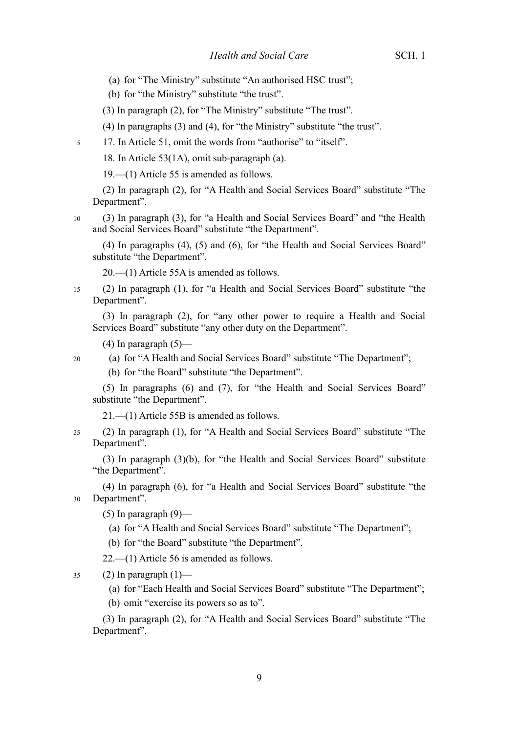(a) for "The Ministry" substitute "An authorised HSC trust";

(b) for "the Ministry" substitute "the trust".

(3) In paragraph (2), for "The Ministry" substitute "The trust".

(4) In paragraphs (3) and (4), for "the Ministry" substitute "the trust".

17. In Article 51, omit the words from "authorise" to "itself".

18. In Article 53(1A), omit sub-paragraph (a).

19.—(1) Article 55 is amended as follows.

(2) In paragraph (2), for "A Health and Social Services Board" substitute "The Department".

(3) In paragraph (3), for "a Health and Social Services Board" and "the Health and Social Services Board" substitute "the Department".

(4) In paragraphs (4), (5) and (6), for "the Health and Social Services Board" substitute "the Department".

20.—(1) Article 55A is amended as follows.

(2) In paragraph (1), for "a Health and Social Services Board" substitute "the Department".

(3) In paragraph (2), for "any other power to require a Health and Social Services Board" substitute "any other duty on the Department".

(4) In paragraph (5)—

(a) for "A Health and Social Services Board" substitute "The Department";

(b) for "the Board" substitute "the Department".

(5) In paragraphs (6) and (7), for "the Health and Social Services Board" substitute "the Department".

21.—(1) Article 55B is amended as follows.

(2) In paragraph (1), for "A Health and Social Services Board" substitute "The Department".

(3) In paragraph (3)(b), for "the Health and Social Services Board" substitute "the Department".

(4) In paragraph (6), for "a Health and Social Services Board" substitute "the Department".

(5) In paragraph (9)—

(a) for "A Health and Social Services Board" substitute "The Department";

(b) for "the Board" substitute "the Department".

22.—(1) Article 56 is amended as follows.

(2) In paragraph (1)—

(a) for "Each Health and Social Services Board" substitute "The Department";

(b) omit "exercise its powers so as to".

(3) In paragraph (2), for "A Health and Social Services Board" substitute "The Department".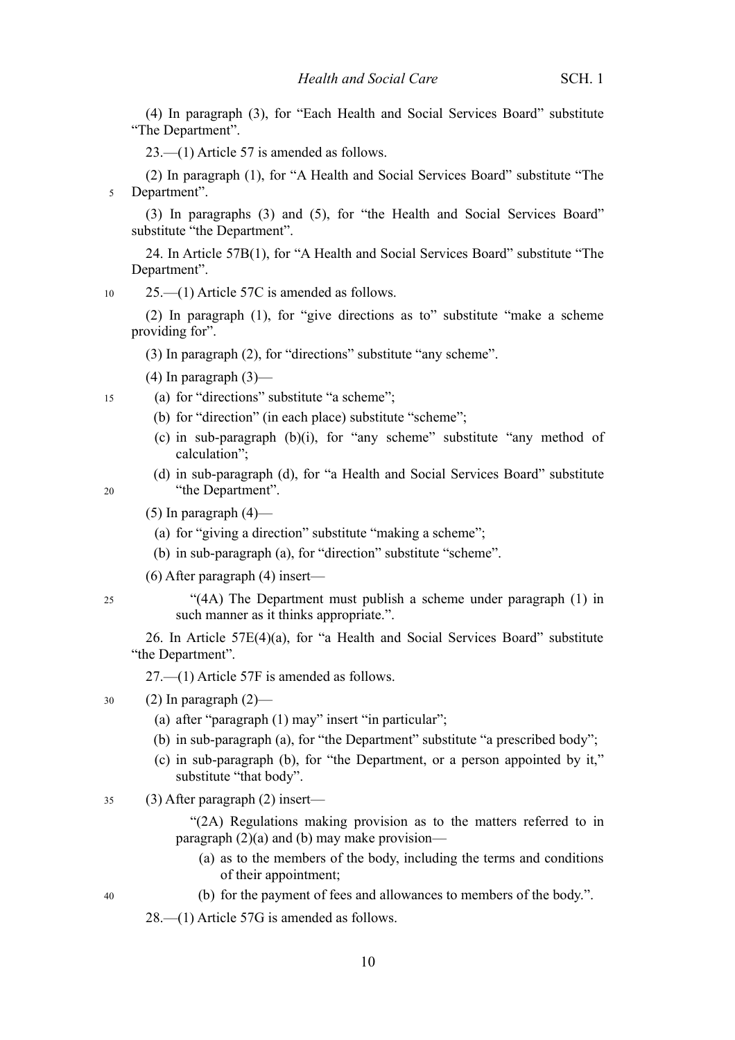(4) In paragraph (3), for "Each Health and Social Services Board" substitute "The Department".

23.—(1) Article 57 is amended as follows.

(2) In paragraph (1), for "A Health and Social Services Board" substitute "The Department".

(3) In paragraphs (3) and (5), for "the Health and Social Services Board" substitute "the Department".

24. In Article 57B(1), for "A Health and Social Services Board" substitute "The Department".

25.—(1) Article 57C is amended as follows.

(2) In paragraph (1), for "give directions as to" substitute "make a scheme providing for".

(3) In paragraph (2), for "directions" substitute "any scheme".

(4) In paragraph (3)—

- (a) for "directions" substitute "a scheme";
- (b) for "direction" (in each place) substitute "scheme";
- (c) in sub-paragraph (b)(i), for "any scheme" substitute "any method of calculation";
- (d) in sub-paragraph (d), for "a Health and Social Services Board" substitute "the Department".

(5) In paragraph (4)—

- (a) for "giving a direction" substitute "making a scheme";
- (b) in sub-paragraph (a), for "direction" substitute "scheme".

(6) After paragraph (4) insert—

> "(4A) The Department must publish a scheme under paragraph (1) in such manner as it thinks appropriate.".

26. In Article 57E(4)(a), for "a Health and Social Services Board" substitute "the Department".

27.—(1) Article 57F is amended as follows.

(2) In paragraph (2)—

- (a) after "paragraph (1) may" insert "in particular";
- (b) in sub-paragraph (a), for "the Department" substitute "a prescribed body";
- (c) in sub-paragraph (b), for "the Department, or a person appointed by it," substitute "that body".

(3) After paragraph (2) insert—

> "(2A) Regulations making provision as to the matters referred to in paragraph (2)(a) and (b) may make provision—
>
> - (a) as to the members of the body, including the terms and conditions of their appointment;
> - (b) for the payment of fees and allowances to members of the body.".

28.—(1) Article 57G is amended as follows.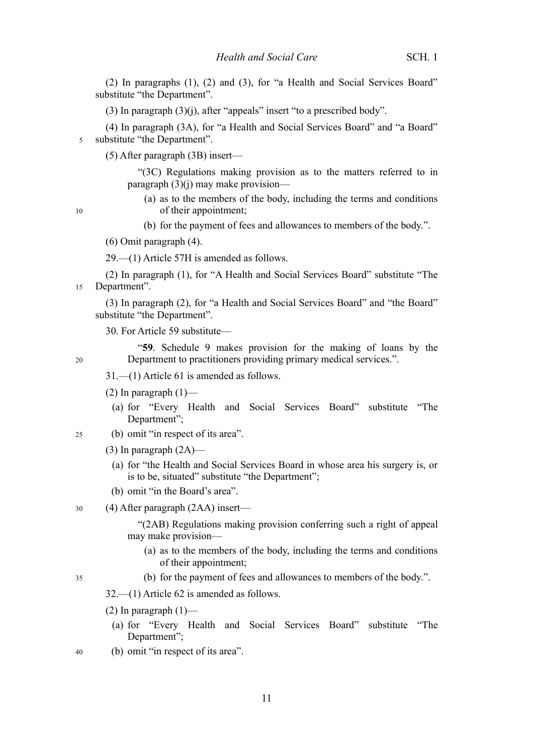(2) In paragraphs (1), (2) and (3), for "a Health and Social Services Board" substitute "the Department".

(3) In paragraph (3)(j), after "appeals" insert "to a prescribed body".

(4) In paragraph (3A), for "a Health and Social Services Board" and "a Board" substitute "the Department".

(5) After paragraph (3B) insert—

> "(3C) Regulations making provision as to the matters referred to in paragraph (3)(j) may make provision—
>
> (a) as to the members of the body, including the terms and conditions of their appointment;
>
> (b) for the payment of fees and allowances to members of the body.".

(6) Omit paragraph (4).

29.—(1) Article 57H is amended as follows.

(2) In paragraph (1), for "A Health and Social Services Board" substitute "The Department".

(3) In paragraph (2), for "a Health and Social Services Board" and "the Board" substitute "the Department".

30. For Article 59 substitute—

> "**59**. Schedule 9 makes provision for the making of loans by the Department to practitioners providing primary medical services.".

31.—(1) Article 61 is amended as follows.

(2) In paragraph (1)—

(a) for "Every Health and Social Services Board" substitute "The Department";

(b) omit "in respect of its area".

(3) In paragraph (2A)—

(a) for "the Health and Social Services Board in whose area his surgery is, or is to be, situated" substitute "the Department";

(b) omit "in the Board's area".

(4) After paragraph (2AA) insert—

> "(2AB) Regulations making provision conferring such a right of appeal may make provision—
>
> (a) as to the members of the body, including the terms and conditions of their appointment;
>
> (b) for the payment of fees and allowances to members of the body.".

32.—(1) Article 62 is amended as follows.

(2) In paragraph (1)—

(a) for "Every Health and Social Services Board" substitute "The Department";

(b) omit "in respect of its area".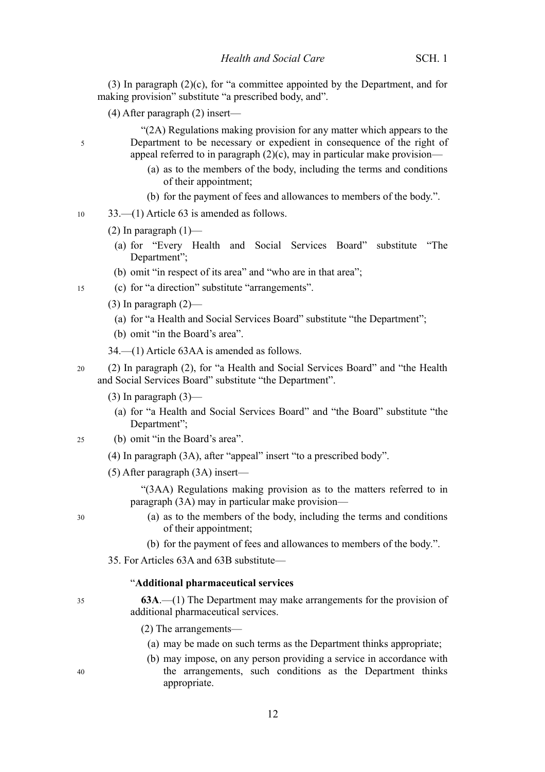(3) In paragraph (2)(c), for "a committee appointed by the Department, and for making provision" substitute "a prescribed body, and".

(4) After paragraph (2) insert—

> "(2A) Regulations making provision for any matter which appears to the Department to be necessary or expedient in consequence of the right of appeal referred to in paragraph (2)(c), may in particular make provision—
>
> (a) as to the members of the body, including the terms and conditions of their appointment;
>
> (b) for the payment of fees and allowances to members of the body.".

33.—(1) Article 63 is amended as follows.

(2) In paragraph (1)—

(a) for "Every Health and Social Services Board" substitute "The Department";

(b) omit "in respect of its area" and "who are in that area";

(c) for "a direction" substitute "arrangements".

(3) In paragraph (2)—

(a) for "a Health and Social Services Board" substitute "the Department";

(b) omit "in the Board's area".

34.—(1) Article 63AA is amended as follows.

(2) In paragraph (2), for "a Health and Social Services Board" and "the Health and Social Services Board" substitute "the Department".

(3) In paragraph (3)—

(a) for "a Health and Social Services Board" and "the Board" substitute "the Department";

(b) omit "in the Board's area".

(4) In paragraph (3A), after "appeal" insert "to a prescribed body".

(5) After paragraph (3A) insert—

> "(3AA) Regulations making provision as to the matters referred to in paragraph (3A) may in particular make provision—
>
> (a) as to the members of the body, including the terms and conditions of their appointment;
>
> (b) for the payment of fees and allowances to members of the body.".

35. For Articles 63A and 63B substitute—

> "**Additional pharmaceutical services**
>
> **63A**.—(1) The Department may make arrangements for the provision of additional pharmaceutical services.
>
> (2) The arrangements—
>
> (a) may be made on such terms as the Department thinks appropriate;
>
> (b) may impose, on any person providing a service in accordance with the arrangements, such conditions as the Department thinks appropriate.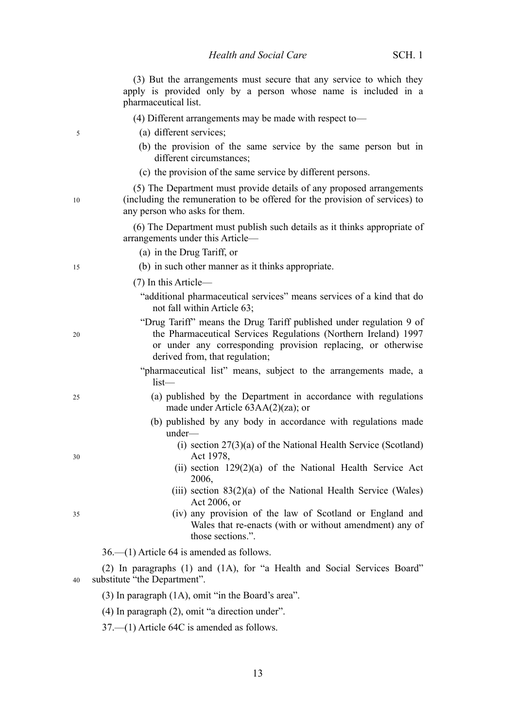(3) But the arrangements must secure that any service to which they apply is provided only by a person whose name is included in a pharmaceutical list.

(4) Different arrangements may be made with respect to—

(a) different services;

(b) the provision of the same service by the same person but in different circumstances;

(c) the provision of the same service by different persons.

(5) The Department must provide details of any proposed arrangements (including the remuneration to be offered for the provision of services) to any person who asks for them.

(6) The Department must publish such details as it thinks appropriate of arrangements under this Article—

(a) in the Drug Tariff, or

(b) in such other manner as it thinks appropriate.

(7) In this Article—

"additional pharmaceutical services" means services of a kind that do not fall within Article 63;

"Drug Tariff" means the Drug Tariff published under regulation 9 of the Pharmaceutical Services Regulations (Northern Ireland) 1997 or under any corresponding provision replacing, or otherwise derived from, that regulation;

"pharmaceutical list" means, subject to the arrangements made, a list—

(a) published by the Department in accordance with regulations made under Article 63AA(2)(za); or

(b) published by any body in accordance with regulations made under—

(i) section 27(3)(a) of the National Health Service (Scotland) Act 1978,

(ii) section 129(2)(a) of the National Health Service Act 2006,

(iii) section 83(2)(a) of the National Health Service (Wales) Act 2006, or

(iv) any provision of the law of Scotland or England and Wales that re-enacts (with or without amendment) any of those sections.".

36.—(1) Article 64 is amended as follows.

(2) In paragraphs (1) and (1A), for "a Health and Social Services Board" substitute "the Department".

(3) In paragraph (1A), omit "in the Board's area".

(4) In paragraph (2), omit "a direction under".

37.—(1) Article 64C is amended as follows.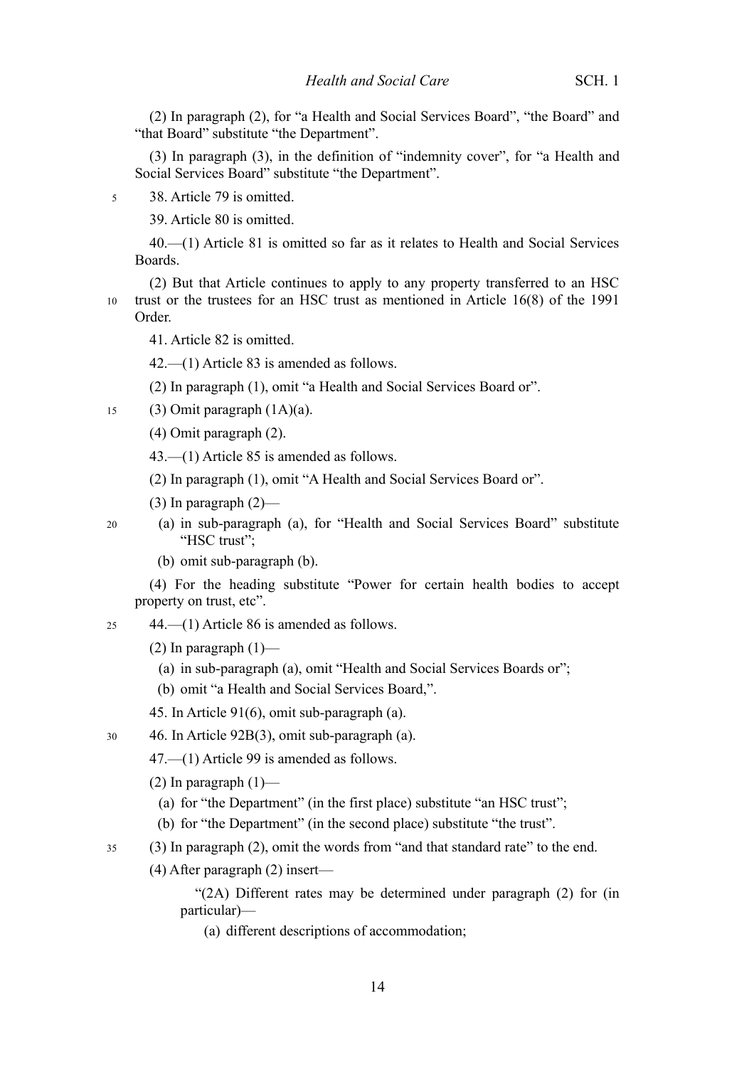(2) In paragraph (2), for "a Health and Social Services Board", "the Board" and "that Board" substitute "the Department".

(3) In paragraph (3), in the definition of "indemnity cover", for "a Health and Social Services Board" substitute "the Department".

38. Article 79 is omitted.

39. Article 80 is omitted.

40.—(1) Article 81 is omitted so far as it relates to Health and Social Services Boards.

(2) But that Article continues to apply to any property transferred to an HSC trust or the trustees for an HSC trust as mentioned in Article 16(8) of the 1991 Order.

41. Article 82 is omitted.

42.—(1) Article 83 is amended as follows.

(2) In paragraph (1), omit "a Health and Social Services Board or".

(3) Omit paragraph (1A)(a).

(4) Omit paragraph (2).

43.—(1) Article 85 is amended as follows.

(2) In paragraph (1), omit "A Health and Social Services Board or".

(3) In paragraph (2)—

- (a) in sub-paragraph (a), for "Health and Social Services Board" substitute "HSC trust";
- (b) omit sub-paragraph (b).

(4) For the heading substitute "Power for certain health bodies to accept property on trust, etc".

44.—(1) Article 86 is amended as follows.

(2) In paragraph (1)—

- (a) in sub-paragraph (a), omit "Health and Social Services Boards or";
- (b) omit "a Health and Social Services Board,".

45. In Article 91(6), omit sub-paragraph (a).

46. In Article 92B(3), omit sub-paragraph (a).

47.—(1) Article 99 is amended as follows.

(2) In paragraph (1)—

- (a) for "the Department" (in the first place) substitute "an HSC trust";
- (b) for "the Department" (in the second place) substitute "the trust".

(3) In paragraph (2), omit the words from "and that standard rate" to the end.

(4) After paragraph (2) insert—

> "(2A) Different rates may be determined under paragraph (2) for (in particular)—
>
> (a) different descriptions of accommodation;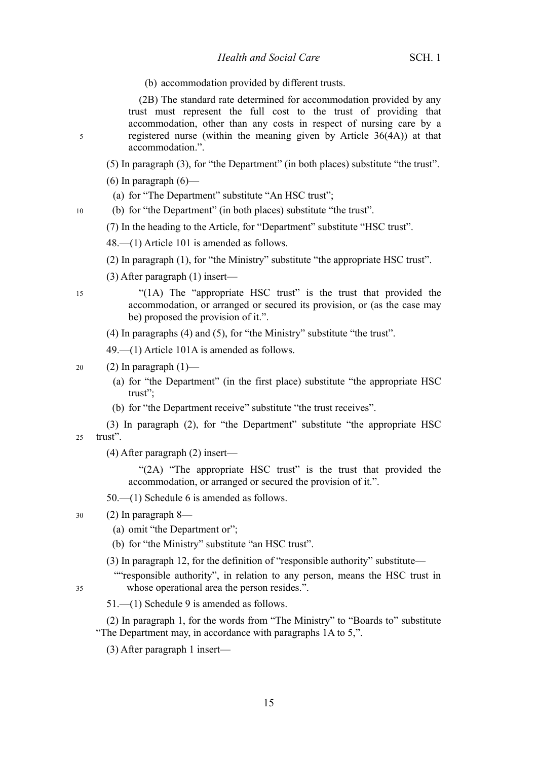(b) accommodation provided by different trusts.

(2B) The standard rate determined for accommodation provided by any trust must represent the full cost to the trust of providing that accommodation, other than any costs in respect of nursing care by a registered nurse (within the meaning given by Article 36(4A)) at that accommodation.".

(5) In paragraph (3), for "the Department" (in both places) substitute "the trust".

(6) In paragraph (6)—

(a) for "The Department" substitute "An HSC trust";

(b) for "the Department" (in both places) substitute "the trust".

(7) In the heading to the Article, for "Department" substitute "HSC trust".

48.—(1) Article 101 is amended as follows.

(2) In paragraph (1), for "the Ministry" substitute "the appropriate HSC trust".

(3) After paragraph (1) insert—

"(1A) The "appropriate HSC trust" is the trust that provided the accommodation, or arranged or secured its provision, or (as the case may be) proposed the provision of it.".

(4) In paragraphs (4) and (5), for "the Ministry" substitute "the trust".

49.—(1) Article 101A is amended as follows.

(2) In paragraph (1)—

(a) for "the Department" (in the first place) substitute "the appropriate HSC trust";

(b) for "the Department receive" substitute "the trust receives".

(3) In paragraph (2), for "the Department" substitute "the appropriate HSC trust".

(4) After paragraph (2) insert—

"(2A) "The appropriate HSC trust" is the trust that provided the accommodation, or arranged or secured the provision of it.".

50.—(1) Schedule 6 is amended as follows.

(2) In paragraph 8—

(a) omit "the Department or";

(b) for "the Ministry" substitute "an HSC trust".

(3) In paragraph 12, for the definition of "responsible authority" substitute—

""responsible authority", in relation to any person, means the HSC trust in whose operational area the person resides.".

51.—(1) Schedule 9 is amended as follows.

(2) In paragraph 1, for the words from "The Ministry" to "Boards to" substitute "The Department may, in accordance with paragraphs 1A to 5,".

(3) After paragraph 1 insert—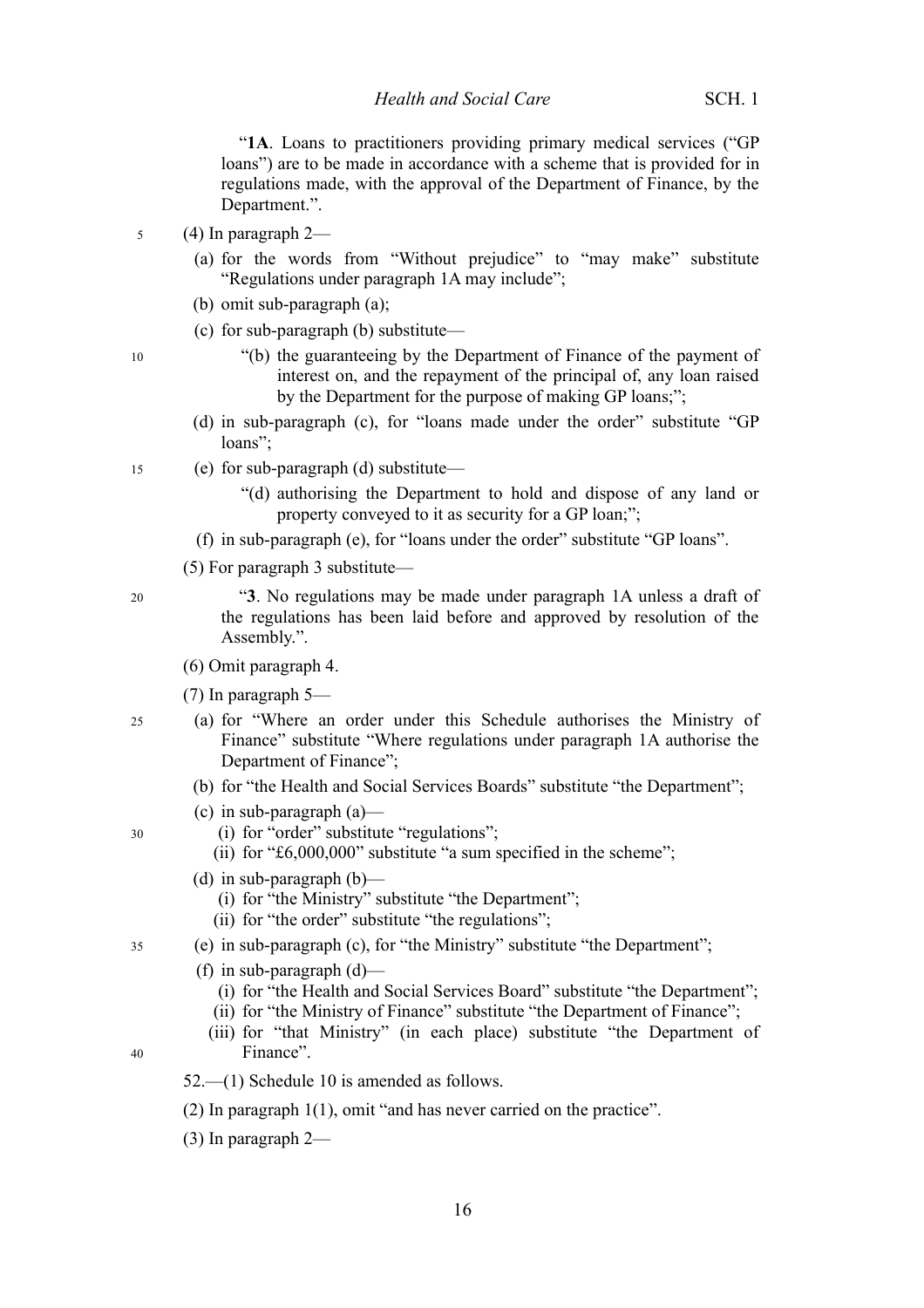"**1A**. Loans to practitioners providing primary medical services ("GP loans") are to be made in accordance with a scheme that is provided for in regulations made, with the approval of the Department of Finance, by the Department.".

(4) In paragraph 2—

(a) for the words from "Without prejudice" to "may make" substitute "Regulations under paragraph 1A may include";

(b) omit sub-paragraph (a);

(c) for sub-paragraph (b) substitute—

"(b) the guaranteeing by the Department of Finance of the payment of interest on, and the repayment of the principal of, any loan raised by the Department for the purpose of making GP loans;";

(d) in sub-paragraph (c), for "loans made under the order" substitute "GP loans";

(e) for sub-paragraph (d) substitute—

"(d) authorising the Department to hold and dispose of any land or property conveyed to it as security for a GP loan;";

(f) in sub-paragraph (e), for "loans under the order" substitute "GP loans".

(5) For paragraph 3 substitute—

"**3**. No regulations may be made under paragraph 1A unless a draft of the regulations has been laid before and approved by resolution of the Assembly.".

(6) Omit paragraph 4.

(7) In paragraph 5—

(a) for "Where an order under this Schedule authorises the Ministry of Finance" substitute "Where regulations under paragraph 1A authorise the Department of Finance";

(b) for "the Health and Social Services Boards" substitute "the Department";

(c) in sub-paragraph (a)—

(i) for "order" substitute "regulations";

(ii) for "£6,000,000" substitute "a sum specified in the scheme";

(d) in sub-paragraph (b)—

(i) for "the Ministry" substitute "the Department";

(ii) for "the order" substitute "the regulations";

(e) in sub-paragraph (c), for "the Ministry" substitute "the Department";

(f) in sub-paragraph (d)—

(i) for "the Health and Social Services Board" substitute "the Department";

(ii) for "the Ministry of Finance" substitute "the Department of Finance";

(iii) for "that Ministry" (in each place) substitute "the Department of Finance".

52.—(1) Schedule 10 is amended as follows.

(2) In paragraph 1(1), omit "and has never carried on the practice".

(3) In paragraph 2—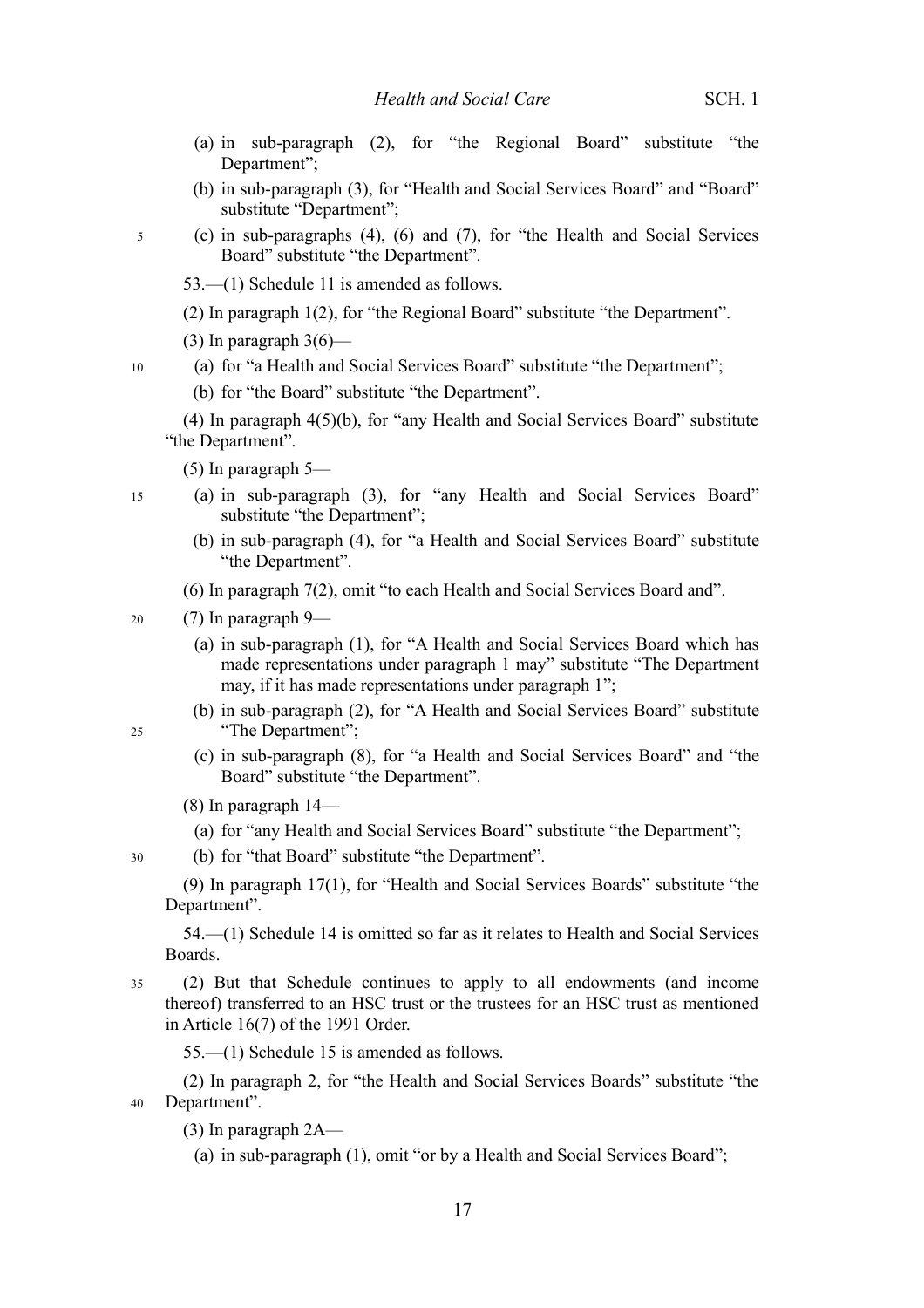(a) in sub-paragraph (2), for "the Regional Board" substitute "the Department";

(b) in sub-paragraph (3), for "Health and Social Services Board" and "Board" substitute "Department";

(c) in sub-paragraphs (4), (6) and (7), for "the Health and Social Services Board" substitute "the Department".

53.—(1) Schedule 11 is amended as follows.

(2) In paragraph 1(2), for "the Regional Board" substitute "the Department".

(3) In paragraph 3(6)—

(a) for "a Health and Social Services Board" substitute "the Department";

(b) for "the Board" substitute "the Department".

(4) In paragraph 4(5)(b), for "any Health and Social Services Board" substitute "the Department".

(5) In paragraph 5—

(a) in sub-paragraph (3), for "any Health and Social Services Board" substitute "the Department";

(b) in sub-paragraph (4), for "a Health and Social Services Board" substitute "the Department".

(6) In paragraph 7(2), omit "to each Health and Social Services Board and".

(7) In paragraph 9—

(a) in sub-paragraph (1), for "A Health and Social Services Board which has made representations under paragraph 1 may" substitute "The Department may, if it has made representations under paragraph 1";

(b) in sub-paragraph (2), for "A Health and Social Services Board" substitute "The Department";

(c) in sub-paragraph (8), for "a Health and Social Services Board" and "the Board" substitute "the Department".

(8) In paragraph 14—

(a) for "any Health and Social Services Board" substitute "the Department";

(b) for "that Board" substitute "the Department".

(9) In paragraph 17(1), for "Health and Social Services Boards" substitute "the Department".

54.—(1) Schedule 14 is omitted so far as it relates to Health and Social Services Boards.

(2) But that Schedule continues to apply to all endowments (and income thereof) transferred to an HSC trust or the trustees for an HSC trust as mentioned in Article 16(7) of the 1991 Order.

55.—(1) Schedule 15 is amended as follows.

(2) In paragraph 2, for "the Health and Social Services Boards" substitute "the Department".

(3) In paragraph 2A—

(a) in sub-paragraph (1), omit "or by a Health and Social Services Board";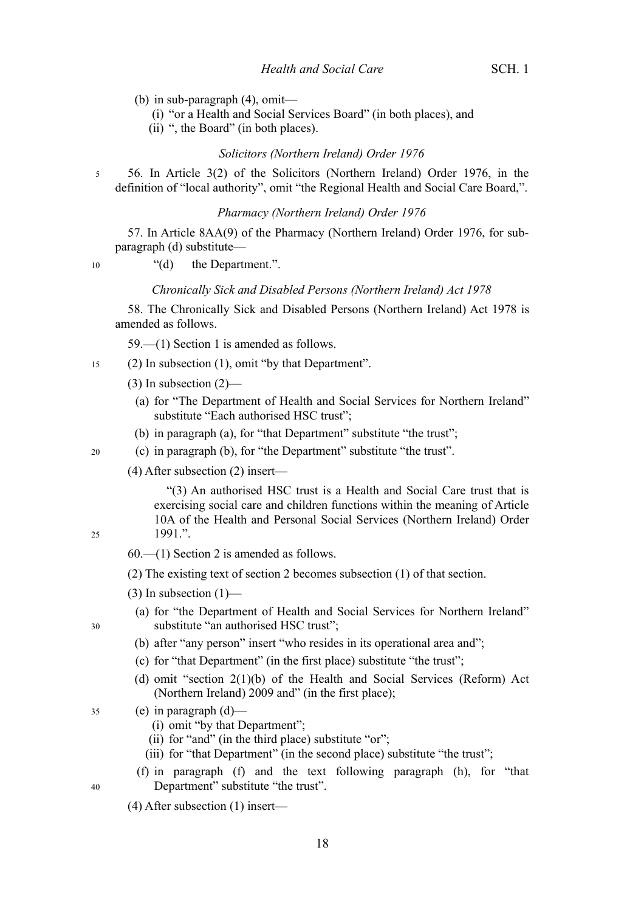(b) in sub-paragraph (4), omit—
   (i) "or a Health and Social Services Board" (in both places), and
   (ii) ", the Board" (in both places).

*Solicitors (Northern Ireland) Order 1976*

56. In Article 3(2) of the Solicitors (Northern Ireland) Order 1976, in the definition of "local authority", omit "the Regional Health and Social Care Board,".

*Pharmacy (Northern Ireland) Order 1976*

57. In Article 8AA(9) of the Pharmacy (Northern Ireland) Order 1976, for sub-paragraph (d) substitute—

> "(d) the Department.".

*Chronically Sick and Disabled Persons (Northern Ireland) Act 1978*

58. The Chronically Sick and Disabled Persons (Northern Ireland) Act 1978 is amended as follows.

59.—(1) Section 1 is amended as follows.

(2) In subsection (1), omit "by that Department".

(3) In subsection (2)—

(a) for "The Department of Health and Social Services for Northern Ireland" substitute "Each authorised HSC trust";

(b) in paragraph (a), for "that Department" substitute "the trust";

(c) in paragraph (b), for "the Department" substitute "the trust".

(4) After subsection (2) insert—

> "(3) An authorised HSC trust is a Health and Social Care trust that is exercising social care and children functions within the meaning of Article 10A of the Health and Personal Social Services (Northern Ireland) Order 1991.".

60.—(1) Section 2 is amended as follows.

(2) The existing text of section 2 becomes subsection (1) of that section.

(3) In subsection (1)—

(a) for "the Department of Health and Social Services for Northern Ireland" substitute "an authorised HSC trust";

(b) after "any person" insert "who resides in its operational area and";

(c) for "that Department" (in the first place) substitute "the trust";

(d) omit "section 2(1)(b) of the Health and Social Services (Reform) Act (Northern Ireland) 2009 and" (in the first place);

(e) in paragraph (d)—
   (i) omit "by that Department";
   (ii) for "and" (in the third place) substitute "or";
   (iii) for "that Department" (in the second place) substitute "the trust";

(f) in paragraph (f) and the text following paragraph (h), for "that Department" substitute "the trust".

(4) After subsection (1) insert—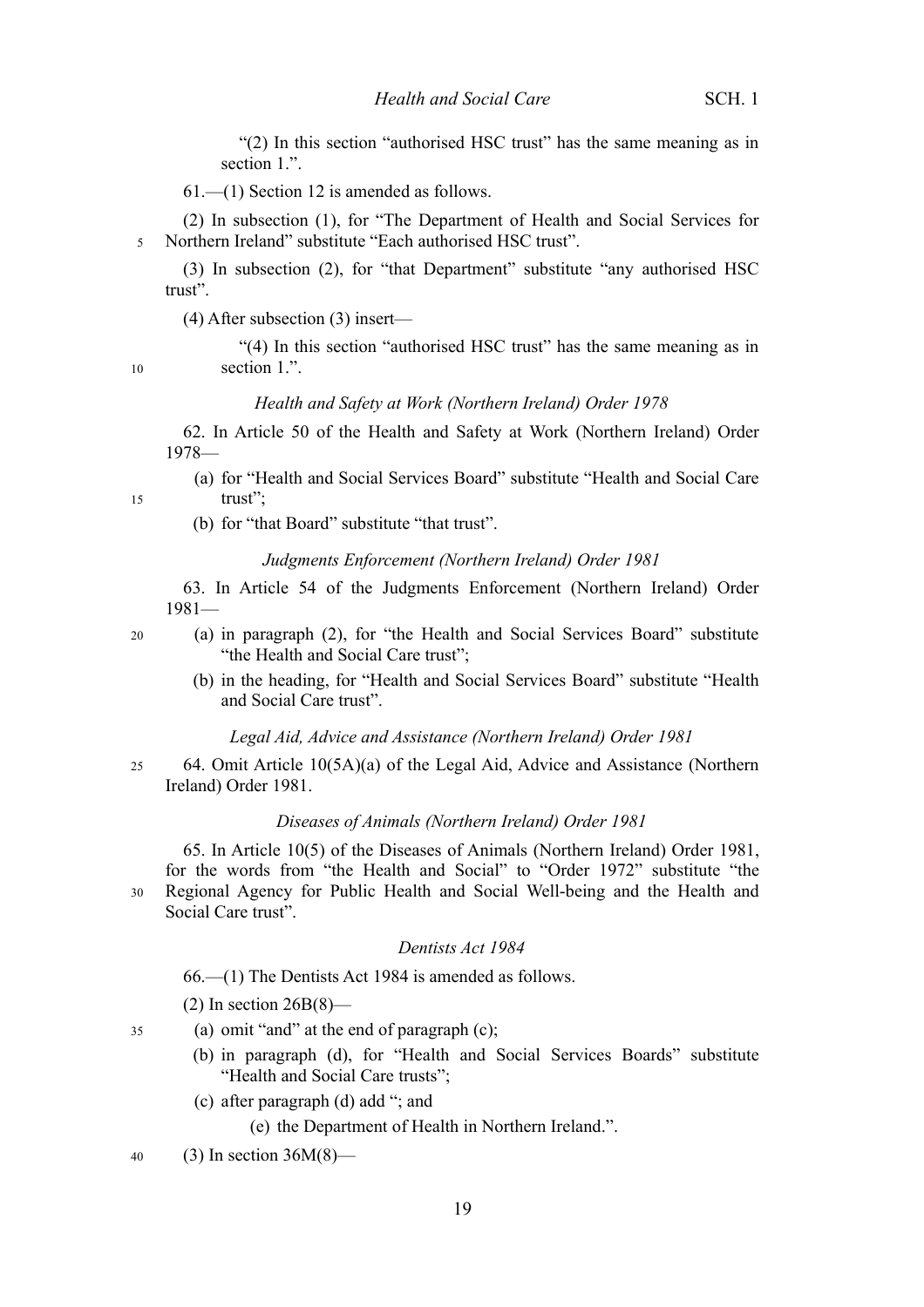"(2) In this section "authorised HSC trust" has the same meaning as in section 1.".

61.—(1) Section 12 is amended as follows.

(2) In subsection (1), for "The Department of Health and Social Services for Northern Ireland" substitute "Each authorised HSC trust".

(3) In subsection (2), for "that Department" substitute "any authorised HSC trust".

(4) After subsection (3) insert—

"(4) In this section "authorised HSC trust" has the same meaning as in section 1.".

*Health and Safety at Work (Northern Ireland) Order 1978*

62. In Article 50 of the Health and Safety at Work (Northern Ireland) Order 1978—

(a) for "Health and Social Services Board" substitute "Health and Social Care trust";

(b) for "that Board" substitute "that trust".

*Judgments Enforcement (Northern Ireland) Order 1981*

63. In Article 54 of the Judgments Enforcement (Northern Ireland) Order 1981—

(a) in paragraph (2), for "the Health and Social Services Board" substitute "the Health and Social Care trust";

(b) in the heading, for "Health and Social Services Board" substitute "Health and Social Care trust".

*Legal Aid, Advice and Assistance (Northern Ireland) Order 1981*

64. Omit Article 10(5A)(a) of the Legal Aid, Advice and Assistance (Northern Ireland) Order 1981.

*Diseases of Animals (Northern Ireland) Order 1981*

65. In Article 10(5) of the Diseases of Animals (Northern Ireland) Order 1981, for the words from "the Health and Social" to "Order 1972" substitute "the Regional Agency for Public Health and Social Well-being and the Health and Social Care trust".

*Dentists Act 1984*

66.—(1) The Dentists Act 1984 is amended as follows.

(2) In section 26B(8)—

(a) omit "and" at the end of paragraph (c);

(b) in paragraph (d), for "Health and Social Services Boards" substitute "Health and Social Care trusts";

(c) after paragraph (d) add "; and

(e) the Department of Health in Northern Ireland.".

(3) In section 36M(8)—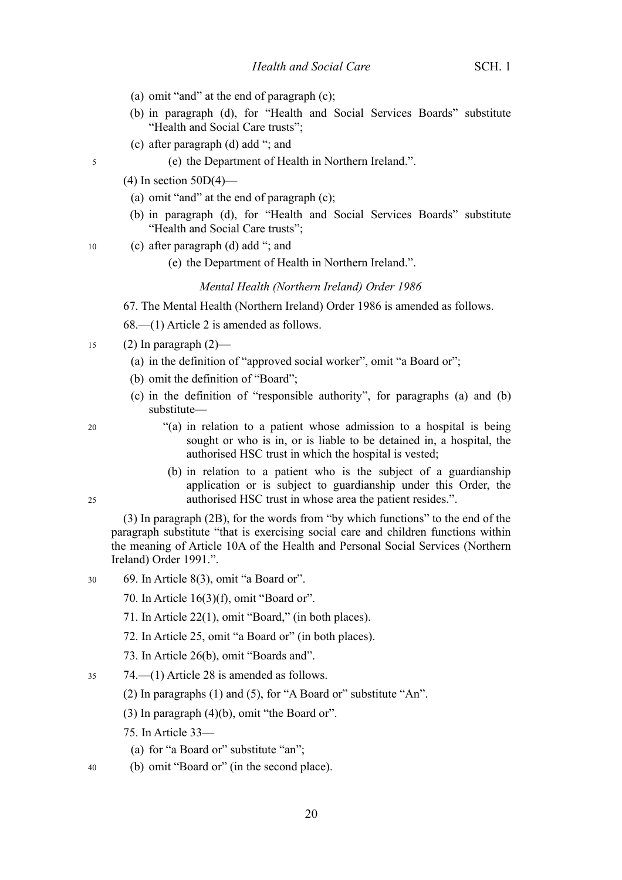(a) omit "and" at the end of paragraph (c);

(b) in paragraph (d), for "Health and Social Services Boards" substitute "Health and Social Care trusts";

(c) after paragraph (d) add "; and

(e) the Department of Health in Northern Ireland.".

(4) In section 50D(4)—

(a) omit "and" at the end of paragraph (c);

(b) in paragraph (d), for "Health and Social Services Boards" substitute "Health and Social Care trusts";

(c) after paragraph (d) add "; and

(e) the Department of Health in Northern Ireland.".

*Mental Health (Northern Ireland) Order 1986*

67. The Mental Health (Northern Ireland) Order 1986 is amended as follows.

68.—(1) Article 2 is amended as follows.

(2) In paragraph (2)—

(a) in the definition of "approved social worker", omit "a Board or";

(b) omit the definition of "Board";

(c) in the definition of "responsible authority", for paragraphs (a) and (b) substitute—

"(a) in relation to a patient whose admission to a hospital is being sought or who is in, or is liable to be detained in, a hospital, the authorised HSC trust in which the hospital is vested;

(b) in relation to a patient who is the subject of a guardianship application or is subject to guardianship under this Order, the authorised HSC trust in whose area the patient resides.".

(3) In paragraph (2B), for the words from "by which functions" to the end of the paragraph substitute "that is exercising social care and children functions within the meaning of Article 10A of the Health and Personal Social Services (Northern Ireland) Order 1991.".

69. In Article 8(3), omit "a Board or".

70. In Article 16(3)(f), omit "Board or".

71. In Article 22(1), omit "Board," (in both places).

72. In Article 25, omit "a Board or" (in both places).

73. In Article 26(b), omit "Boards and".

74.—(1) Article 28 is amended as follows.

(2) In paragraphs (1) and (5), for "A Board or" substitute "An".

(3) In paragraph (4)(b), omit "the Board or".

75. In Article 33—

(a) for "a Board or" substitute "an";

(b) omit "Board or" (in the second place).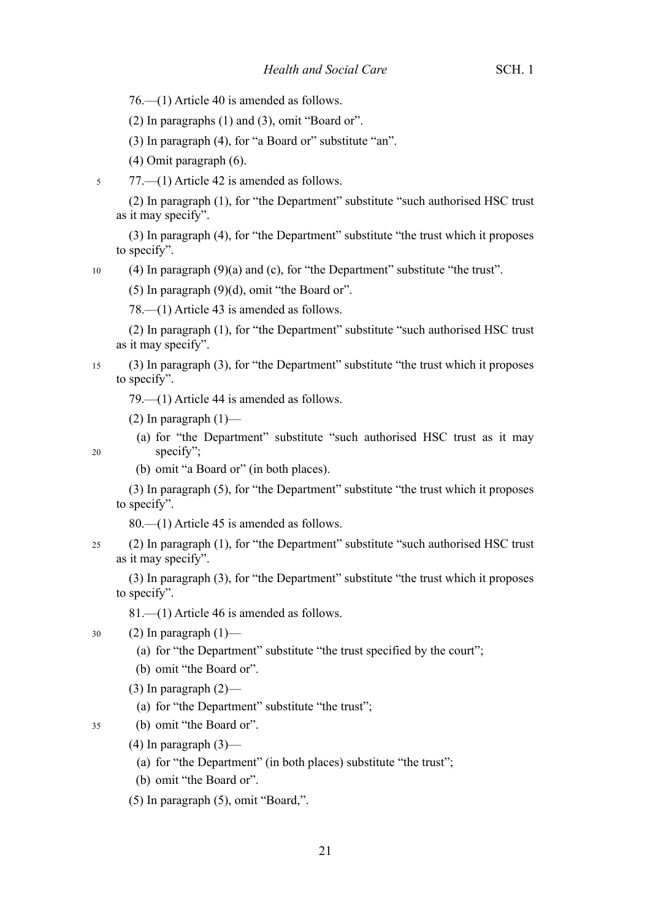76.—(1) Article 40 is amended as follows.

(2) In paragraphs (1) and (3), omit "Board or".

(3) In paragraph (4), for "a Board or" substitute "an".

(4) Omit paragraph (6).

77.—(1) Article 42 is amended as follows.

(2) In paragraph (1), for "the Department" substitute "such authorised HSC trust as it may specify".

(3) In paragraph (4), for "the Department" substitute "the trust which it proposes to specify".

(4) In paragraph (9)(a) and (c), for "the Department" substitute "the trust".

(5) In paragraph (9)(d), omit "the Board or".

78.—(1) Article 43 is amended as follows.

(2) In paragraph (1), for "the Department" substitute "such authorised HSC trust as it may specify".

(3) In paragraph (3), for "the Department" substitute "the trust which it proposes to specify".

79.—(1) Article 44 is amended as follows.

(2) In paragraph (1)—

- (a) for "the Department" substitute "such authorised HSC trust as it may specify";
- (b) omit "a Board or" (in both places).

(3) In paragraph (5), for "the Department" substitute "the trust which it proposes to specify".

80.—(1) Article 45 is amended as follows.

(2) In paragraph (1), for "the Department" substitute "such authorised HSC trust as it may specify".

(3) In paragraph (3), for "the Department" substitute "the trust which it proposes to specify".

81.—(1) Article 46 is amended as follows.

(2) In paragraph (1)—

- (a) for "the Department" substitute "the trust specified by the court";
- (b) omit "the Board or".

(3) In paragraph (2)—

- (a) for "the Department" substitute "the trust";
- (b) omit "the Board or".

(4) In paragraph (3)—

- (a) for "the Department" (in both places) substitute "the trust";
- (b) omit "the Board or".

(5) In paragraph (5), omit "Board,".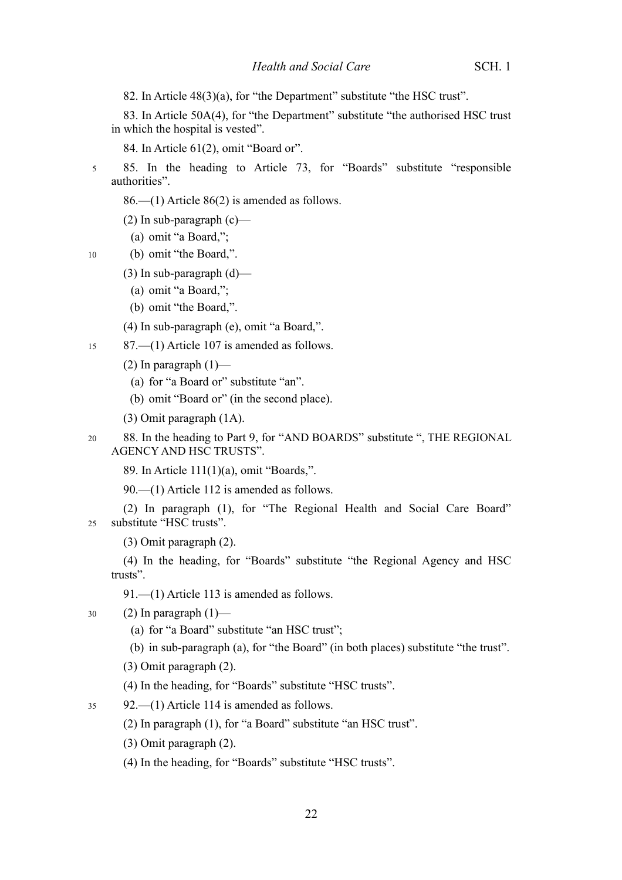82. In Article 48(3)(a), for "the Department" substitute "the HSC trust".

83. In Article 50A(4), for "the Department" substitute "the authorised HSC trust in which the hospital is vested".

84. In Article 61(2), omit "Board or".

85. In the heading to Article 73, for "Boards" substitute "responsible authorities".

86.—(1) Article 86(2) is amended as follows.

(2) In sub-paragraph (c)—

(a) omit "a Board,";

(b) omit "the Board,".

(3) In sub-paragraph (d)—

(a) omit "a Board,";

(b) omit "the Board,".

(4) In sub-paragraph (e), omit "a Board,".

87.—(1) Article 107 is amended as follows.

(2) In paragraph (1)—

(a) for "a Board or" substitute "an".

(b) omit "Board or" (in the second place).

(3) Omit paragraph (1A).

88. In the heading to Part 9, for "AND BOARDS" substitute ", THE REGIONAL AGENCY AND HSC TRUSTS".

89. In Article 111(1)(a), omit "Boards,".

90.—(1) Article 112 is amended as follows.

(2) In paragraph (1), for "The Regional Health and Social Care Board" substitute "HSC trusts".

(3) Omit paragraph (2).

(4) In the heading, for "Boards" substitute "the Regional Agency and HSC trusts".

91.—(1) Article 113 is amended as follows.

(2) In paragraph (1)—

(a) for "a Board" substitute "an HSC trust";

(b) in sub-paragraph (a), for "the Board" (in both places) substitute "the trust".

(3) Omit paragraph (2).

(4) In the heading, for "Boards" substitute "HSC trusts".

92.—(1) Article 114 is amended as follows.

(2) In paragraph (1), for "a Board" substitute "an HSC trust".

(3) Omit paragraph (2).

(4) In the heading, for "Boards" substitute "HSC trusts".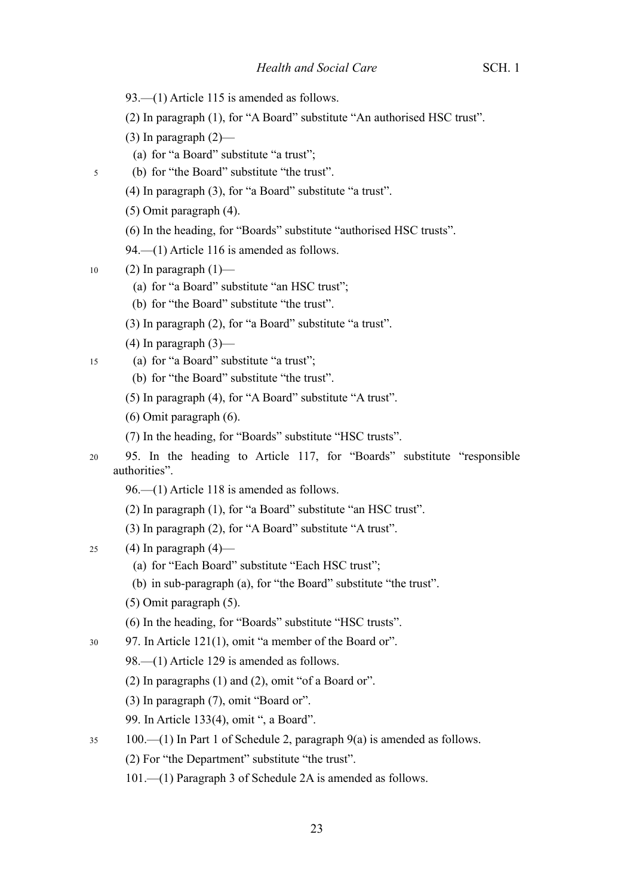93.—(1) Article 115 is amended as follows.

(2) In paragraph (1), for "A Board" substitute "An authorised HSC trust".

(3) In paragraph (2)—

(a) for "a Board" substitute "a trust";

(b) for "the Board" substitute "the trust".

(4) In paragraph (3), for "a Board" substitute "a trust".

(5) Omit paragraph (4).

(6) In the heading, for "Boards" substitute "authorised HSC trusts".

94.—(1) Article 116 is amended as follows.

(2) In paragraph (1)—

(a) for "a Board" substitute "an HSC trust";

(b) for "the Board" substitute "the trust".

(3) In paragraph (2), for "a Board" substitute "a trust".

(4) In paragraph (3)—

(a) for "a Board" substitute "a trust";

(b) for "the Board" substitute "the trust".

(5) In paragraph (4), for "A Board" substitute "A trust".

(6) Omit paragraph (6).

(7) In the heading, for "Boards" substitute "HSC trusts".

95. In the heading to Article 117, for "Boards" substitute "responsible authorities".

96.—(1) Article 118 is amended as follows.

(2) In paragraph (1), for "a Board" substitute "an HSC trust".

(3) In paragraph (2), for "A Board" substitute "A trust".

(4) In paragraph (4)—

(a) for "Each Board" substitute "Each HSC trust";

(b) in sub-paragraph (a), for "the Board" substitute "the trust".

(5) Omit paragraph (5).

(6) In the heading, for "Boards" substitute "HSC trusts".

97. In Article 121(1), omit "a member of the Board or".

98.—(1) Article 129 is amended as follows.

(2) In paragraphs (1) and (2), omit "of a Board or".

(3) In paragraph (7), omit "Board or".

99. In Article 133(4), omit ", a Board".

100.—(1) In Part 1 of Schedule 2, paragraph 9(a) is amended as follows.

(2) For "the Department" substitute "the trust".

101.—(1) Paragraph 3 of Schedule 2A is amended as follows.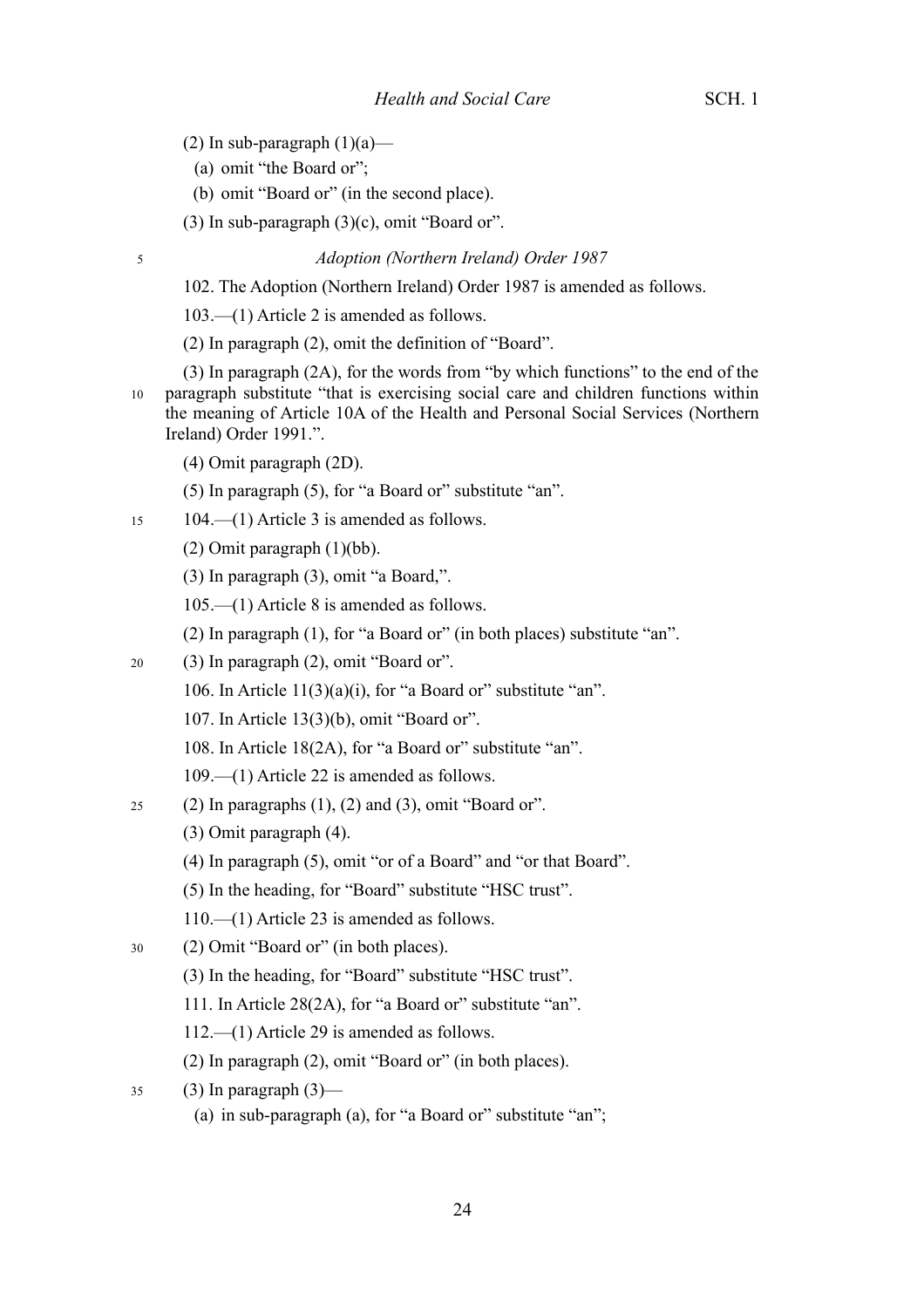(2) In sub-paragraph (1)(a)—

(a) omit "the Board or";

(b) omit "Board or" (in the second place).

(3) In sub-paragraph (3)(c), omit "Board or".

### *Adoption (Northern Ireland) Order 1987*

102. The Adoption (Northern Ireland) Order 1987 is amended as follows.

103.—(1) Article 2 is amended as follows.

(2) In paragraph (2), omit the definition of "Board".

(3) In paragraph (2A), for the words from "by which functions" to the end of the paragraph substitute "that is exercising social care and children functions within the meaning of Article 10A of the Health and Personal Social Services (Northern Ireland) Order 1991.".

(4) Omit paragraph (2D).

(5) In paragraph (5), for "a Board or" substitute "an".

104.—(1) Article 3 is amended as follows.

(2) Omit paragraph (1)(bb).

(3) In paragraph (3), omit "a Board,".

105.—(1) Article 8 is amended as follows.

(2) In paragraph (1), for "a Board or" (in both places) substitute "an".

(3) In paragraph (2), omit "Board or".

106. In Article 11(3)(a)(i), for "a Board or" substitute "an".

107. In Article 13(3)(b), omit "Board or".

108. In Article 18(2A), for "a Board or" substitute "an".

109.—(1) Article 22 is amended as follows.

(2) In paragraphs (1), (2) and (3), omit "Board or".

(3) Omit paragraph (4).

(4) In paragraph (5), omit "or of a Board" and "or that Board".

(5) In the heading, for "Board" substitute "HSC trust".

110.—(1) Article 23 is amended as follows.

(2) Omit "Board or" (in both places).

(3) In the heading, for "Board" substitute "HSC trust".

111. In Article 28(2A), for "a Board or" substitute "an".

112.—(1) Article 29 is amended as follows.

(2) In paragraph (2), omit "Board or" (in both places).

(3) In paragraph (3)—

(a) in sub-paragraph (a), for "a Board or" substitute "an";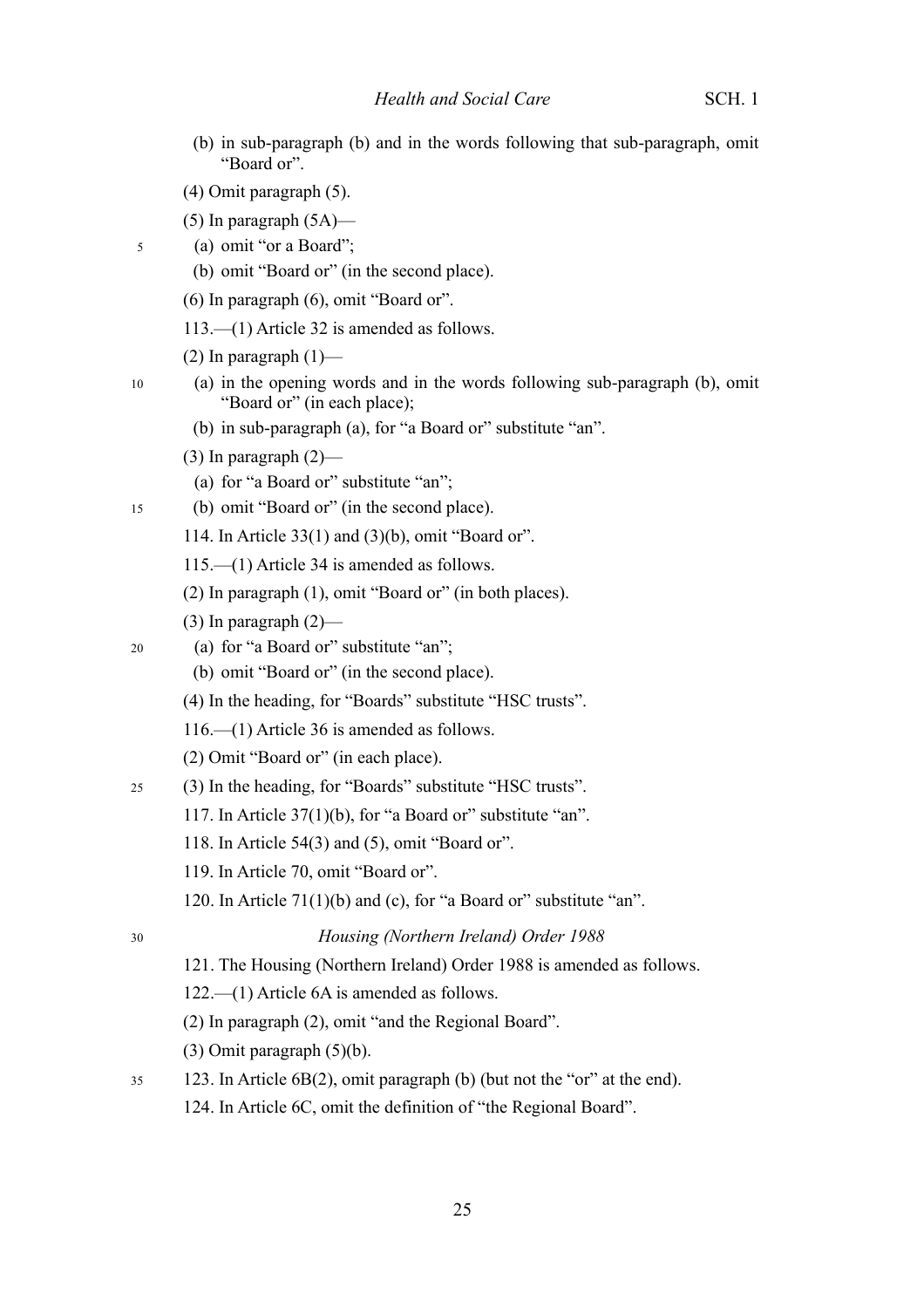(b) in sub-paragraph (b) and in the words following that sub-paragraph, omit "Board or".

(4) Omit paragraph (5).

(5) In paragraph (5A)—

(a) omit "or a Board";

(b) omit "Board or" (in the second place).

(6) In paragraph (6), omit "Board or".

113.—(1) Article 32 is amended as follows.

(2) In paragraph (1)—

(a) in the opening words and in the words following sub-paragraph (b), omit "Board or" (in each place);

(b) in sub-paragraph (a), for "a Board or" substitute "an".

(3) In paragraph (2)—

(a) for "a Board or" substitute "an";

(b) omit "Board or" (in the second place).

114. In Article 33(1) and (3)(b), omit "Board or".

115.—(1) Article 34 is amended as follows.

(2) In paragraph (1), omit "Board or" (in both places).

(3) In paragraph (2)—

(a) for "a Board or" substitute "an";

(b) omit "Board or" (in the second place).

(4) In the heading, for "Boards" substitute "HSC trusts".

116.—(1) Article 36 is amended as follows.

(2) Omit "Board or" (in each place).

(3) In the heading, for "Boards" substitute "HSC trusts".

117. In Article 37(1)(b), for "a Board or" substitute "an".

118. In Article 54(3) and (5), omit "Board or".

119. In Article 70, omit "Board or".

120. In Article 71(1)(b) and (c), for "a Board or" substitute "an".

*Housing (Northern Ireland) Order 1988*

121. The Housing (Northern Ireland) Order 1988 is amended as follows.

122.—(1) Article 6A is amended as follows.

(2) In paragraph (2), omit "and the Regional Board".

(3) Omit paragraph (5)(b).

123. In Article 6B(2), omit paragraph (b) (but not the "or" at the end).

124. In Article 6C, omit the definition of "the Regional Board".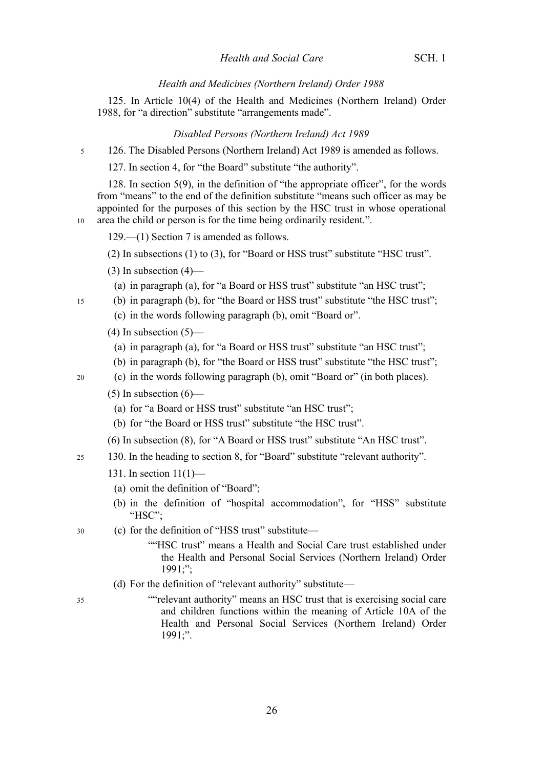*Health and Medicines (Northern Ireland) Order 1988*

125. In Article 10(4) of the Health and Medicines (Northern Ireland) Order 1988, for "a direction" substitute "arrangements made".

*Disabled Persons (Northern Ireland) Act 1989*

126. The Disabled Persons (Northern Ireland) Act 1989 is amended as follows.

127. In section 4, for "the Board" substitute "the authority".

128. In section 5(9), in the definition of "the appropriate officer", for the words from "means" to the end of the definition substitute "means such officer as may be appointed for the purposes of this section by the HSC trust in whose operational area the child or person is for the time being ordinarily resident.".

129.—(1) Section 7 is amended as follows.

(2) In subsections (1) to (3), for "Board or HSS trust" substitute "HSC trust".

(3) In subsection (4)—

(a) in paragraph (a), for "a Board or HSS trust" substitute "an HSC trust";

(b) in paragraph (b), for "the Board or HSS trust" substitute "the HSC trust";

(c) in the words following paragraph (b), omit "Board or".

(4) In subsection (5)—

(a) in paragraph (a), for "a Board or HSS trust" substitute "an HSC trust";

(b) in paragraph (b), for "the Board or HSS trust" substitute "the HSC trust";

(c) in the words following paragraph (b), omit "Board or" (in both places).

(5) In subsection (6)—

(a) for "a Board or HSS trust" substitute "an HSC trust";

(b) for "the Board or HSS trust" substitute "the HSC trust".

(6) In subsection (8), for "A Board or HSS trust" substitute "An HSC trust".

130. In the heading to section 8, for "Board" substitute "relevant authority".

131. In section 11(1)—

(a) omit the definition of "Board";

(b) in the definition of "hospital accommodation", for "HSS" substitute "HSC";

(c) for the definition of "HSS trust" substitute—

""HSC trust" means a Health and Social Care trust established under the Health and Personal Social Services (Northern Ireland) Order 1991;";

(d) For the definition of "relevant authority" substitute—

""relevant authority" means an HSC trust that is exercising social care and children functions within the meaning of Article 10A of the Health and Personal Social Services (Northern Ireland) Order 1991;".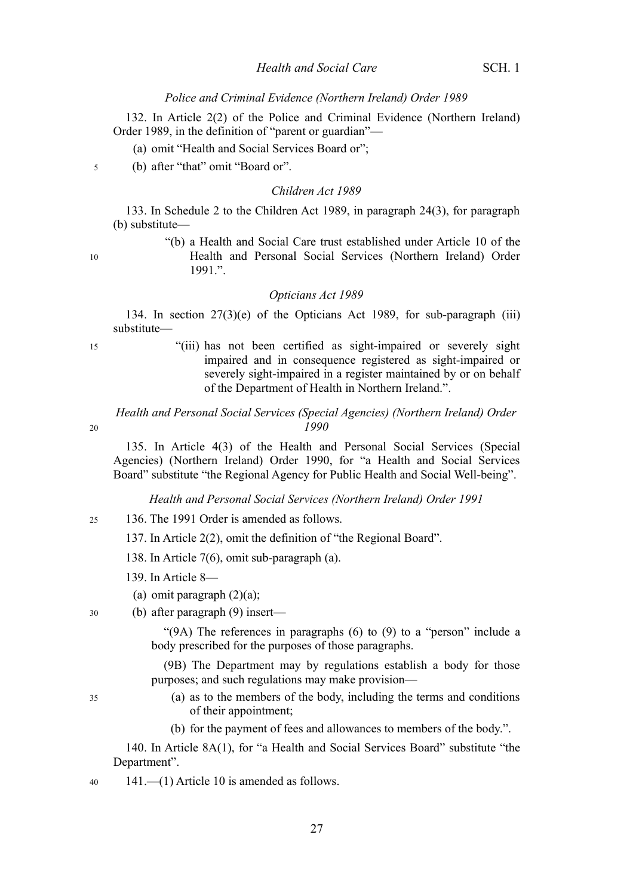*Police and Criminal Evidence (Northern Ireland) Order 1989*

132. In Article 2(2) of the Police and Criminal Evidence (Northern Ireland) Order 1989, in the definition of "parent or guardian"—

(a) omit "Health and Social Services Board or";

(b) after "that" omit "Board or".

*Children Act 1989*

133. In Schedule 2 to the Children Act 1989, in paragraph 24(3), for paragraph (b) substitute—

"(b) a Health and Social Care trust established under Article 10 of the Health and Personal Social Services (Northern Ireland) Order 1991.".

*Opticians Act 1989*

134. In section 27(3)(e) of the Opticians Act 1989, for sub-paragraph (iii) substitute—

"(iii) has not been certified as sight-impaired or severely sight impaired and in consequence registered as sight-impaired or severely sight-impaired in a register maintained by or on behalf of the Department of Health in Northern Ireland.".

*Health and Personal Social Services (Special Agencies) (Northern Ireland) Order 1990*

135. In Article 4(3) of the Health and Personal Social Services (Special Agencies) (Northern Ireland) Order 1990, for "a Health and Social Services Board" substitute "the Regional Agency for Public Health and Social Well-being".

*Health and Personal Social Services (Northern Ireland) Order 1991*

136. The 1991 Order is amended as follows.

137. In Article 2(2), omit the definition of "the Regional Board".

138. In Article 7(6), omit sub-paragraph (a).

139. In Article 8—

(a) omit paragraph (2)(a);

(b) after paragraph (9) insert—

"(9A) The references in paragraphs (6) to (9) to a "person" include a body prescribed for the purposes of those paragraphs.

(9B) The Department may by regulations establish a body for those purposes; and such regulations may make provision—

(a) as to the members of the body, including the terms and conditions of their appointment;

(b) for the payment of fees and allowances to members of the body.".

140. In Article 8A(1), for "a Health and Social Services Board" substitute "the Department".

141.—(1) Article 10 is amended as follows.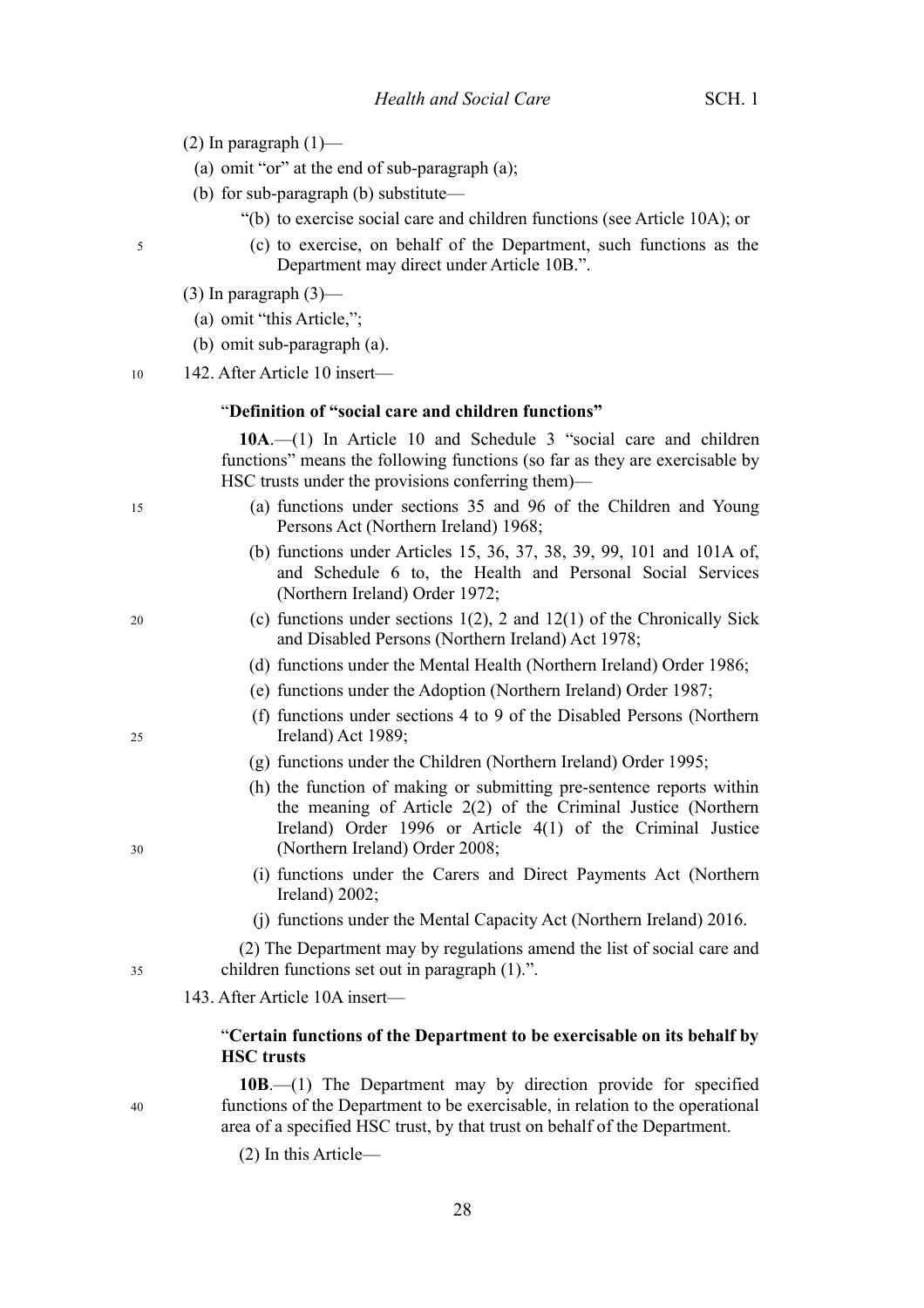(2) In paragraph (1)—

(a) omit "or" at the end of sub-paragraph (a);

(b) for sub-paragraph (b) substitute—

"(b) to exercise social care and children functions (see Article 10A); or

(c) to exercise, on behalf of the Department, such functions as the Department may direct under Article 10B.".

(3) In paragraph (3)—

(a) omit "this Article,";

(b) omit sub-paragraph (a).

142. After Article 10 insert—

"**Definition of "social care and children functions"**

**10A**.—(1) In Article 10 and Schedule 3 "social care and children functions" means the following functions (so far as they are exercisable by HSC trusts under the provisions conferring them)—

(a) functions under sections 35 and 96 of the Children and Young Persons Act (Northern Ireland) 1968;

(b) functions under Articles 15, 36, 37, 38, 39, 99, 101 and 101A of, and Schedule 6 to, the Health and Personal Social Services (Northern Ireland) Order 1972;

(c) functions under sections 1(2), 2 and 12(1) of the Chronically Sick and Disabled Persons (Northern Ireland) Act 1978;

(d) functions under the Mental Health (Northern Ireland) Order 1986;

(e) functions under the Adoption (Northern Ireland) Order 1987;

(f) functions under sections 4 to 9 of the Disabled Persons (Northern Ireland) Act 1989;

(g) functions under the Children (Northern Ireland) Order 1995;

(h) the function of making or submitting pre-sentence reports within the meaning of Article 2(2) of the Criminal Justice (Northern Ireland) Order 1996 or Article 4(1) of the Criminal Justice (Northern Ireland) Order 2008;

(i) functions under the Carers and Direct Payments Act (Northern Ireland) 2002;

(j) functions under the Mental Capacity Act (Northern Ireland) 2016.

(2) The Department may by regulations amend the list of social care and children functions set out in paragraph (1).".

143. After Article 10A insert—

"**Certain functions of the Department to be exercisable on its behalf by HSC trusts**

**10B**.—(1) The Department may by direction provide for specified functions of the Department to be exercisable, in relation to the operational area of a specified HSC trust, by that trust on behalf of the Department.

(2) In this Article—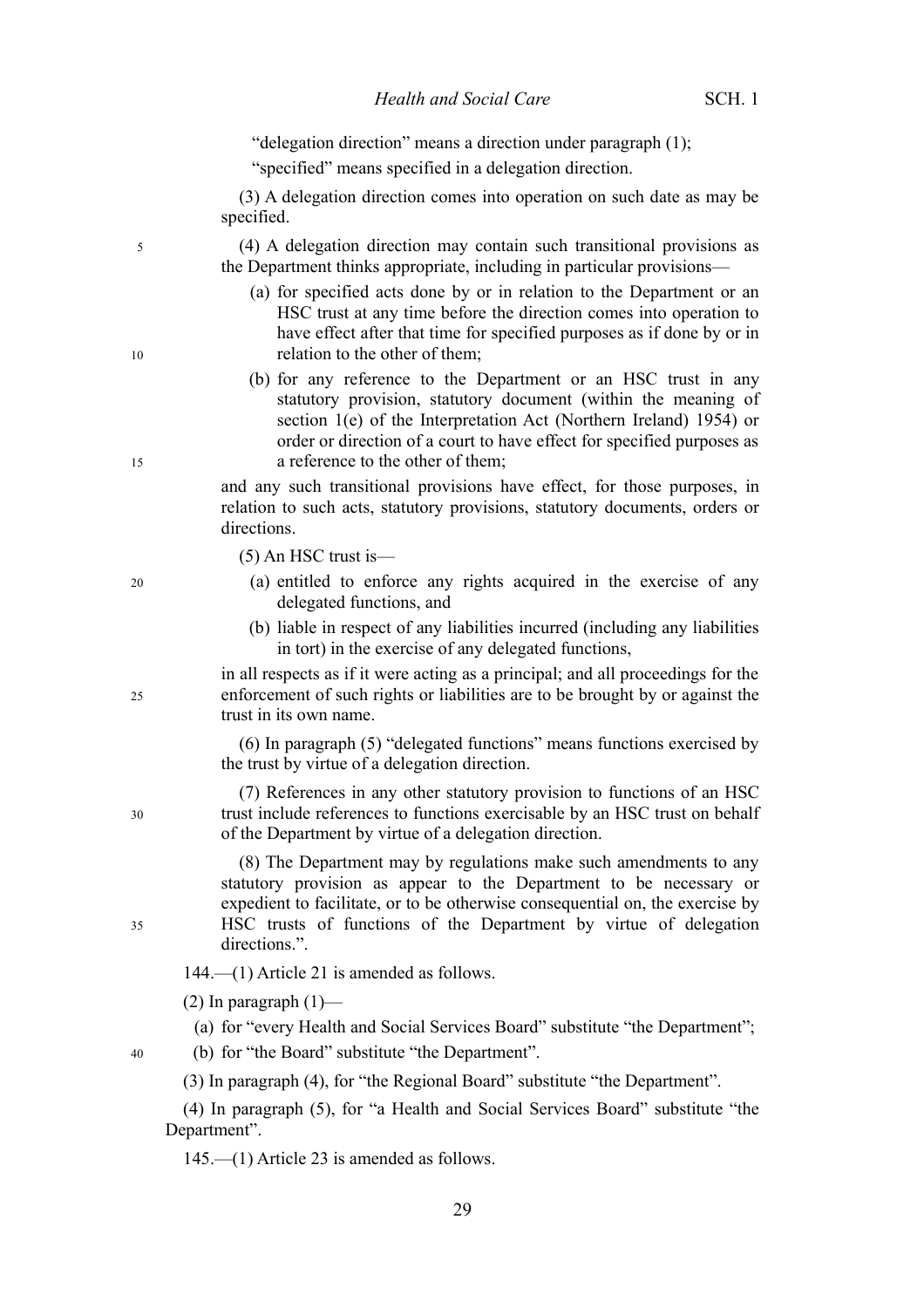"delegation direction" means a direction under paragraph (1);

"specified" means specified in a delegation direction.

(3) A delegation direction comes into operation on such date as may be specified.

(4) A delegation direction may contain such transitional provisions as the Department thinks appropriate, including in particular provisions—

(a) for specified acts done by or in relation to the Department or an HSC trust at any time before the direction comes into operation to have effect after that time for specified purposes as if done by or in relation to the other of them;

(b) for any reference to the Department or an HSC trust in any statutory provision, statutory document (within the meaning of section 1(e) of the Interpretation Act (Northern Ireland) 1954) or order or direction of a court to have effect for specified purposes as a reference to the other of them;

and any such transitional provisions have effect, for those purposes, in relation to such acts, statutory provisions, statutory documents, orders or directions.

(5) An HSC trust is—

(a) entitled to enforce any rights acquired in the exercise of any delegated functions, and

(b) liable in respect of any liabilities incurred (including any liabilities in tort) in the exercise of any delegated functions,

in all respects as if it were acting as a principal; and all proceedings for the enforcement of such rights or liabilities are to be brought by or against the trust in its own name.

(6) In paragraph (5) "delegated functions" means functions exercised by the trust by virtue of a delegation direction.

(7) References in any other statutory provision to functions of an HSC trust include references to functions exercisable by an HSC trust on behalf of the Department by virtue of a delegation direction.

(8) The Department may by regulations make such amendments to any statutory provision as appear to the Department to be necessary or expedient to facilitate, or to be otherwise consequential on, the exercise by HSC trusts of functions of the Department by virtue of delegation directions.".

144.—(1) Article 21 is amended as follows.

(2) In paragraph (1)—

(a) for "every Health and Social Services Board" substitute "the Department";

(b) for "the Board" substitute "the Department".

(3) In paragraph (4), for "the Regional Board" substitute "the Department".

(4) In paragraph (5), for "a Health and Social Services Board" substitute "the Department".

145.—(1) Article 23 is amended as follows.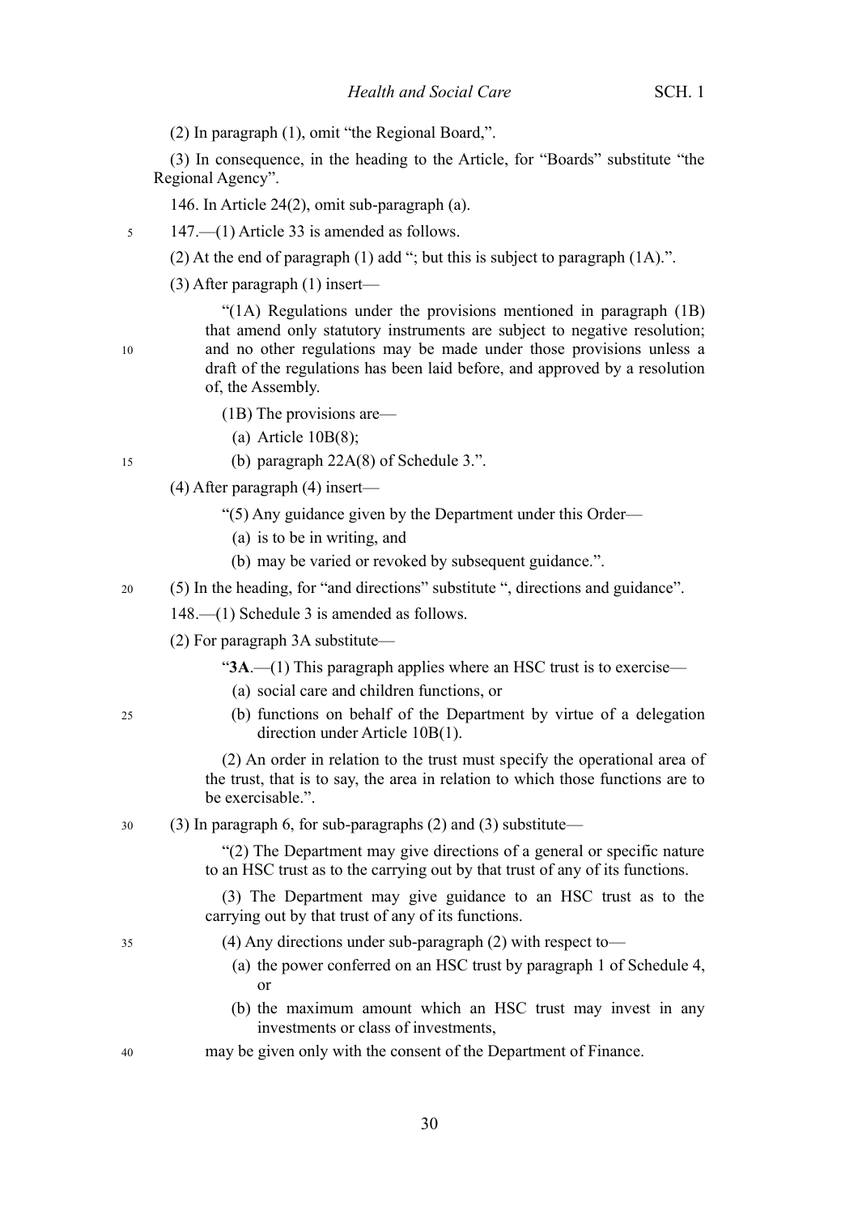(2) In paragraph (1), omit "the Regional Board,".

(3) In consequence, in the heading to the Article, for "Boards" substitute "the Regional Agency".

146. In Article 24(2), omit sub-paragraph (a).

147.—(1) Article 33 is amended as follows.

(2) At the end of paragraph (1) add "; but this is subject to paragraph (1A).".

(3) After paragraph (1) insert—

> "(1A) Regulations under the provisions mentioned in paragraph (1B) that amend only statutory instruments are subject to negative resolution; and no other regulations may be made under those provisions unless a draft of the regulations has been laid before, and approved by a resolution of, the Assembly.
>
> (1B) The provisions are—
>
> (a) Article 10B(8);
>
> (b) paragraph 22A(8) of Schedule 3.".

(4) After paragraph (4) insert—

> "(5) Any guidance given by the Department under this Order—
>
> (a) is to be in writing, and
>
> (b) may be varied or revoked by subsequent guidance.".

(5) In the heading, for "and directions" substitute ", directions and guidance".

148.—(1) Schedule 3 is amended as follows.

(2) For paragraph 3A substitute—

> "**3A**.—(1) This paragraph applies where an HSC trust is to exercise—
>
> (a) social care and children functions, or
>
> (b) functions on behalf of the Department by virtue of a delegation direction under Article 10B(1).
>
> (2) An order in relation to the trust must specify the operational area of the trust, that is to say, the area in relation to which those functions are to be exercisable.".

(3) In paragraph 6, for sub-paragraphs (2) and (3) substitute—

> "(2) The Department may give directions of a general or specific nature to an HSC trust as to the carrying out by that trust of any of its functions.
>
> (3) The Department may give guidance to an HSC trust as to the carrying out by that trust of any of its functions.
>
> (4) Any directions under sub-paragraph (2) with respect to—
>
> (a) the power conferred on an HSC trust by paragraph 1 of Schedule 4, or
>
> (b) the maximum amount which an HSC trust may invest in any investments or class of investments,
>
> may be given only with the consent of the Department of Finance.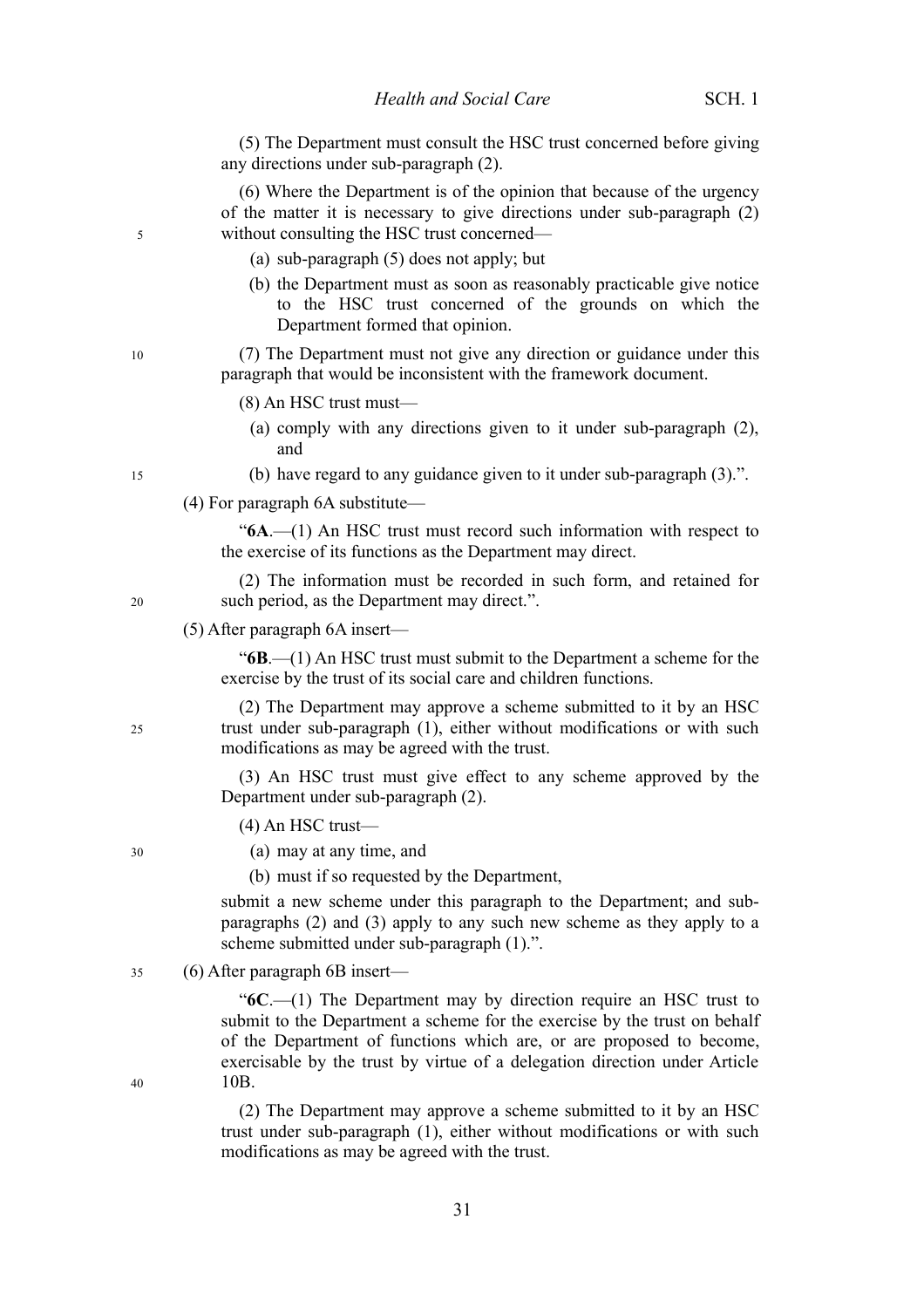(5) The Department must consult the HSC trust concerned before giving any directions under sub-paragraph (2).

(6) Where the Department is of the opinion that because of the urgency of the matter it is necessary to give directions under sub-paragraph (2) without consulting the HSC trust concerned—

(a) sub-paragraph (5) does not apply; but

(b) the Department must as soon as reasonably practicable give notice to the HSC trust concerned of the grounds on which the Department formed that opinion.

(7) The Department must not give any direction or guidance under this paragraph that would be inconsistent with the framework document.

(8) An HSC trust must—

(a) comply with any directions given to it under sub-paragraph (2), and

(b) have regard to any guidance given to it under sub-paragraph (3).".

(4) For paragraph 6A substitute—

"**6A**.—(1) An HSC trust must record such information with respect to the exercise of its functions as the Department may direct.

(2) The information must be recorded in such form, and retained for such period, as the Department may direct.".

(5) After paragraph 6A insert—

"**6B**.—(1) An HSC trust must submit to the Department a scheme for the exercise by the trust of its social care and children functions.

(2) The Department may approve a scheme submitted to it by an HSC trust under sub-paragraph (1), either without modifications or with such modifications as may be agreed with the trust.

(3) An HSC trust must give effect to any scheme approved by the Department under sub-paragraph (2).

(4) An HSC trust—

(a) may at any time, and

(b) must if so requested by the Department,

submit a new scheme under this paragraph to the Department; and sub-paragraphs (2) and (3) apply to any such new scheme as they apply to a scheme submitted under sub-paragraph (1).".

(6) After paragraph 6B insert—

"**6C**.—(1) The Department may by direction require an HSC trust to submit to the Department a scheme for the exercise by the trust on behalf of the Department of functions which are, or are proposed to become, exercisable by the trust by virtue of a delegation direction under Article 10B.

(2) The Department may approve a scheme submitted to it by an HSC trust under sub-paragraph (1), either without modifications or with such modifications as may be agreed with the trust.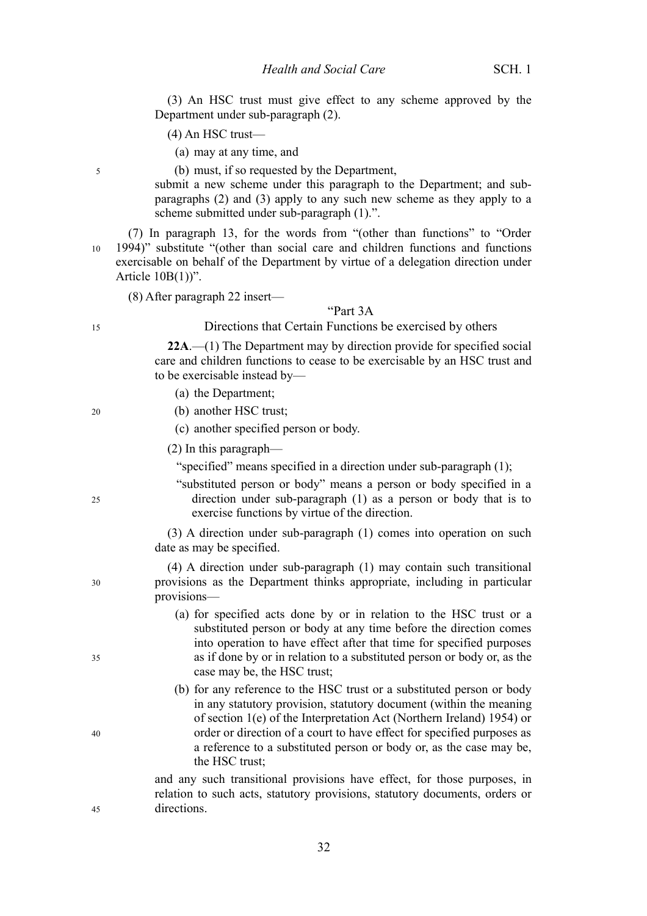(3) An HSC trust must give effect to any scheme approved by the Department under sub-paragraph (2).

(4) An HSC trust—

(a) may at any time, and

(b) must, if so requested by the Department,

submit a new scheme under this paragraph to the Department; and sub-paragraphs (2) and (3) apply to any such new scheme as they apply to a scheme submitted under sub-paragraph (1).".

(7) In paragraph 13, for the words from "(other than functions" to "Order 1994)" substitute "(other than social care and children functions and functions exercisable on behalf of the Department by virtue of a delegation direction under Article 10B(1))".

(8) After paragraph 22 insert—

"Part 3A

Directions that Certain Functions be exercised by others

**22A**.—(1) The Department may by direction provide for specified social care and children functions to cease to be exercisable by an HSC trust and to be exercisable instead by—

(a) the Department;

(b) another HSC trust;

(c) another specified person or body.

(2) In this paragraph—

"specified" means specified in a direction under sub-paragraph (1);

"substituted person or body" means a person or body specified in a direction under sub-paragraph (1) as a person or body that is to exercise functions by virtue of the direction.

(3) A direction under sub-paragraph (1) comes into operation on such date as may be specified.

(4) A direction under sub-paragraph (1) may contain such transitional provisions as the Department thinks appropriate, including in particular provisions—

(a) for specified acts done by or in relation to the HSC trust or a substituted person or body at any time before the direction comes into operation to have effect after that time for specified purposes as if done by or in relation to a substituted person or body or, as the case may be, the HSC trust;

(b) for any reference to the HSC trust or a substituted person or body in any statutory provision, statutory document (within the meaning of section 1(e) of the Interpretation Act (Northern Ireland) 1954) or order or direction of a court to have effect for specified purposes as a reference to a substituted person or body or, as the case may be, the HSC trust;

and any such transitional provisions have effect, for those purposes, in relation to such acts, statutory provisions, statutory documents, orders or directions.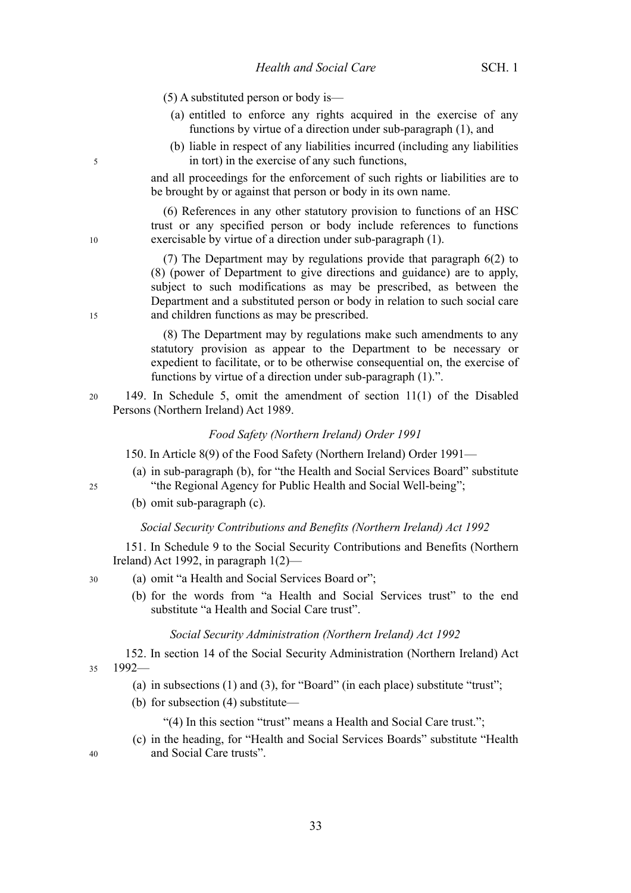(5) A substituted person or body is—

(a) entitled to enforce any rights acquired in the exercise of any functions by virtue of a direction under sub-paragraph (1), and

(b) liable in respect of any liabilities incurred (including any liabilities in tort) in the exercise of any such functions,

and all proceedings for the enforcement of such rights or liabilities are to be brought by or against that person or body in its own name.

(6) References in any other statutory provision to functions of an HSC trust or any specified person or body include references to functions exercisable by virtue of a direction under sub-paragraph (1).

(7) The Department may by regulations provide that paragraph 6(2) to (8) (power of Department to give directions and guidance) are to apply, subject to such modifications as may be prescribed, as between the Department and a substituted person or body in relation to such social care and children functions as may be prescribed.

(8) The Department may by regulations make such amendments to any statutory provision as appear to the Department to be necessary or expedient to facilitate, or to be otherwise consequential on, the exercise of functions by virtue of a direction under sub-paragraph (1).".

149. In Schedule 5, omit the amendment of section 11(1) of the Disabled Persons (Northern Ireland) Act 1989.

*Food Safety (Northern Ireland) Order 1991*

150. In Article 8(9) of the Food Safety (Northern Ireland) Order 1991—

(a) in sub-paragraph (b), for "the Health and Social Services Board" substitute "the Regional Agency for Public Health and Social Well-being";

(b) omit sub-paragraph (c).

*Social Security Contributions and Benefits (Northern Ireland) Act 1992*

151. In Schedule 9 to the Social Security Contributions and Benefits (Northern Ireland) Act 1992, in paragraph 1(2)—

(a) omit "a Health and Social Services Board or";

(b) for the words from "a Health and Social Services trust" to the end substitute "a Health and Social Care trust".

*Social Security Administration (Northern Ireland) Act 1992*

152. In section 14 of the Social Security Administration (Northern Ireland) Act 1992—

(a) in subsections (1) and (3), for "Board" (in each place) substitute "trust";

(b) for subsection (4) substitute—

"(4) In this section "trust" means a Health and Social Care trust.";

(c) in the heading, for "Health and Social Services Boards" substitute "Health and Social Care trusts".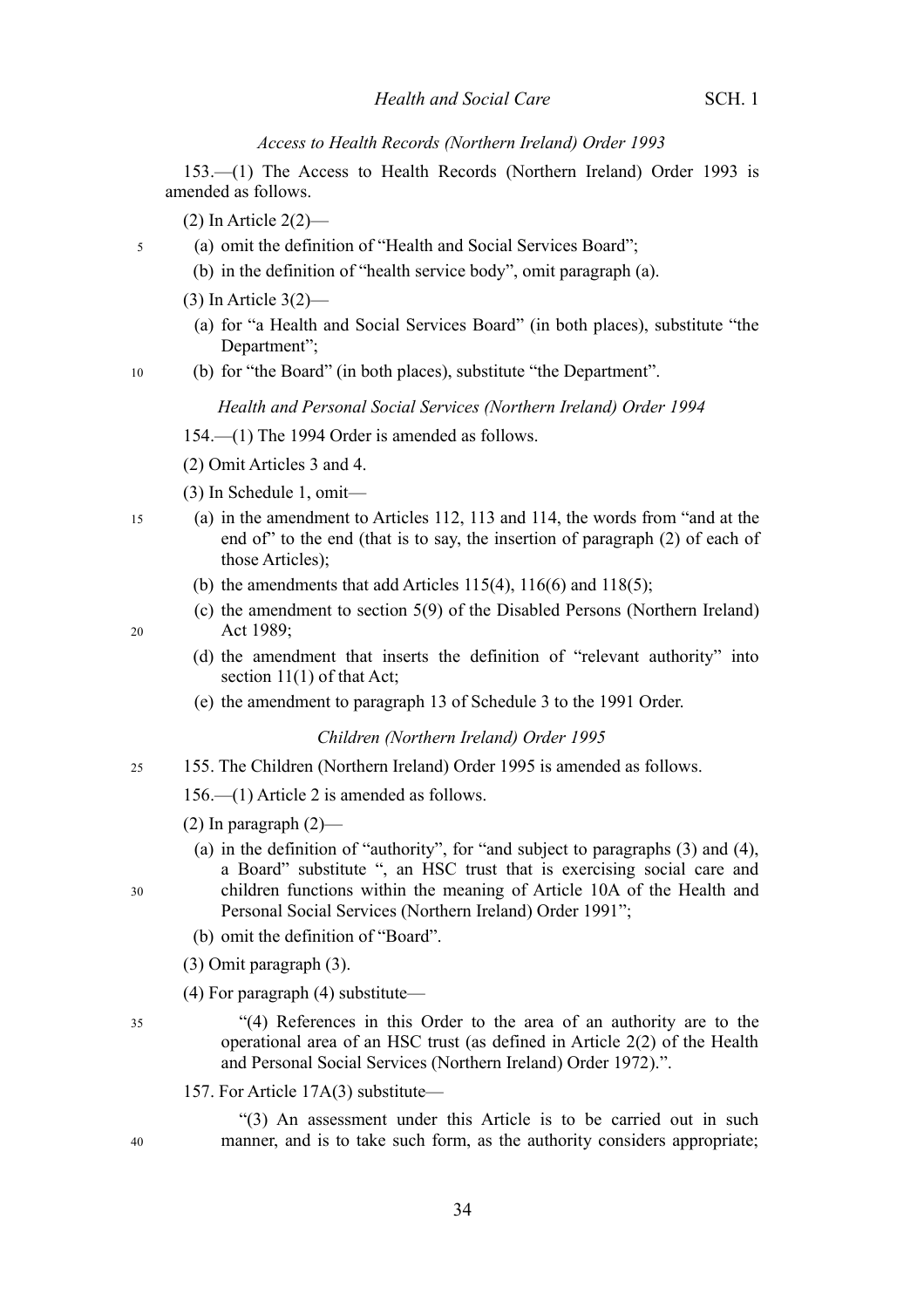*Access to Health Records (Northern Ireland) Order 1993*

153.—(1) The Access to Health Records (Northern Ireland) Order 1993 is amended as follows.

(2) In Article 2(2)—

(a) omit the definition of "Health and Social Services Board";

(b) in the definition of "health service body", omit paragraph (a).

(3) In Article 3(2)—

(a) for "a Health and Social Services Board" (in both places), substitute "the Department";

(b) for "the Board" (in both places), substitute "the Department".

*Health and Personal Social Services (Northern Ireland) Order 1994*

154.—(1) The 1994 Order is amended as follows.

(2) Omit Articles 3 and 4.

(3) In Schedule 1, omit—

(a) in the amendment to Articles 112, 113 and 114, the words from "and at the end of" to the end (that is to say, the insertion of paragraph (2) of each of those Articles);

(b) the amendments that add Articles 115(4), 116(6) and 118(5);

(c) the amendment to section 5(9) of the Disabled Persons (Northern Ireland) Act 1989;

(d) the amendment that inserts the definition of "relevant authority" into section 11(1) of that Act;

(e) the amendment to paragraph 13 of Schedule 3 to the 1991 Order.

*Children (Northern Ireland) Order 1995*

155. The Children (Northern Ireland) Order 1995 is amended as follows.

156.—(1) Article 2 is amended as follows.

(2) In paragraph (2)—

(a) in the definition of "authority", for "and subject to paragraphs (3) and (4), a Board" substitute ", an HSC trust that is exercising social care and children functions within the meaning of Article 10A of the Health and Personal Social Services (Northern Ireland) Order 1991";

(b) omit the definition of "Board".

(3) Omit paragraph (3).

(4) For paragraph (4) substitute—

"(4) References in this Order to the area of an authority are to the operational area of an HSC trust (as defined in Article 2(2) of the Health and Personal Social Services (Northern Ireland) Order 1972).".

157. For Article 17A(3) substitute—

"(3) An assessment under this Article is to be carried out in such manner, and is to take such form, as the authority considers appropriate;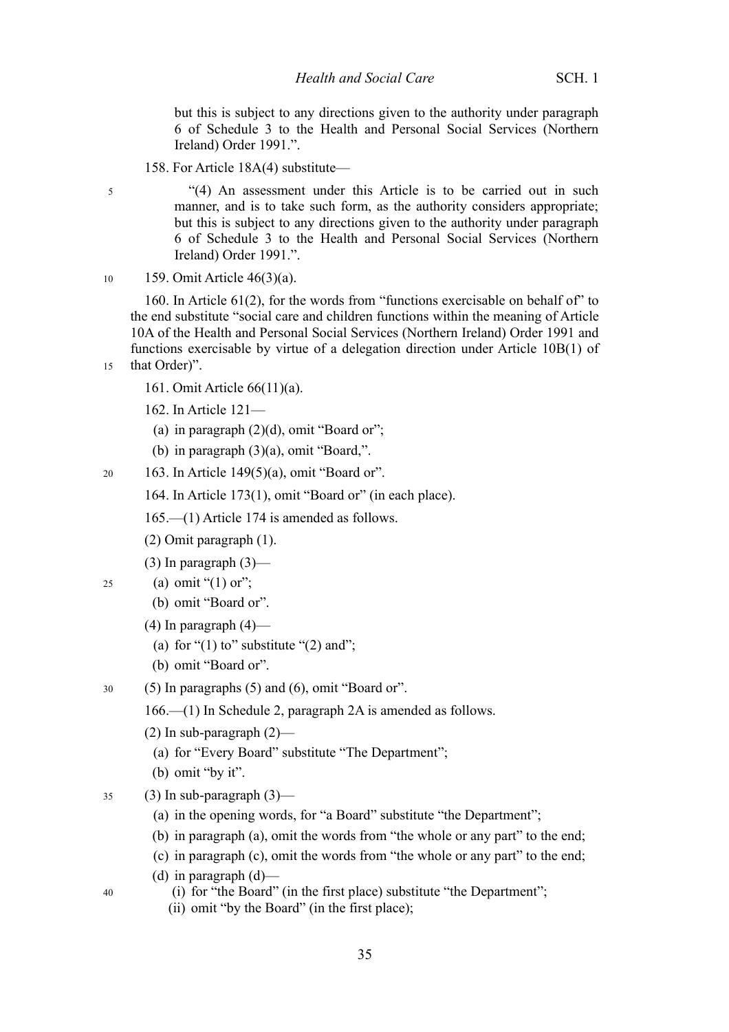but this is subject to any directions given to the authority under paragraph 6 of Schedule 3 to the Health and Personal Social Services (Northern Ireland) Order 1991.".

158. For Article 18A(4) substitute—

"(4) An assessment under this Article is to be carried out in such manner, and is to take such form, as the authority considers appropriate; but this is subject to any directions given to the authority under paragraph 6 of Schedule 3 to the Health and Personal Social Services (Northern Ireland) Order 1991.".

159. Omit Article 46(3)(a).

160. In Article 61(2), for the words from "functions exercisable on behalf of" to the end substitute "social care and children functions within the meaning of Article 10A of the Health and Personal Social Services (Northern Ireland) Order 1991 and functions exercisable by virtue of a delegation direction under Article 10B(1) of that Order)".

161. Omit Article 66(11)(a).

162. In Article 121—

(a) in paragraph (2)(d), omit "Board or";

(b) in paragraph (3)(a), omit "Board,".

163. In Article 149(5)(a), omit "Board or".

164. In Article 173(1), omit "Board or" (in each place).

165.—(1) Article 174 is amended as follows.

(2) Omit paragraph (1).

(3) In paragraph (3)—

(a) omit "(1) or";

(b) omit "Board or".

(4) In paragraph (4)—

(a) for "(1) to" substitute "(2) and";

(b) omit "Board or".

(5) In paragraphs (5) and (6), omit "Board or".

166.—(1) In Schedule 2, paragraph 2A is amended as follows.

(2) In sub-paragraph (2)—

(a) for "Every Board" substitute "The Department";

(b) omit "by it".

(3) In sub-paragraph (3)—

(a) in the opening words, for "a Board" substitute "the Department";

(b) in paragraph (a), omit the words from "the whole or any part" to the end;

(c) in paragraph (c), omit the words from "the whole or any part" to the end;

(d) in paragraph (d)—

(i) for "the Board" (in the first place) substitute "the Department";

(ii) omit "by the Board" (in the first place);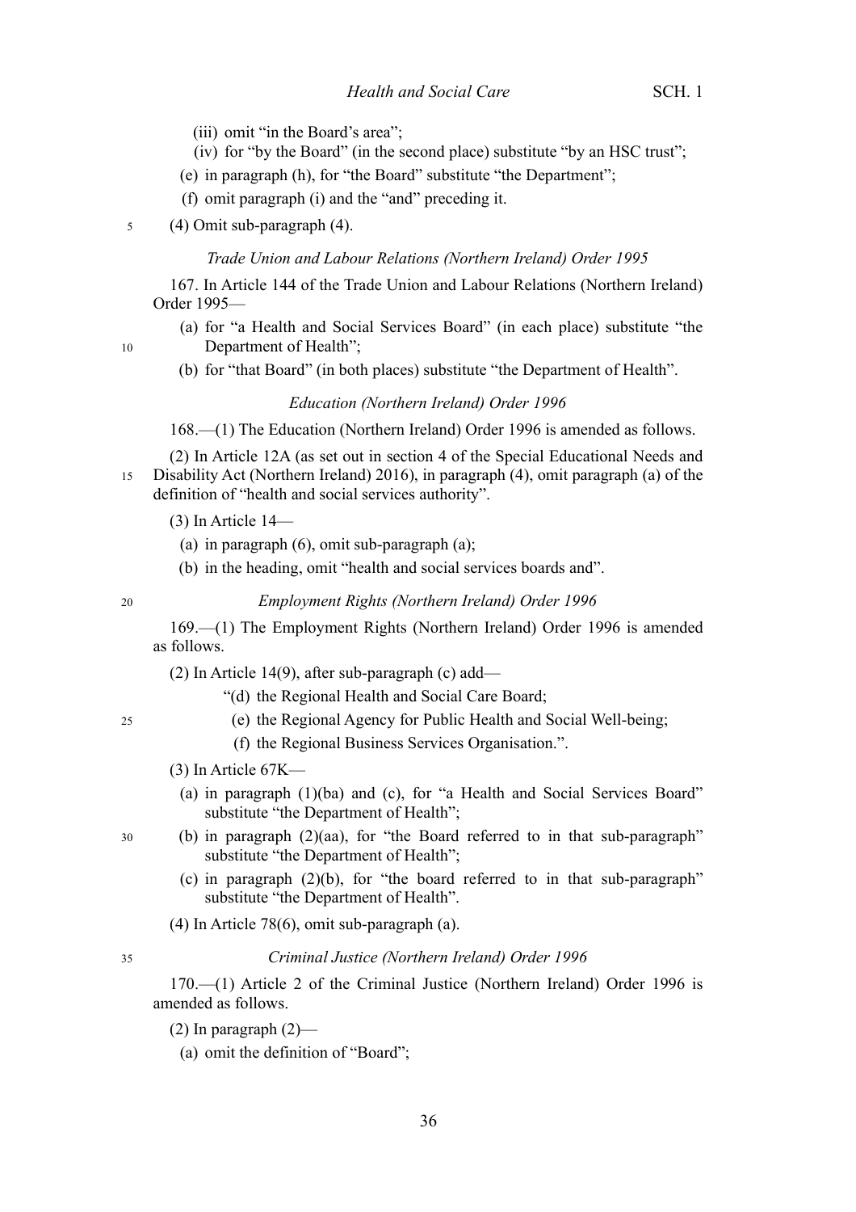(iii) omit "in the Board's area";

(iv) for "by the Board" (in the second place) substitute "by an HSC trust";

(e) in paragraph (h), for "the Board" substitute "the Department";

(f) omit paragraph (i) and the "and" preceding it.

(4) Omit sub-paragraph (4).

*Trade Union and Labour Relations (Northern Ireland) Order 1995*

167. In Article 144 of the Trade Union and Labour Relations (Northern Ireland) Order 1995—

(a) for "a Health and Social Services Board" (in each place) substitute "the Department of Health";

(b) for "that Board" (in both places) substitute "the Department of Health".

*Education (Northern Ireland) Order 1996*

168.—(1) The Education (Northern Ireland) Order 1996 is amended as follows.

(2) In Article 12A (as set out in section 4 of the Special Educational Needs and Disability Act (Northern Ireland) 2016), in paragraph (4), omit paragraph (a) of the definition of "health and social services authority".

(3) In Article 14—

(a) in paragraph (6), omit sub-paragraph (a);

(b) in the heading, omit "health and social services boards and".

*Employment Rights (Northern Ireland) Order 1996*

169.—(1) The Employment Rights (Northern Ireland) Order 1996 is amended as follows.

(2) In Article 14(9), after sub-paragraph (c) add—

"(d) the Regional Health and Social Care Board;

(e) the Regional Agency for Public Health and Social Well-being;

(f) the Regional Business Services Organisation.".

(3) In Article 67K—

(a) in paragraph (1)(ba) and (c), for "a Health and Social Services Board" substitute "the Department of Health";

(b) in paragraph (2)(aa), for "the Board referred to in that sub-paragraph" substitute "the Department of Health";

(c) in paragraph (2)(b), for "the board referred to in that sub-paragraph" substitute "the Department of Health".

(4) In Article 78(6), omit sub-paragraph (a).

*Criminal Justice (Northern Ireland) Order 1996*

170.—(1) Article 2 of the Criminal Justice (Northern Ireland) Order 1996 is amended as follows.

(2) In paragraph (2)—

(a) omit the definition of "Board";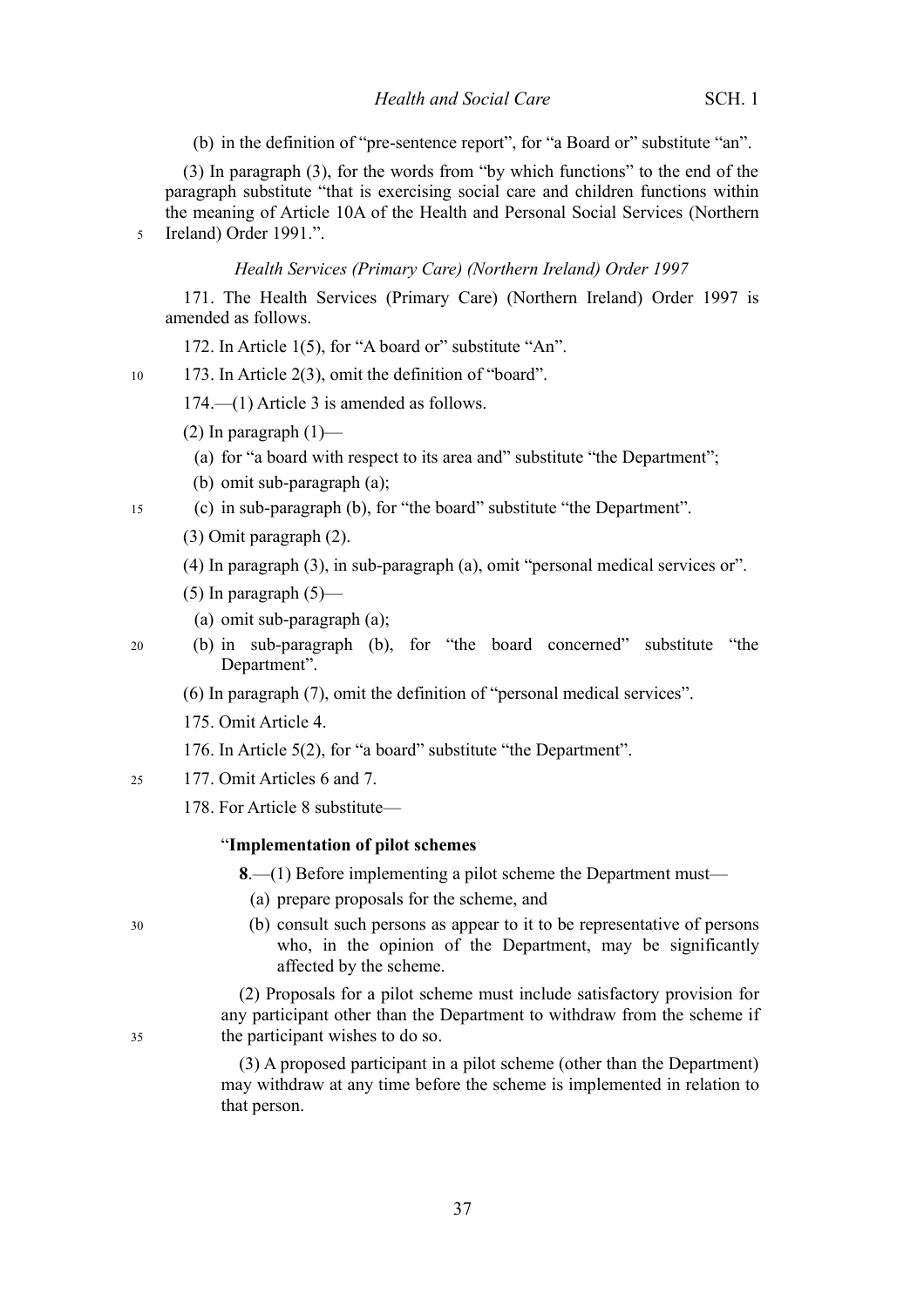(b) in the definition of "pre-sentence report", for "a Board or" substitute "an".

(3) In paragraph (3), for the words from "by which functions" to the end of the paragraph substitute "that is exercising social care and children functions within the meaning of Article 10A of the Health and Personal Social Services (Northern Ireland) Order 1991.".

*Health Services (Primary Care) (Northern Ireland) Order 1997*

171. The Health Services (Primary Care) (Northern Ireland) Order 1997 is amended as follows.

172. In Article 1(5), for "A board or" substitute "An".

173. In Article 2(3), omit the definition of "board".

174.—(1) Article 3 is amended as follows.

(2) In paragraph (1)—

(a) for "a board with respect to its area and" substitute "the Department";

(b) omit sub-paragraph (a);

(c) in sub-paragraph (b), for "the board" substitute "the Department".

(3) Omit paragraph (2).

(4) In paragraph (3), in sub-paragraph (a), omit "personal medical services or".

(5) In paragraph (5)—

(a) omit sub-paragraph (a);

(b) in sub-paragraph (b), for "the board concerned" substitute "the Department".

(6) In paragraph (7), omit the definition of "personal medical services".

175. Omit Article 4.

176. In Article 5(2), for "a board" substitute "the Department".

177. Omit Articles 6 and 7.

178. For Article 8 substitute—

"**Implementation of pilot schemes**

**8**.—(1) Before implementing a pilot scheme the Department must—

(a) prepare proposals for the scheme, and

(b) consult such persons as appear to it to be representative of persons who, in the opinion of the Department, may be significantly affected by the scheme.

(2) Proposals for a pilot scheme must include satisfactory provision for any participant other than the Department to withdraw from the scheme if the participant wishes to do so.

(3) A proposed participant in a pilot scheme (other than the Department) may withdraw at any time before the scheme is implemented in relation to that person.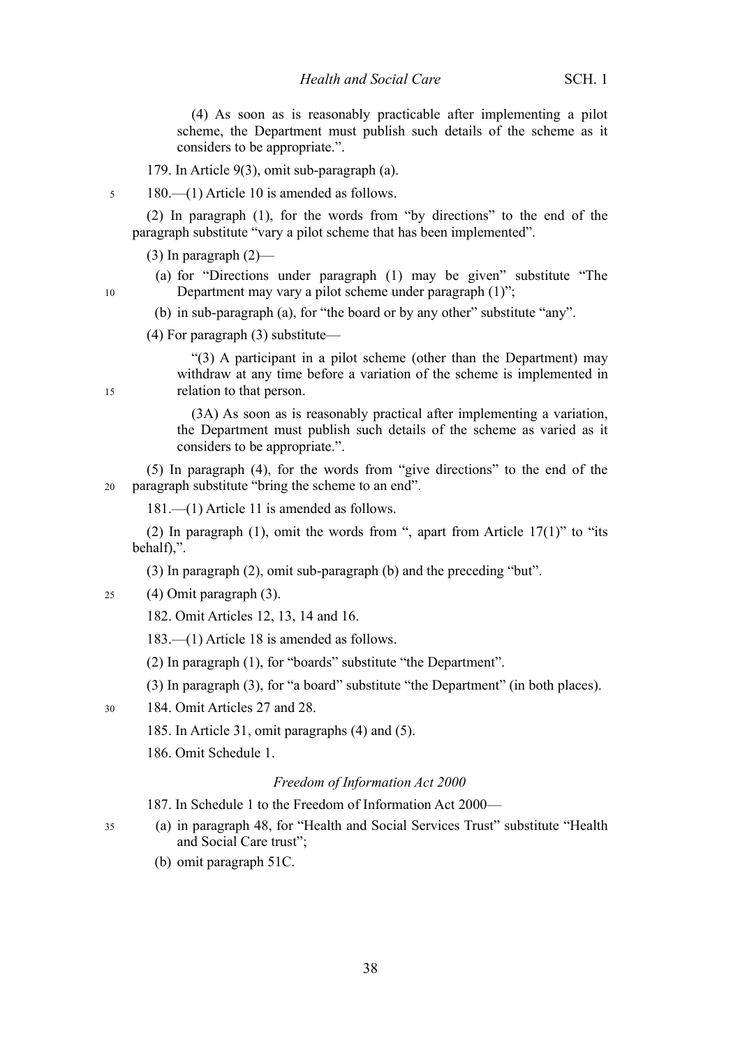(4) As soon as is reasonably practicable after implementing a pilot scheme, the Department must publish such details of the scheme as it considers to be appropriate.".

179. In Article 9(3), omit sub-paragraph (a).

180.—(1) Article 10 is amended as follows.

(2) In paragraph (1), for the words from "by directions" to the end of the paragraph substitute "vary a pilot scheme that has been implemented".

(3) In paragraph (2)—

(a) for "Directions under paragraph (1) may be given" substitute "The Department may vary a pilot scheme under paragraph (1)";

(b) in sub-paragraph (a), for "the board or by any other" substitute "any".

(4) For paragraph (3) substitute—

"(3) A participant in a pilot scheme (other than the Department) may withdraw at any time before a variation of the scheme is implemented in relation to that person.

(3A) As soon as is reasonably practical after implementing a variation, the Department must publish such details of the scheme as varied as it considers to be appropriate.".

(5) In paragraph (4), for the words from "give directions" to the end of the paragraph substitute "bring the scheme to an end".

181.—(1) Article 11 is amended as follows.

(2) In paragraph (1), omit the words from ", apart from Article 17(1)" to "its behalf),".

(3) In paragraph (2), omit sub-paragraph (b) and the preceding "but".

(4) Omit paragraph (3).

182. Omit Articles 12, 13, 14 and 16.

183.—(1) Article 18 is amended as follows.

(2) In paragraph (1), for "boards" substitute "the Department".

(3) In paragraph (3), for "a board" substitute "the Department" (in both places).

184. Omit Articles 27 and 28.

185. In Article 31, omit paragraphs (4) and (5).

186. Omit Schedule 1.

*Freedom of Information Act 2000*

187. In Schedule 1 to the Freedom of Information Act 2000—

(a) in paragraph 48, for "Health and Social Services Trust" substitute "Health and Social Care trust";

(b) omit paragraph 51C.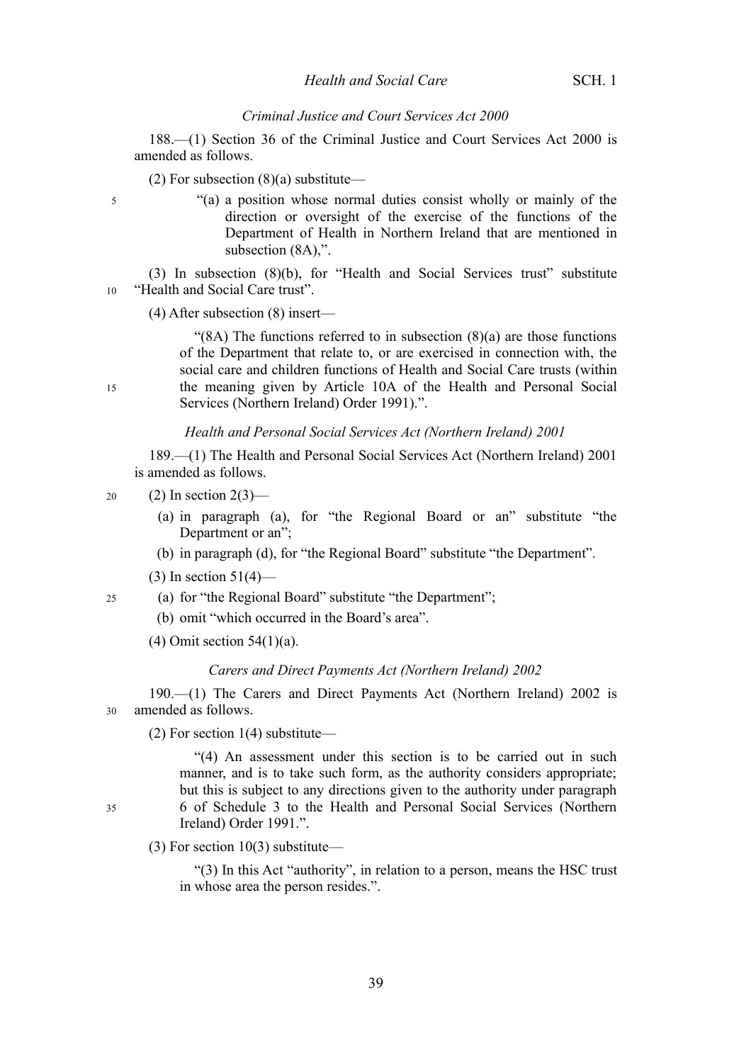*Criminal Justice and Court Services Act 2000*

188.—(1) Section 36 of the Criminal Justice and Court Services Act 2000 is amended as follows.

(2) For subsection (8)(a) substitute—

> "(a) a position whose normal duties consist wholly or mainly of the direction or oversight of the exercise of the functions of the Department of Health in Northern Ireland that are mentioned in subsection (8A),".

(3) In subsection (8)(b), for "Health and Social Services trust" substitute "Health and Social Care trust".

(4) After subsection (8) insert—

> "(8A) The functions referred to in subsection (8)(a) are those functions of the Department that relate to, or are exercised in connection with, the social care and children functions of Health and Social Care trusts (within the meaning given by Article 10A of the Health and Personal Social Services (Northern Ireland) Order 1991).".

*Health and Personal Social Services Act (Northern Ireland) 2001*

189.—(1) The Health and Personal Social Services Act (Northern Ireland) 2001 is amended as follows.

(2) In section 2(3)—

- (a) in paragraph (a), for "the Regional Board or an" substitute "the Department or an";
- (b) in paragraph (d), for "the Regional Board" substitute "the Department".

(3) In section 51(4)—

- (a) for "the Regional Board" substitute "the Department";
- (b) omit "which occurred in the Board's area".

(4) Omit section 54(1)(a).

*Carers and Direct Payments Act (Northern Ireland) 2002*

190.—(1) The Carers and Direct Payments Act (Northern Ireland) 2002 is amended as follows.

(2) For section 1(4) substitute—

> "(4) An assessment under this section is to be carried out in such manner, and is to take such form, as the authority considers appropriate; but this is subject to any directions given to the authority under paragraph 6 of Schedule 3 to the Health and Personal Social Services (Northern Ireland) Order 1991.".

(3) For section 10(3) substitute—

> "(3) In this Act "authority", in relation to a person, means the HSC trust in whose area the person resides.".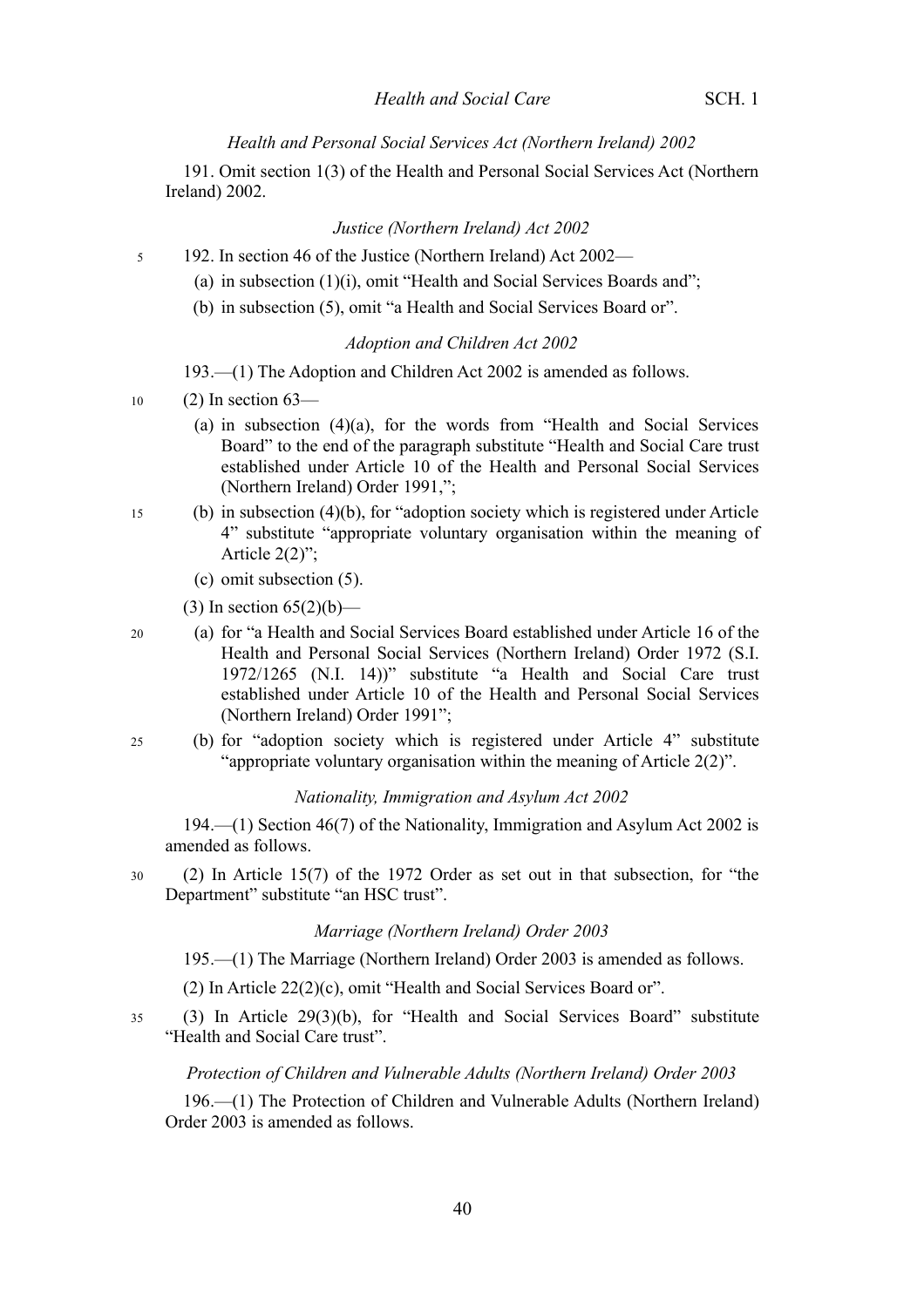*Health and Personal Social Services Act (Northern Ireland) 2002*

191. Omit section 1(3) of the Health and Personal Social Services Act (Northern Ireland) 2002.

*Justice (Northern Ireland) Act 2002*

192. In section 46 of the Justice (Northern Ireland) Act 2002—

(a) in subsection (1)(i), omit "Health and Social Services Boards and";

(b) in subsection (5), omit "a Health and Social Services Board or".

*Adoption and Children Act 2002*

193.—(1) The Adoption and Children Act 2002 is amended as follows.

(2) In section 63—

(a) in subsection (4)(a), for the words from "Health and Social Services Board" to the end of the paragraph substitute "Health and Social Care trust established under Article 10 of the Health and Personal Social Services (Northern Ireland) Order 1991,";

(b) in subsection (4)(b), for "adoption society which is registered under Article 4" substitute "appropriate voluntary organisation within the meaning of Article 2(2)";

(c) omit subsection (5).

(3) In section 65(2)(b)—

(a) for "a Health and Social Services Board established under Article 16 of the Health and Personal Social Services (Northern Ireland) Order 1972 (S.I. 1972/1265 (N.I. 14))" substitute "a Health and Social Care trust established under Article 10 of the Health and Personal Social Services (Northern Ireland) Order 1991";

(b) for "adoption society which is registered under Article 4" substitute "appropriate voluntary organisation within the meaning of Article 2(2)".

*Nationality, Immigration and Asylum Act 2002*

194.—(1) Section 46(7) of the Nationality, Immigration and Asylum Act 2002 is amended as follows.

(2) In Article 15(7) of the 1972 Order as set out in that subsection, for "the Department" substitute "an HSC trust".

*Marriage (Northern Ireland) Order 2003*

195.—(1) The Marriage (Northern Ireland) Order 2003 is amended as follows.

(2) In Article 22(2)(c), omit "Health and Social Services Board or".

(3) In Article 29(3)(b), for "Health and Social Services Board" substitute "Health and Social Care trust".

*Protection of Children and Vulnerable Adults (Northern Ireland) Order 2003*

196.—(1) The Protection of Children and Vulnerable Adults (Northern Ireland) Order 2003 is amended as follows.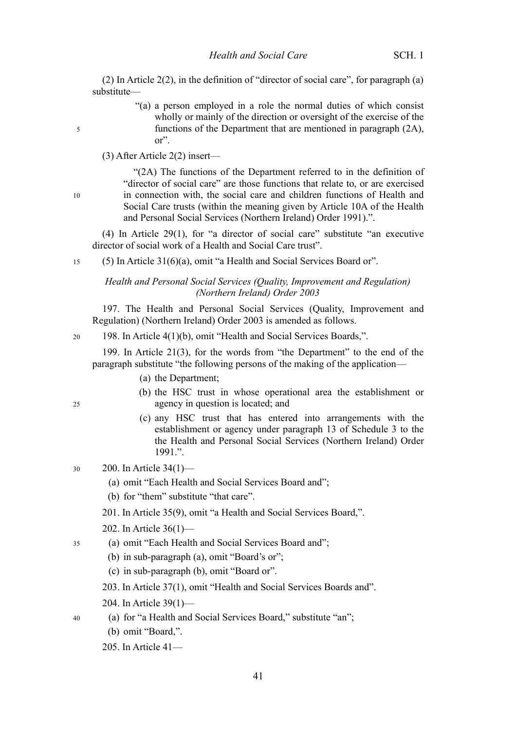(2) In Article 2(2), in the definition of "director of social care", for paragraph (a) substitute—

> "(a) a person employed in a role the normal duties of which consist wholly or mainly of the direction or oversight of the exercise of the functions of the Department that are mentioned in paragraph (2A), or".

(3) After Article 2(2) insert—

> "(2A) The functions of the Department referred to in the definition of "director of social care" are those functions that relate to, or are exercised in connection with, the social care and children functions of Health and Social Care trusts (within the meaning given by Article 10A of the Health and Personal Social Services (Northern Ireland) Order 1991).".

(4) In Article 29(1), for "a director of social care" substitute "an executive director of social work of a Health and Social Care trust".

(5) In Article 31(6)(a), omit "a Health and Social Services Board or".

*Health and Personal Social Services (Quality, Improvement and Regulation) (Northern Ireland) Order 2003*

197. The Health and Personal Social Services (Quality, Improvement and Regulation) (Northern Ireland) Order 2003 is amended as follows.

198. In Article 4(1)(b), omit "Health and Social Services Boards,".

199. In Article 21(3), for the words from "the Department" to the end of the paragraph substitute "the following persons of the making of the application—

> (a) the Department;
>
> (b) the HSC trust in whose operational area the establishment or agency in question is located; and
>
> (c) any HSC trust that has entered into arrangements with the establishment or agency under paragraph 13 of Schedule 3 to the the Health and Personal Social Services (Northern Ireland) Order 1991.".

200. In Article 34(1)—

(a) omit "Each Health and Social Services Board and";

(b) for "them" substitute "that care".

201. In Article 35(9), omit "a Health and Social Services Board,".

202. In Article 36(1)—

(a) omit "Each Health and Social Services Board and";

(b) in sub-paragraph (a), omit "Board's or";

(c) in sub-paragraph (b), omit "Board or".

203. In Article 37(1), omit "Health and Social Services Boards and".

204. In Article 39(1)—

(a) for "a Health and Social Services Board," substitute "an";

(b) omit "Board,".

205. In Article 41—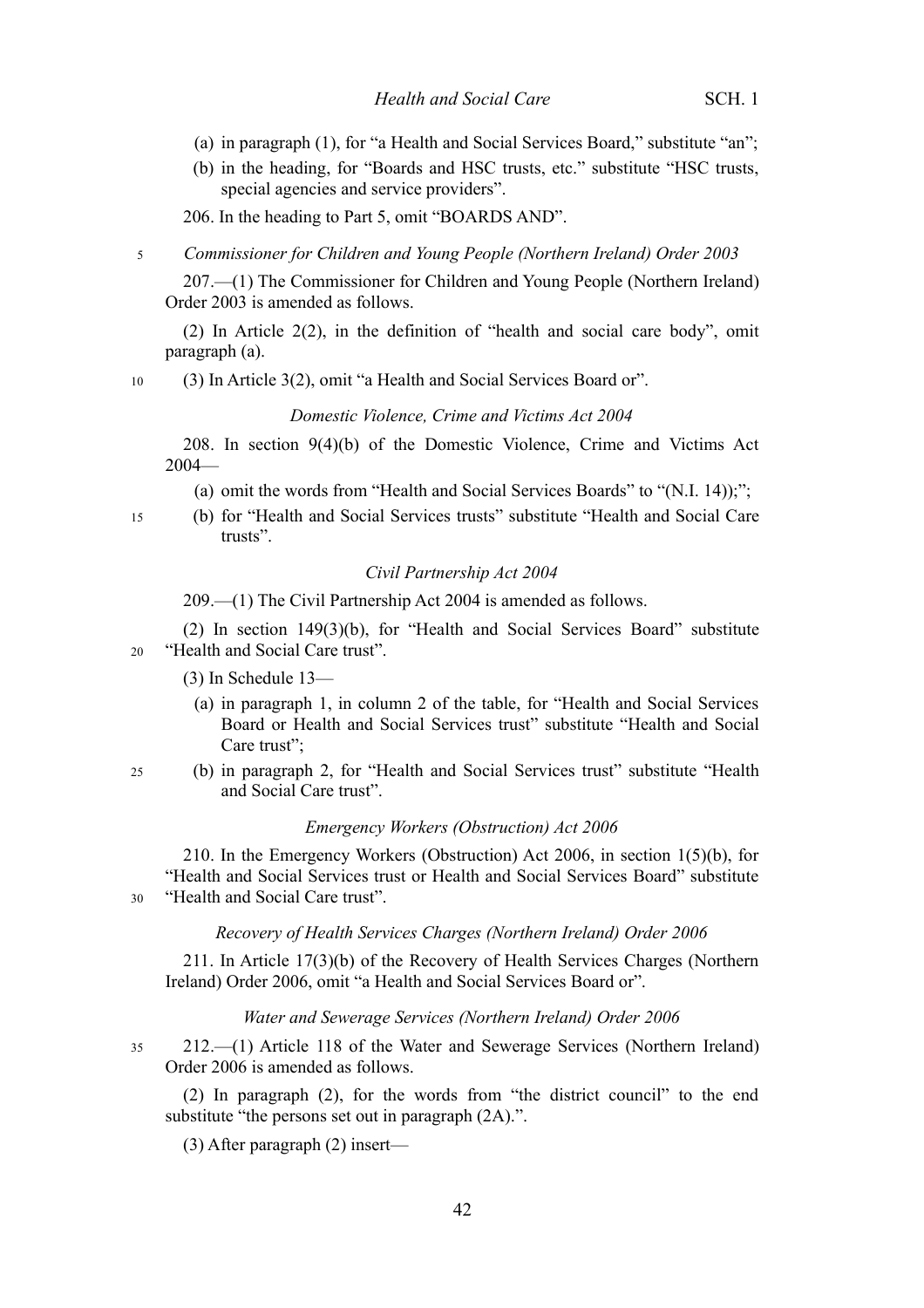(a) in paragraph (1), for "a Health and Social Services Board," substitute "an";

(b) in the heading, for "Boards and HSC trusts, etc." substitute "HSC trusts, special agencies and service providers".

206. In the heading to Part 5, omit "BOARDS AND".

*Commissioner for Children and Young People (Northern Ireland) Order 2003*

207.—(1) The Commissioner for Children and Young People (Northern Ireland) Order 2003 is amended as follows.

(2) In Article 2(2), in the definition of "health and social care body", omit paragraph (a).

(3) In Article 3(2), omit "a Health and Social Services Board or".

*Domestic Violence, Crime and Victims Act 2004*

208. In section 9(4)(b) of the Domestic Violence, Crime and Victims Act 2004—

(a) omit the words from "Health and Social Services Boards" to "(N.I. 14));";

(b) for "Health and Social Services trusts" substitute "Health and Social Care trusts".

*Civil Partnership Act 2004*

209.—(1) The Civil Partnership Act 2004 is amended as follows.

(2) In section 149(3)(b), for "Health and Social Services Board" substitute "Health and Social Care trust".

(3) In Schedule 13—

(a) in paragraph 1, in column 2 of the table, for "Health and Social Services Board or Health and Social Services trust" substitute "Health and Social Care trust";

(b) in paragraph 2, for "Health and Social Services trust" substitute "Health and Social Care trust".

*Emergency Workers (Obstruction) Act 2006*

210. In the Emergency Workers (Obstruction) Act 2006, in section 1(5)(b), for "Health and Social Services trust or Health and Social Services Board" substitute "Health and Social Care trust".

*Recovery of Health Services Charges (Northern Ireland) Order 2006*

211. In Article 17(3)(b) of the Recovery of Health Services Charges (Northern Ireland) Order 2006, omit "a Health and Social Services Board or".

*Water and Sewerage Services (Northern Ireland) Order 2006*

212.—(1) Article 118 of the Water and Sewerage Services (Northern Ireland) Order 2006 is amended as follows.

(2) In paragraph (2), for the words from "the district council" to the end substitute "the persons set out in paragraph (2A).".

(3) After paragraph (2) insert—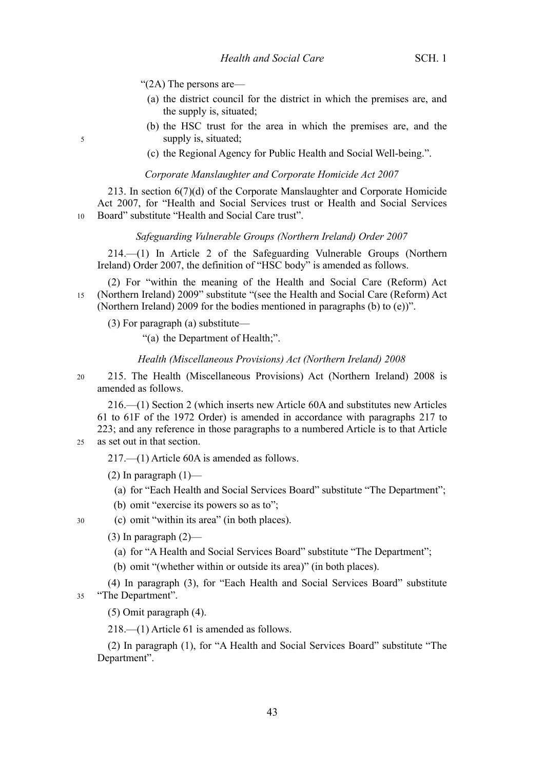"(2A) The persons are—

(a) the district council for the district in which the premises are, and the supply is, situated;

(b) the HSC trust for the area in which the premises are, and the supply is, situated;

(c) the Regional Agency for Public Health and Social Well-being.".

*Corporate Manslaughter and Corporate Homicide Act 2007*

213. In section 6(7)(d) of the Corporate Manslaughter and Corporate Homicide Act 2007, for "Health and Social Services trust or Health and Social Services Board" substitute "Health and Social Care trust".

*Safeguarding Vulnerable Groups (Northern Ireland) Order 2007*

214.—(1) In Article 2 of the Safeguarding Vulnerable Groups (Northern Ireland) Order 2007, the definition of "HSC body" is amended as follows.

(2) For "within the meaning of the Health and Social Care (Reform) Act (Northern Ireland) 2009" substitute "(see the Health and Social Care (Reform) Act (Northern Ireland) 2009 for the bodies mentioned in paragraphs (b) to (e))".

(3) For paragraph (a) substitute—

"(a) the Department of Health;".

*Health (Miscellaneous Provisions) Act (Northern Ireland) 2008*

215. The Health (Miscellaneous Provisions) Act (Northern Ireland) 2008 is amended as follows.

216.—(1) Section 2 (which inserts new Article 60A and substitutes new Articles 61 to 61F of the 1972 Order) is amended in accordance with paragraphs 217 to 223; and any reference in those paragraphs to a numbered Article is to that Article as set out in that section.

217.—(1) Article 60A is amended as follows.

(2) In paragraph (1)—

(a) for "Each Health and Social Services Board" substitute "The Department";

(b) omit "exercise its powers so as to";

(c) omit "within its area" (in both places).

(3) In paragraph (2)—

(a) for "A Health and Social Services Board" substitute "The Department";

(b) omit "(whether within or outside its area)" (in both places).

(4) In paragraph (3), for "Each Health and Social Services Board" substitute "The Department".

(5) Omit paragraph (4).

218.—(1) Article 61 is amended as follows.

(2) In paragraph (1), for "A Health and Social Services Board" substitute "The Department".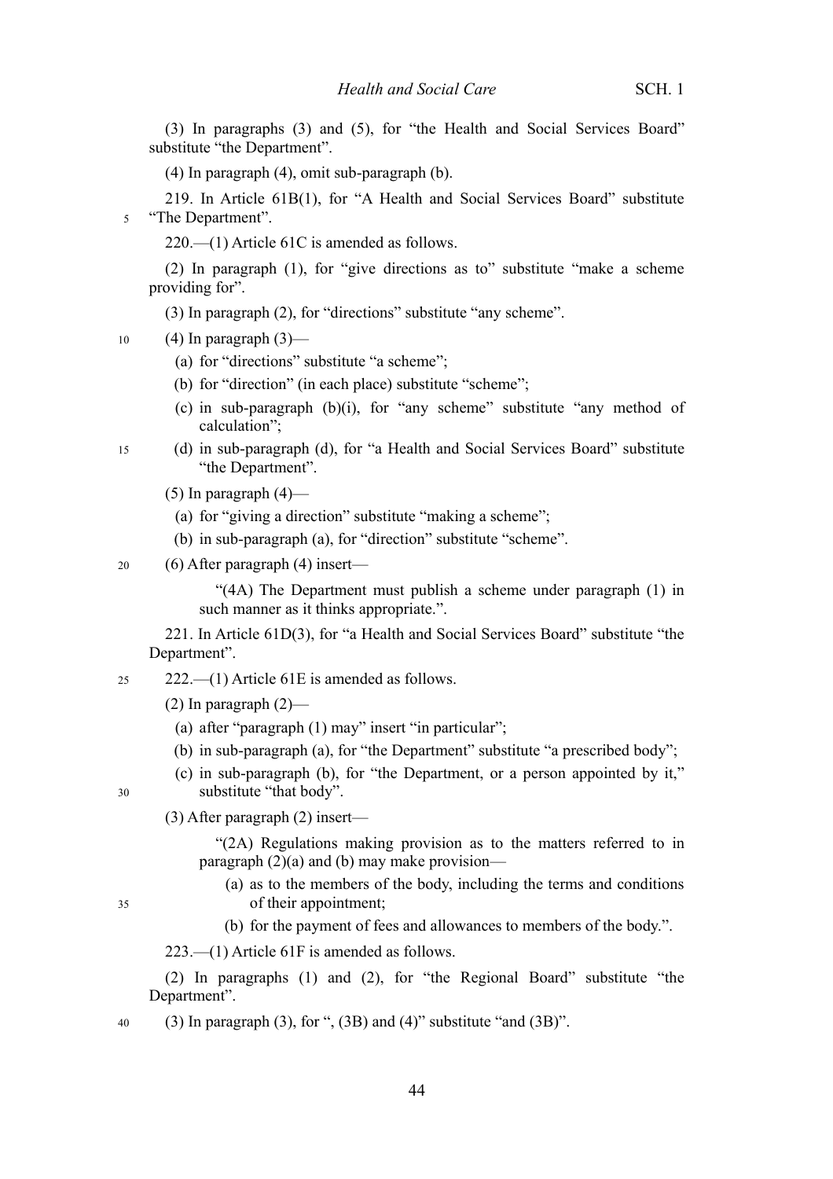(3) In paragraphs (3) and (5), for "the Health and Social Services Board" substitute "the Department".

(4) In paragraph (4), omit sub-paragraph (b).

219. In Article 61B(1), for "A Health and Social Services Board" substitute "The Department".

220.—(1) Article 61C is amended as follows.

(2) In paragraph (1), for "give directions as to" substitute "make a scheme providing for".

(3) In paragraph (2), for "directions" substitute "any scheme".

(4) In paragraph (3)—

(a) for "directions" substitute "a scheme";

(b) for "direction" (in each place) substitute "scheme";

(c) in sub-paragraph (b)(i), for "any scheme" substitute "any method of calculation";

(d) in sub-paragraph (d), for "a Health and Social Services Board" substitute "the Department".

(5) In paragraph (4)—

(a) for "giving a direction" substitute "making a scheme";

(b) in sub-paragraph (a), for "direction" substitute "scheme".

(6) After paragraph (4) insert—

"(4A) The Department must publish a scheme under paragraph (1) in such manner as it thinks appropriate.".

221. In Article 61D(3), for "a Health and Social Services Board" substitute "the Department".

222.—(1) Article 61E is amended as follows.

(2) In paragraph (2)—

(a) after "paragraph (1) may" insert "in particular";

(b) in sub-paragraph (a), for "the Department" substitute "a prescribed body";

(c) in sub-paragraph (b), for "the Department, or a person appointed by it," substitute "that body".

(3) After paragraph (2) insert—

"(2A) Regulations making provision as to the matters referred to in paragraph (2)(a) and (b) may make provision—

(a) as to the members of the body, including the terms and conditions of their appointment;

(b) for the payment of fees and allowances to members of the body.".

223.—(1) Article 61F is amended as follows.

(2) In paragraphs (1) and (2), for "the Regional Board" substitute "the Department".

(3) In paragraph (3), for ", (3B) and (4)" substitute "and (3B)".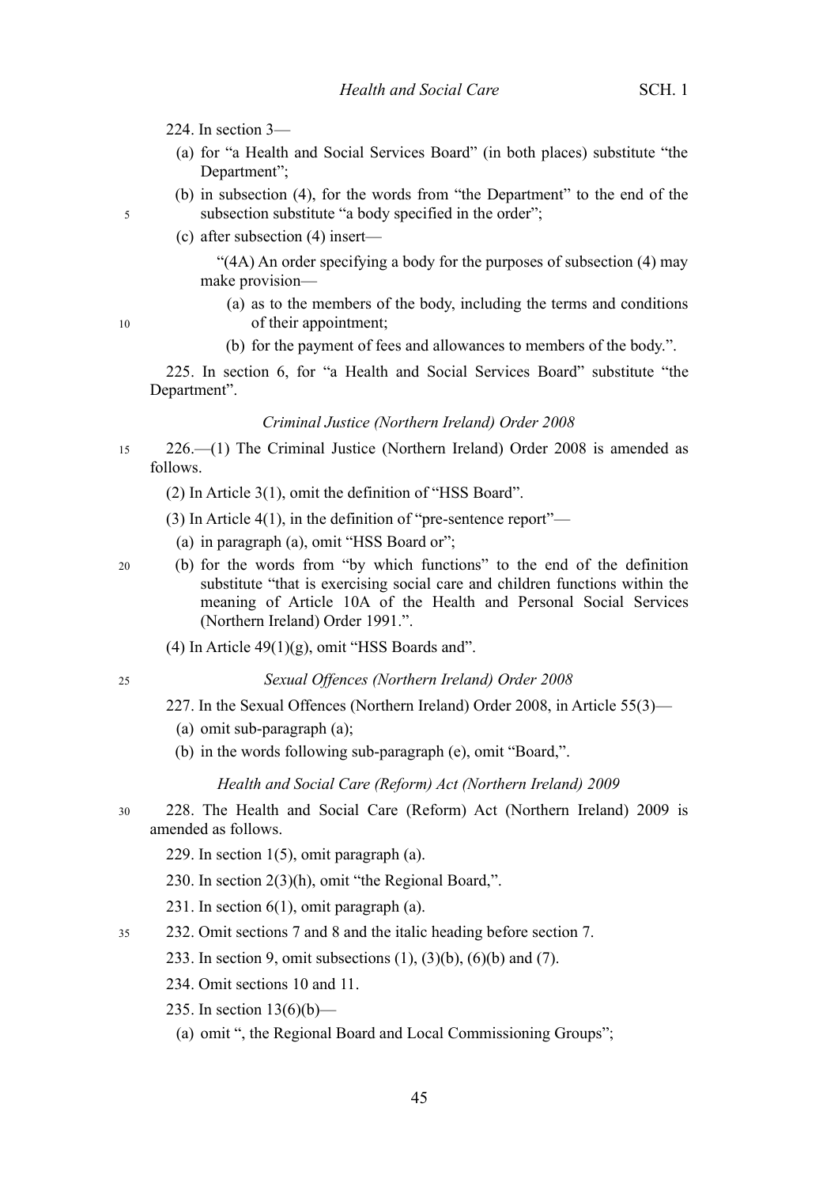224. In section 3—

(a) for "a Health and Social Services Board" (in both places) substitute "the Department";

(b) in subsection (4), for the words from "the Department" to the end of the subsection substitute "a body specified in the order";

(c) after subsection (4) insert—

"(4A) An order specifying a body for the purposes of subsection (4) may make provision—

(a) as to the members of the body, including the terms and conditions of their appointment;

(b) for the payment of fees and allowances to members of the body.".

225. In section 6, for "a Health and Social Services Board" substitute "the Department".

*Criminal Justice (Northern Ireland) Order 2008*

226.—(1) The Criminal Justice (Northern Ireland) Order 2008 is amended as follows.

(2) In Article 3(1), omit the definition of "HSS Board".

(3) In Article 4(1), in the definition of "pre-sentence report"—

(a) in paragraph (a), omit "HSS Board or";

(b) for the words from "by which functions" to the end of the definition substitute "that is exercising social care and children functions within the meaning of Article 10A of the Health and Personal Social Services (Northern Ireland) Order 1991.".

(4) In Article 49(1)(g), omit "HSS Boards and".

*Sexual Offences (Northern Ireland) Order 2008*

227. In the Sexual Offences (Northern Ireland) Order 2008, in Article 55(3)—

(a) omit sub-paragraph (a);

(b) in the words following sub-paragraph (e), omit "Board,".

*Health and Social Care (Reform) Act (Northern Ireland) 2009*

228. The Health and Social Care (Reform) Act (Northern Ireland) 2009 is amended as follows.

229. In section 1(5), omit paragraph (a).

230. In section 2(3)(h), omit "the Regional Board,".

231. In section 6(1), omit paragraph (a).

232. Omit sections 7 and 8 and the italic heading before section 7.

233. In section 9, omit subsections (1), (3)(b), (6)(b) and (7).

234. Omit sections 10 and 11.

235. In section 13(6)(b)—

(a) omit ", the Regional Board and Local Commissioning Groups";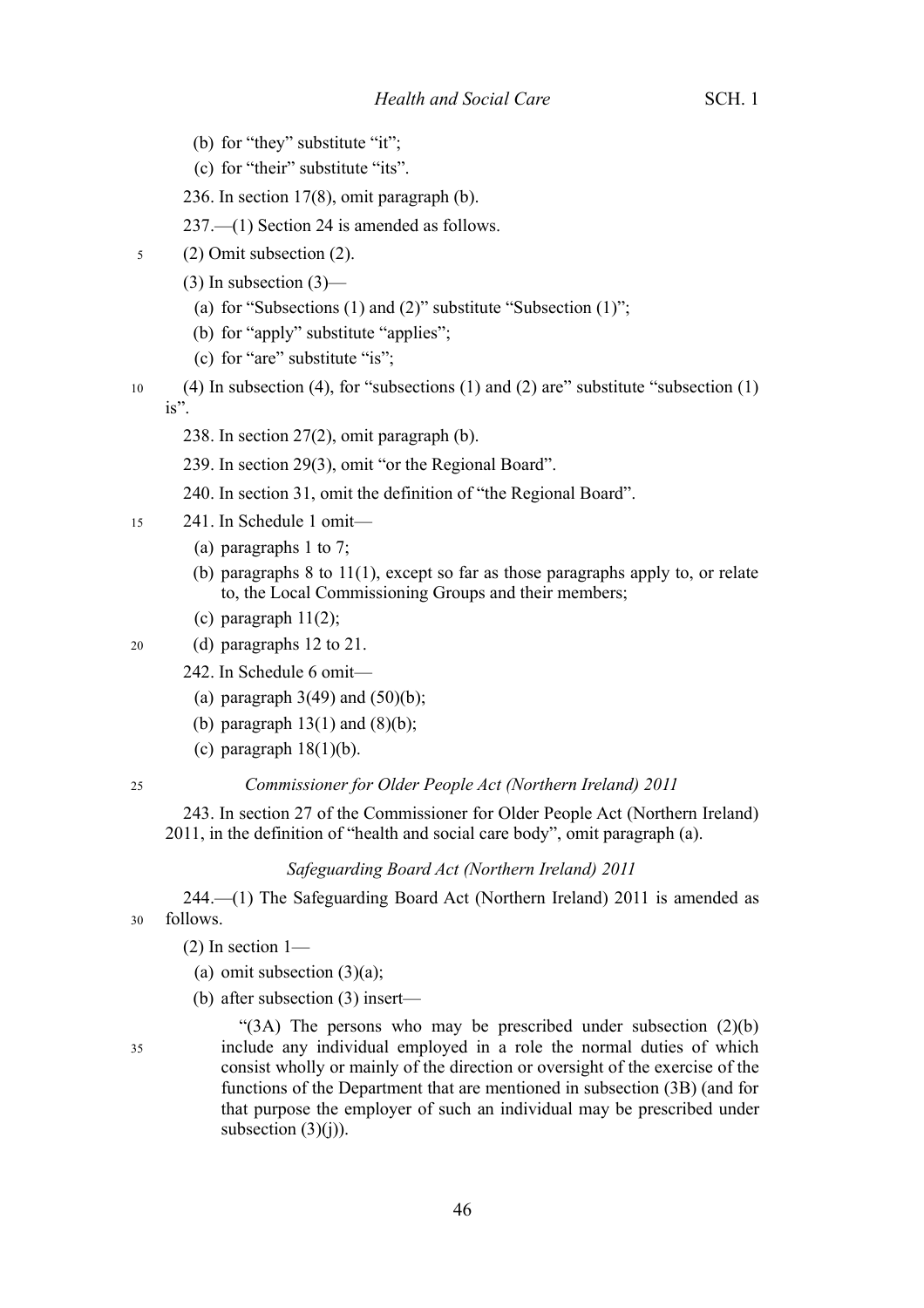(b) for "they" substitute "it";

(c) for "their" substitute "its".

236. In section 17(8), omit paragraph (b).

237.—(1) Section 24 is amended as follows.

(2) Omit subsection (2).

(3) In subsection (3)—

(a) for "Subsections (1) and (2)" substitute "Subsection (1)";

(b) for "apply" substitute "applies";

(c) for "are" substitute "is";

(4) In subsection (4), for "subsections (1) and (2) are" substitute "subsection (1) is".

238. In section 27(2), omit paragraph (b).

239. In section 29(3), omit "or the Regional Board".

240. In section 31, omit the definition of "the Regional Board".

241. In Schedule 1 omit—

(a) paragraphs 1 to 7;

(b) paragraphs 8 to 11(1), except so far as those paragraphs apply to, or relate to, the Local Commissioning Groups and their members;

(c) paragraph 11(2);

(d) paragraphs 12 to 21.

242. In Schedule 6 omit—

(a) paragraph 3(49) and (50)(b);

(b) paragraph 13(1) and (8)(b);

(c) paragraph 18(1)(b).

*Commissioner for Older People Act (Northern Ireland) 2011*

243. In section 27 of the Commissioner for Older People Act (Northern Ireland) 2011, in the definition of "health and social care body", omit paragraph (a).

*Safeguarding Board Act (Northern Ireland) 2011*

244.—(1) The Safeguarding Board Act (Northern Ireland) 2011 is amended as follows.

(2) In section 1—

(a) omit subsection (3)(a);

(b) after subsection (3) insert—

"(3A) The persons who may be prescribed under subsection (2)(b) include any individual employed in a role the normal duties of which consist wholly or mainly of the direction or oversight of the exercise of the functions of the Department that are mentioned in subsection (3B) (and for that purpose the employer of such an individual may be prescribed under subsection (3)(j)).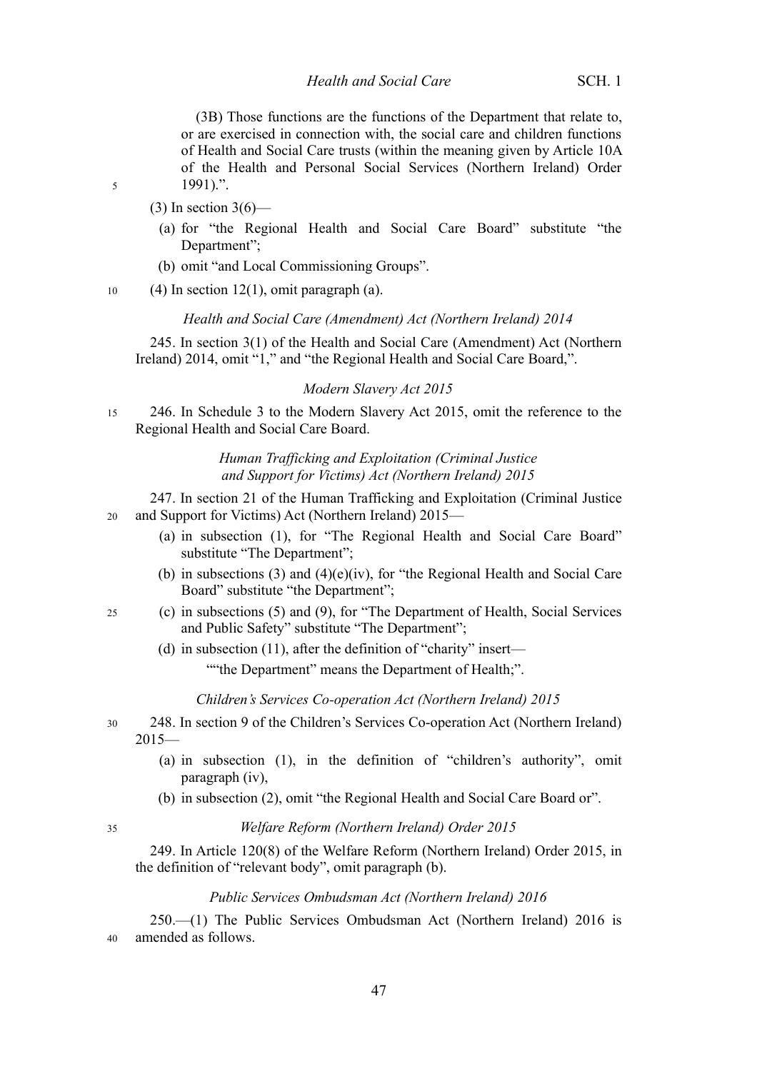(3B) Those functions are the functions of the Department that relate to, or are exercised in connection with, the social care and children functions of Health and Social Care trusts (within the meaning given by Article 10A of the Health and Personal Social Services (Northern Ireland) Order 1991).".

(3) In section 3(6)—

(a) for "the Regional Health and Social Care Board" substitute "the Department";

(b) omit "and Local Commissioning Groups".

(4) In section 12(1), omit paragraph (a).

*Health and Social Care (Amendment) Act (Northern Ireland) 2014*

245. In section 3(1) of the Health and Social Care (Amendment) Act (Northern Ireland) 2014, omit "1," and "the Regional Health and Social Care Board,".

*Modern Slavery Act 2015*

246. In Schedule 3 to the Modern Slavery Act 2015, omit the reference to the Regional Health and Social Care Board.

*Human Trafficking and Exploitation (Criminal Justice and Support for Victims) Act (Northern Ireland) 2015*

247. In section 21 of the Human Trafficking and Exploitation (Criminal Justice and Support for Victims) Act (Northern Ireland) 2015—

(a) in subsection (1), for "The Regional Health and Social Care Board" substitute "The Department";

(b) in subsections (3) and (4)(e)(iv), for "the Regional Health and Social Care Board" substitute "the Department";

(c) in subsections (5) and (9), for "The Department of Health, Social Services and Public Safety" substitute "The Department";

(d) in subsection (11), after the definition of "charity" insert—

""the Department" means the Department of Health;".

*Children's Services Co-operation Act (Northern Ireland) 2015*

248. In section 9 of the Children's Services Co-operation Act (Northern Ireland) 2015—

(a) in subsection (1), in the definition of "children's authority", omit paragraph (iv),

(b) in subsection (2), omit "the Regional Health and Social Care Board or".

*Welfare Reform (Northern Ireland) Order 2015*

249. In Article 120(8) of the Welfare Reform (Northern Ireland) Order 2015, in the definition of "relevant body", omit paragraph (b).

*Public Services Ombudsman Act (Northern Ireland) 2016*

250.—(1) The Public Services Ombudsman Act (Northern Ireland) 2016 is amended as follows.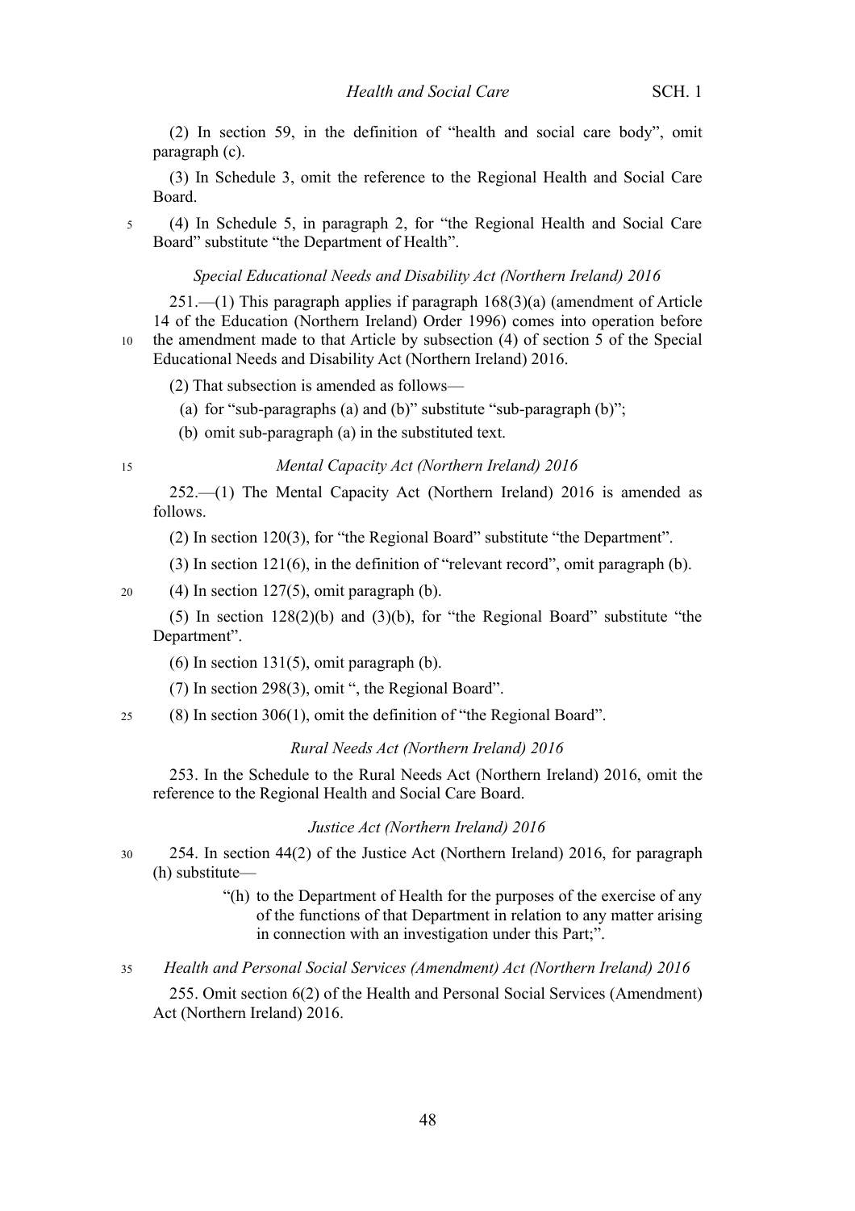(2) In section 59, in the definition of "health and social care body", omit paragraph (c).

(3) In Schedule 3, omit the reference to the Regional Health and Social Care Board.

(4) In Schedule 5, in paragraph 2, for "the Regional Health and Social Care Board" substitute "the Department of Health".

*Special Educational Needs and Disability Act (Northern Ireland) 2016*

251.—(1) This paragraph applies if paragraph 168(3)(a) (amendment of Article 14 of the Education (Northern Ireland) Order 1996) comes into operation before the amendment made to that Article by subsection (4) of section 5 of the Special Educational Needs and Disability Act (Northern Ireland) 2016.

(2) That subsection is amended as follows—

(a) for "sub-paragraphs (a) and (b)" substitute "sub-paragraph (b)";

(b) omit sub-paragraph (a) in the substituted text.

*Mental Capacity Act (Northern Ireland) 2016*

252.—(1) The Mental Capacity Act (Northern Ireland) 2016 is amended as follows.

(2) In section 120(3), for "the Regional Board" substitute "the Department".

(3) In section 121(6), in the definition of "relevant record", omit paragraph (b).

(4) In section 127(5), omit paragraph (b).

(5) In section 128(2)(b) and (3)(b), for "the Regional Board" substitute "the Department".

(6) In section 131(5), omit paragraph (b).

(7) In section 298(3), omit ", the Regional Board".

(8) In section 306(1), omit the definition of "the Regional Board".

*Rural Needs Act (Northern Ireland) 2016*

253. In the Schedule to the Rural Needs Act (Northern Ireland) 2016, omit the reference to the Regional Health and Social Care Board.

*Justice Act (Northern Ireland) 2016*

254. In section 44(2) of the Justice Act (Northern Ireland) 2016, for paragraph (h) substitute—

> "(h) to the Department of Health for the purposes of the exercise of any of the functions of that Department in relation to any matter arising in connection with an investigation under this Part;".

*Health and Personal Social Services (Amendment) Act (Northern Ireland) 2016*

255. Omit section 6(2) of the Health and Personal Social Services (Amendment) Act (Northern Ireland) 2016.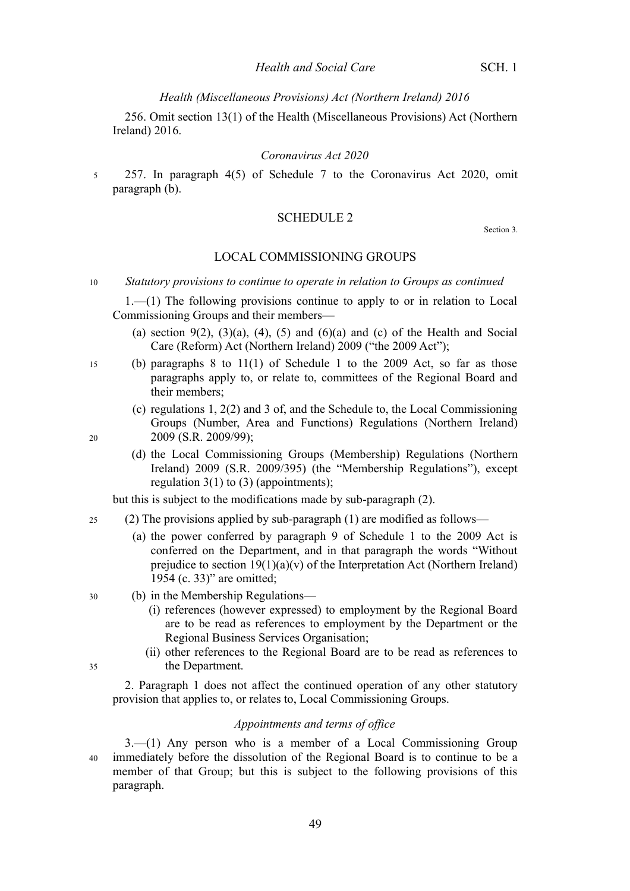*Health (Miscellaneous Provisions) Act (Northern Ireland) 2016*

256. Omit section 13(1) of the Health (Miscellaneous Provisions) Act (Northern Ireland) 2016.

*Coronavirus Act 2020*

257. In paragraph 4(5) of Schedule 7 to the Coronavirus Act 2020, omit paragraph (b).

## SCHEDULE 2

Section 3.

## LOCAL COMMISSIONING GROUPS

*Statutory provisions to continue to operate in relation to Groups as continued*

1.—(1) The following provisions continue to apply to or in relation to Local Commissioning Groups and their members—

(a) section 9(2), (3)(a), (4), (5) and (6)(a) and (c) of the Health and Social Care (Reform) Act (Northern Ireland) 2009 ("the 2009 Act");

(b) paragraphs 8 to 11(1) of Schedule 1 to the 2009 Act, so far as those paragraphs apply to, or relate to, committees of the Regional Board and their members;

(c) regulations 1, 2(2) and 3 of, and the Schedule to, the Local Commissioning Groups (Number, Area and Functions) Regulations (Northern Ireland) 2009 (S.R. 2009/99);

(d) the Local Commissioning Groups (Membership) Regulations (Northern Ireland) 2009 (S.R. 2009/395) (the "Membership Regulations"), except regulation 3(1) to (3) (appointments);

but this is subject to the modifications made by sub-paragraph (2).

(2) The provisions applied by sub-paragraph (1) are modified as follows—

(a) the power conferred by paragraph 9 of Schedule 1 to the 2009 Act is conferred on the Department, and in that paragraph the words "Without prejudice to section 19(1)(a)(v) of the Interpretation Act (Northern Ireland) 1954 (c. 33)" are omitted;

(b) in the Membership Regulations—

(i) references (however expressed) to employment by the Regional Board are to be read as references to employment by the Department or the Regional Business Services Organisation;

(ii) other references to the Regional Board are to be read as references to the Department.

2. Paragraph 1 does not affect the continued operation of any other statutory provision that applies to, or relates to, Local Commissioning Groups.

*Appointments and terms of office*

3.—(1) Any person who is a member of a Local Commissioning Group immediately before the dissolution of the Regional Board is to continue to be a member of that Group; but this is subject to the following provisions of this paragraph.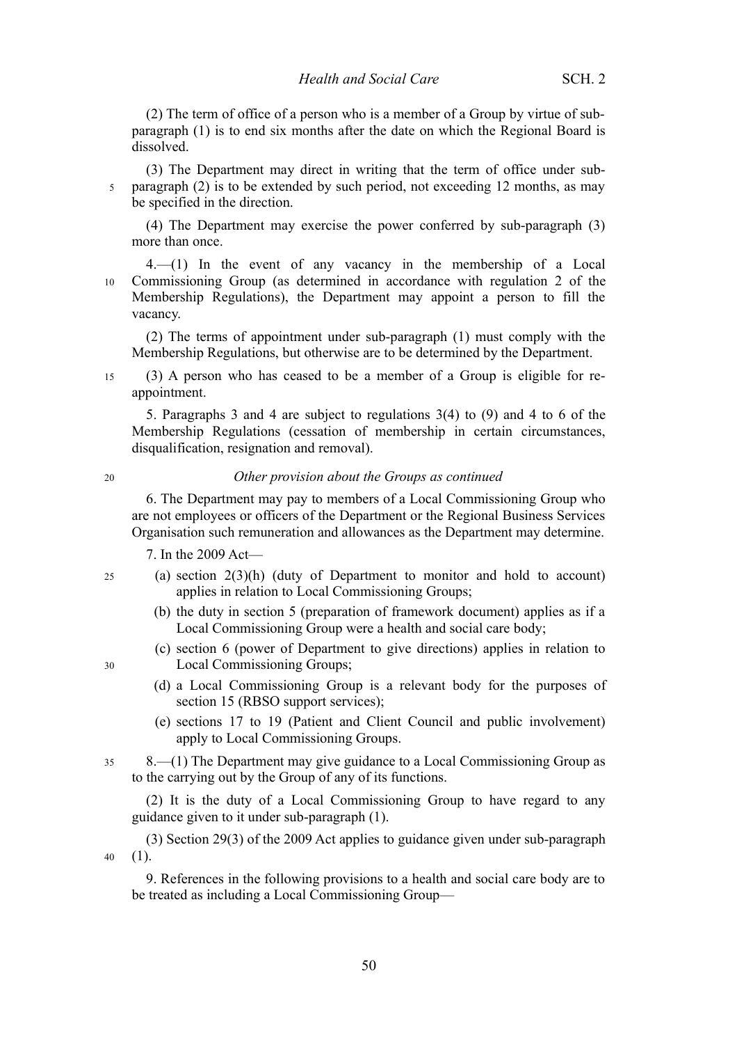(2) The term of office of a person who is a member of a Group by virtue of sub-paragraph (1) is to end six months after the date on which the Regional Board is dissolved.

(3) The Department may direct in writing that the term of office under sub-paragraph (2) is to be extended by such period, not exceeding 12 months, as may be specified in the direction.

(4) The Department may exercise the power conferred by sub-paragraph (3) more than once.

4.—(1) In the event of any vacancy in the membership of a Local Commissioning Group (as determined in accordance with regulation 2 of the Membership Regulations), the Department may appoint a person to fill the vacancy.

(2) The terms of appointment under sub-paragraph (1) must comply with the Membership Regulations, but otherwise are to be determined by the Department.

(3) A person who has ceased to be a member of a Group is eligible for re-appointment.

5. Paragraphs 3 and 4 are subject to regulations 3(4) to (9) and 4 to 6 of the Membership Regulations (cessation of membership in certain circumstances, disqualification, resignation and removal).

*Other provision about the Groups as continued*

6. The Department may pay to members of a Local Commissioning Group who are not employees or officers of the Department or the Regional Business Services Organisation such remuneration and allowances as the Department may determine.

7. In the 2009 Act—

(a) section 2(3)(h) (duty of Department to monitor and hold to account) applies in relation to Local Commissioning Groups;

(b) the duty in section 5 (preparation of framework document) applies as if a Local Commissioning Group were a health and social care body;

(c) section 6 (power of Department to give directions) applies in relation to Local Commissioning Groups;

(d) a Local Commissioning Group is a relevant body for the purposes of section 15 (RBSO support services);

(e) sections 17 to 19 (Patient and Client Council and public involvement) apply to Local Commissioning Groups.

8.—(1) The Department may give guidance to a Local Commissioning Group as to the carrying out by the Group of any of its functions.

(2) It is the duty of a Local Commissioning Group to have regard to any guidance given to it under sub-paragraph (1).

(3) Section 29(3) of the 2009 Act applies to guidance given under sub-paragraph (1).

9. References in the following provisions to a health and social care body are to be treated as including a Local Commissioning Group—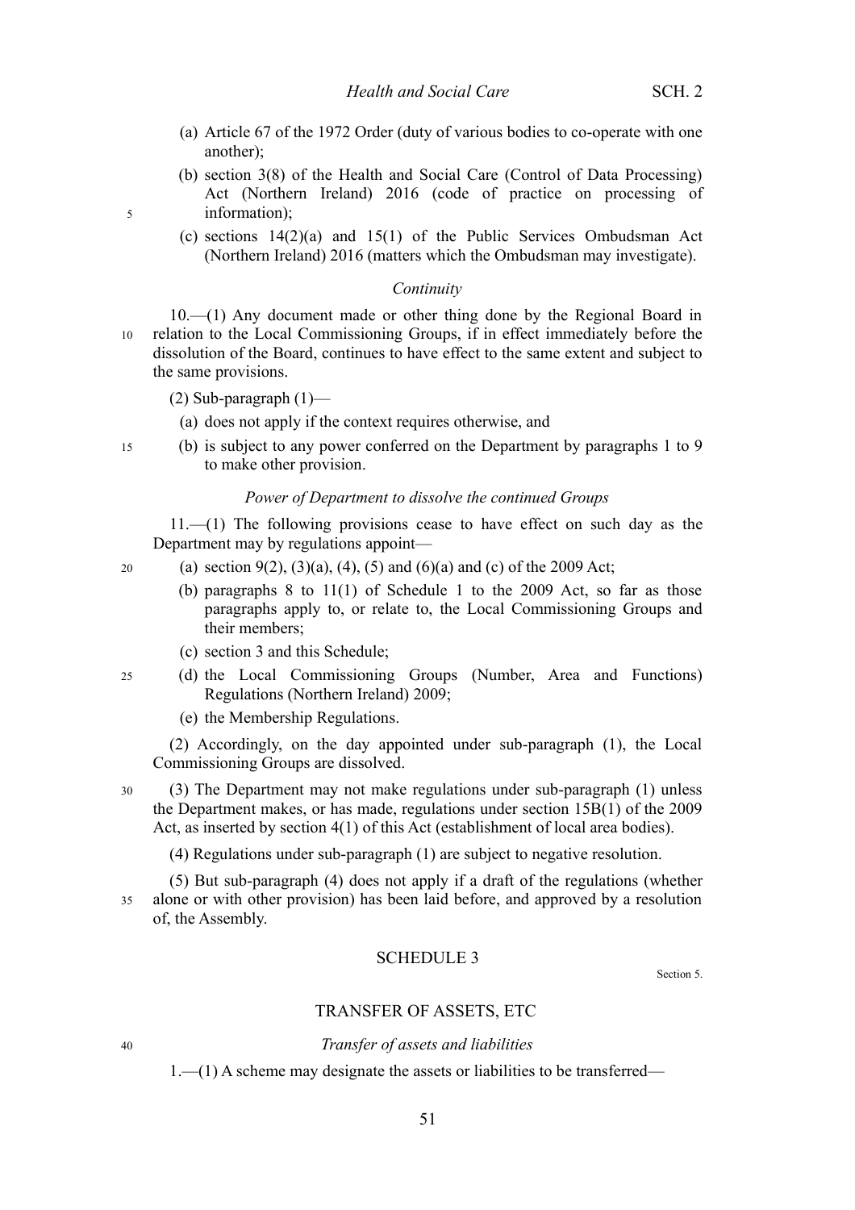(a) Article 67 of the 1972 Order (duty of various bodies to co-operate with one another);

(b) section 3(8) of the Health and Social Care (Control of Data Processing) Act (Northern Ireland) 2016 (code of practice on processing of information);

(c) sections 14(2)(a) and 15(1) of the Public Services Ombudsman Act (Northern Ireland) 2016 (matters which the Ombudsman may investigate).

*Continuity*

10.—(1) Any document made or other thing done by the Regional Board in relation to the Local Commissioning Groups, if in effect immediately before the dissolution of the Board, continues to have effect to the same extent and subject to the same provisions.

(2) Sub-paragraph (1)—

(a) does not apply if the context requires otherwise, and

(b) is subject to any power conferred on the Department by paragraphs 1 to 9 to make other provision.

*Power of Department to dissolve the continued Groups*

11.—(1) The following provisions cease to have effect on such day as the Department may by regulations appoint—

(a) section 9(2), (3)(a), (4), (5) and (6)(a) and (c) of the 2009 Act;

(b) paragraphs 8 to 11(1) of Schedule 1 to the 2009 Act, so far as those paragraphs apply to, or relate to, the Local Commissioning Groups and their members;

(c) section 3 and this Schedule;

(d) the Local Commissioning Groups (Number, Area and Functions) Regulations (Northern Ireland) 2009;

(e) the Membership Regulations.

(2) Accordingly, on the day appointed under sub-paragraph (1), the Local Commissioning Groups are dissolved.

(3) The Department may not make regulations under sub-paragraph (1) unless the Department makes, or has made, regulations under section 15B(1) of the 2009 Act, as inserted by section 4(1) of this Act (establishment of local area bodies).

(4) Regulations under sub-paragraph (1) are subject to negative resolution.

(5) But sub-paragraph (4) does not apply if a draft of the regulations (whether alone or with other provision) has been laid before, and approved by a resolution of, the Assembly.

## SCHEDULE 3

Section 5.

## TRANSFER OF ASSETS, ETC

*Transfer of assets and liabilities*

1.—(1) A scheme may designate the assets or liabilities to be transferred—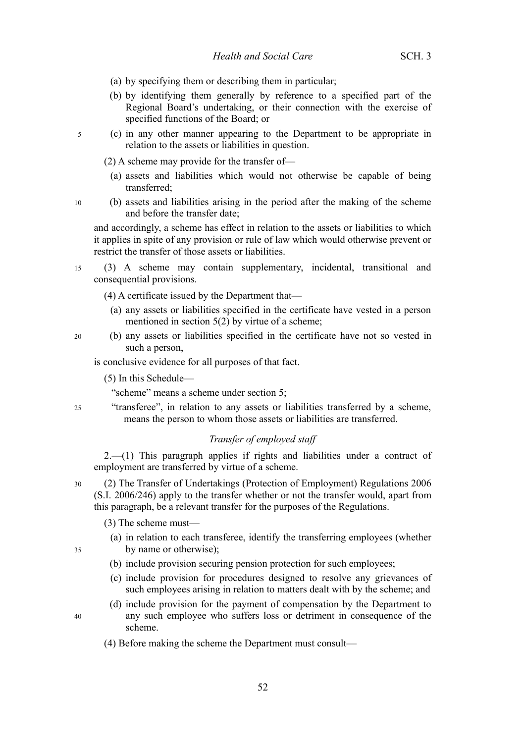(a) by specifying them or describing them in particular;

(b) by identifying them generally by reference to a specified part of the Regional Board's undertaking, or their connection with the exercise of specified functions of the Board; or

(c) in any other manner appearing to the Department to be appropriate in relation to the assets or liabilities in question.

(2) A scheme may provide for the transfer of—

(a) assets and liabilities which would not otherwise be capable of being transferred;

(b) assets and liabilities arising in the period after the making of the scheme and before the transfer date;

and accordingly, a scheme has effect in relation to the assets or liabilities to which it applies in spite of any provision or rule of law which would otherwise prevent or restrict the transfer of those assets or liabilities.

(3) A scheme may contain supplementary, incidental, transitional and consequential provisions.

(4) A certificate issued by the Department that—

(a) any assets or liabilities specified in the certificate have vested in a person mentioned in section 5(2) by virtue of a scheme;

(b) any assets or liabilities specified in the certificate have not so vested in such a person,

is conclusive evidence for all purposes of that fact.

(5) In this Schedule—

"scheme" means a scheme under section 5;

"transferee", in relation to any assets or liabilities transferred by a scheme, means the person to whom those assets or liabilities are transferred.

*Transfer of employed staff*

2.—(1) This paragraph applies if rights and liabilities under a contract of employment are transferred by virtue of a scheme.

(2) The Transfer of Undertakings (Protection of Employment) Regulations 2006 (S.I. 2006/246) apply to the transfer whether or not the transfer would, apart from this paragraph, be a relevant transfer for the purposes of the Regulations.

(3) The scheme must—

(a) in relation to each transferee, identify the transferring employees (whether by name or otherwise);

(b) include provision securing pension protection for such employees;

(c) include provision for procedures designed to resolve any grievances of such employees arising in relation to matters dealt with by the scheme; and

(d) include provision for the payment of compensation by the Department to any such employee who suffers loss or detriment in consequence of the scheme.

(4) Before making the scheme the Department must consult—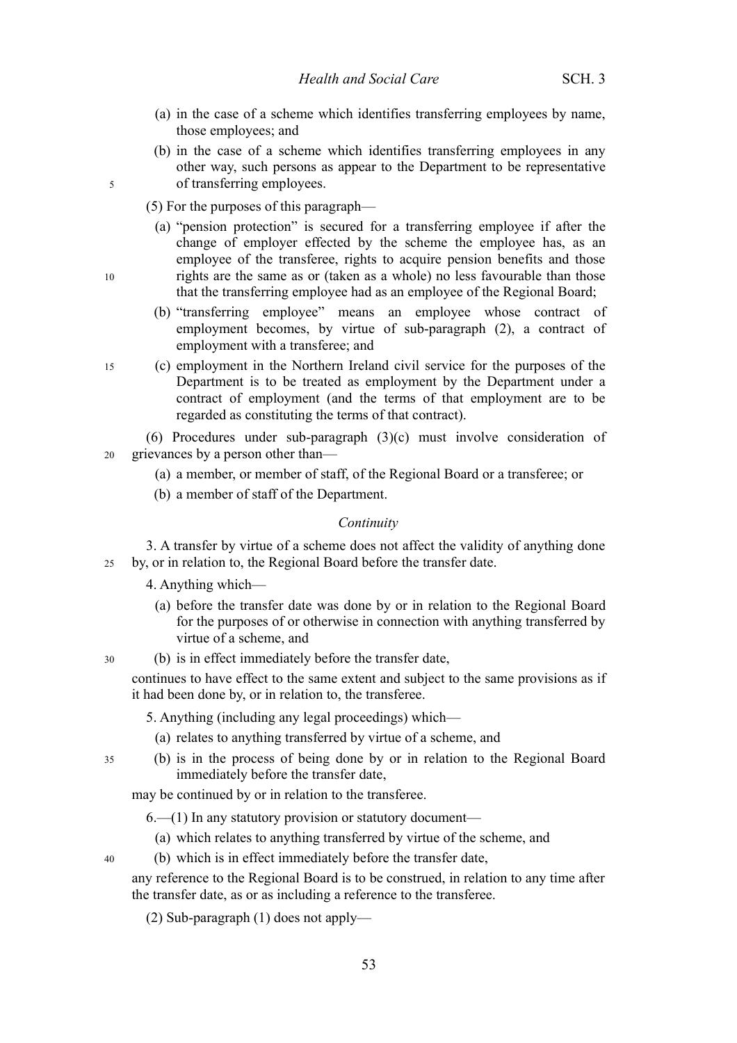(a) in the case of a scheme which identifies transferring employees by name, those employees; and

(b) in the case of a scheme which identifies transferring employees in any other way, such persons as appear to the Department to be representative of transferring employees.

(5) For the purposes of this paragraph—

(a) "pension protection" is secured for a transferring employee if after the change of employer effected by the scheme the employee has, as an employee of the transferee, rights to acquire pension benefits and those rights are the same as or (taken as a whole) no less favourable than those that the transferring employee had as an employee of the Regional Board;

(b) "transferring employee" means an employee whose contract of employment becomes, by virtue of sub-paragraph (2), a contract of employment with a transferee; and

(c) employment in the Northern Ireland civil service for the purposes of the Department is to be treated as employment by the Department under a contract of employment (and the terms of that employment are to be regarded as constituting the terms of that contract).

(6) Procedures under sub-paragraph (3)(c) must involve consideration of grievances by a person other than—

(a) a member, or member of staff, of the Regional Board or a transferee; or

(b) a member of staff of the Department.

*Continuity*

3. A transfer by virtue of a scheme does not affect the validity of anything done by, or in relation to, the Regional Board before the transfer date.

4. Anything which—

(a) before the transfer date was done by or in relation to the Regional Board for the purposes of or otherwise in connection with anything transferred by virtue of a scheme, and

(b) is in effect immediately before the transfer date,

continues to have effect to the same extent and subject to the same provisions as if it had been done by, or in relation to, the transferee.

5. Anything (including any legal proceedings) which—

(a) relates to anything transferred by virtue of a scheme, and

(b) is in the process of being done by or in relation to the Regional Board immediately before the transfer date,

may be continued by or in relation to the transferee.

6.—(1) In any statutory provision or statutory document—

(a) which relates to anything transferred by virtue of the scheme, and

(b) which is in effect immediately before the transfer date,

any reference to the Regional Board is to be construed, in relation to any time after the transfer date, as or as including a reference to the transferee.

(2) Sub-paragraph (1) does not apply—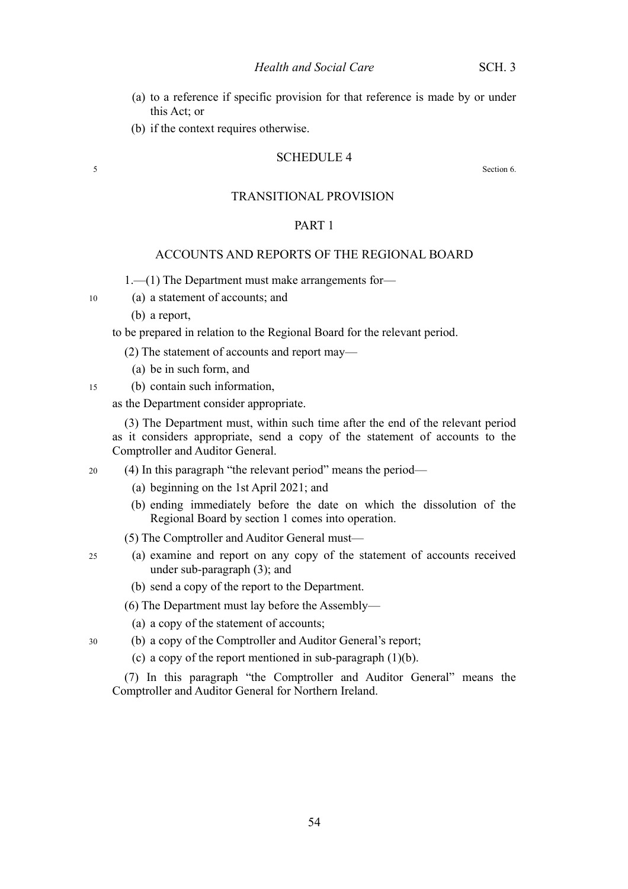(a) to a reference if specific provision for that reference is made by or under this Act; or

(b) if the context requires otherwise.

## SCHEDULE 4

Section 6.

## TRANSITIONAL PROVISION

### PART 1

### ACCOUNTS AND REPORTS OF THE REGIONAL BOARD

1.—(1) The Department must make arrangements for—

(a) a statement of accounts; and

(b) a report,

to be prepared in relation to the Regional Board for the relevant period.

(2) The statement of accounts and report may—

(a) be in such form, and

(b) contain such information,

as the Department consider appropriate.

(3) The Department must, within such time after the end of the relevant period as it considers appropriate, send a copy of the statement of accounts to the Comptroller and Auditor General.

(4) In this paragraph "the relevant period" means the period—

(a) beginning on the 1st April 2021; and

(b) ending immediately before the date on which the dissolution of the Regional Board by section 1 comes into operation.

(5) The Comptroller and Auditor General must—

(a) examine and report on any copy of the statement of accounts received under sub-paragraph (3); and

(b) send a copy of the report to the Department.

(6) The Department must lay before the Assembly—

(a) a copy of the statement of accounts;

(b) a copy of the Comptroller and Auditor General's report;

(c) a copy of the report mentioned in sub-paragraph (1)(b).

(7) In this paragraph "the Comptroller and Auditor General" means the Comptroller and Auditor General for Northern Ireland.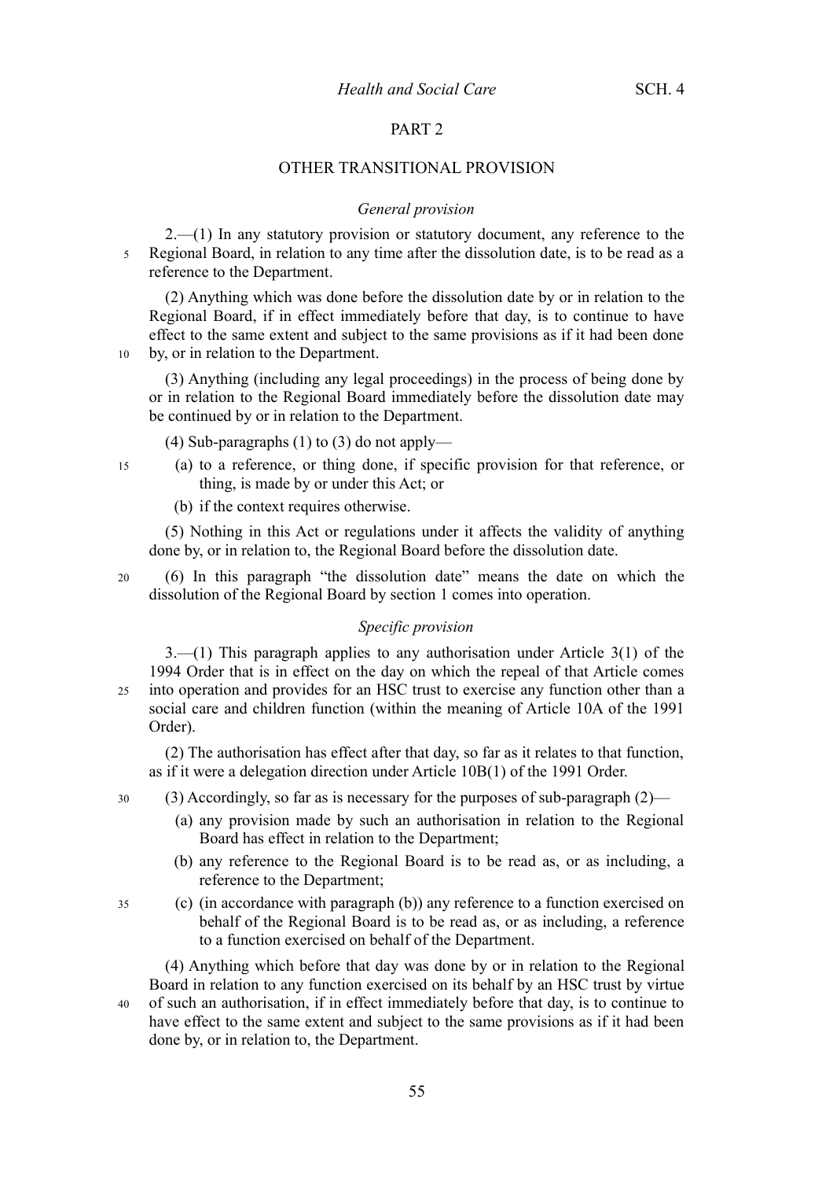## PART 2

## OTHER TRANSITIONAL PROVISION

### *General provision*

2.—(1) In any statutory provision or statutory document, any reference to the Regional Board, in relation to any time after the dissolution date, is to be read as a reference to the Department.

(2) Anything which was done before the dissolution date by or in relation to the Regional Board, if in effect immediately before that day, is to continue to have effect to the same extent and subject to the same provisions as if it had been done by, or in relation to the Department.

(3) Anything (including any legal proceedings) in the process of being done by or in relation to the Regional Board immediately before the dissolution date may be continued by or in relation to the Department.

(4) Sub-paragraphs (1) to (3) do not apply—

- (a) to a reference, or thing done, if specific provision for that reference, or thing, is made by or under this Act; or
- (b) if the context requires otherwise.

(5) Nothing in this Act or regulations under it affects the validity of anything done by, or in relation to, the Regional Board before the dissolution date.

(6) In this paragraph "the dissolution date" means the date on which the dissolution of the Regional Board by section 1 comes into operation.

### *Specific provision*

3.—(1) This paragraph applies to any authorisation under Article 3(1) of the 1994 Order that is in effect on the day on which the repeal of that Article comes into operation and provides for an HSC trust to exercise any function other than a social care and children function (within the meaning of Article 10A of the 1991 Order).

(2) The authorisation has effect after that day, so far as it relates to that function, as if it were a delegation direction under Article 10B(1) of the 1991 Order.

(3) Accordingly, so far as is necessary for the purposes of sub-paragraph (2)—

- (a) any provision made by such an authorisation in relation to the Regional Board has effect in relation to the Department;
- (b) any reference to the Regional Board is to be read as, or as including, a reference to the Department;
- (c) (in accordance with paragraph (b)) any reference to a function exercised on behalf of the Regional Board is to be read as, or as including, a reference to a function exercised on behalf of the Department.

(4) Anything which before that day was done by or in relation to the Regional Board in relation to any function exercised on its behalf by an HSC trust by virtue of such an authorisation, if in effect immediately before that day, is to continue to have effect to the same extent and subject to the same provisions as if it had been done by, or in relation to, the Department.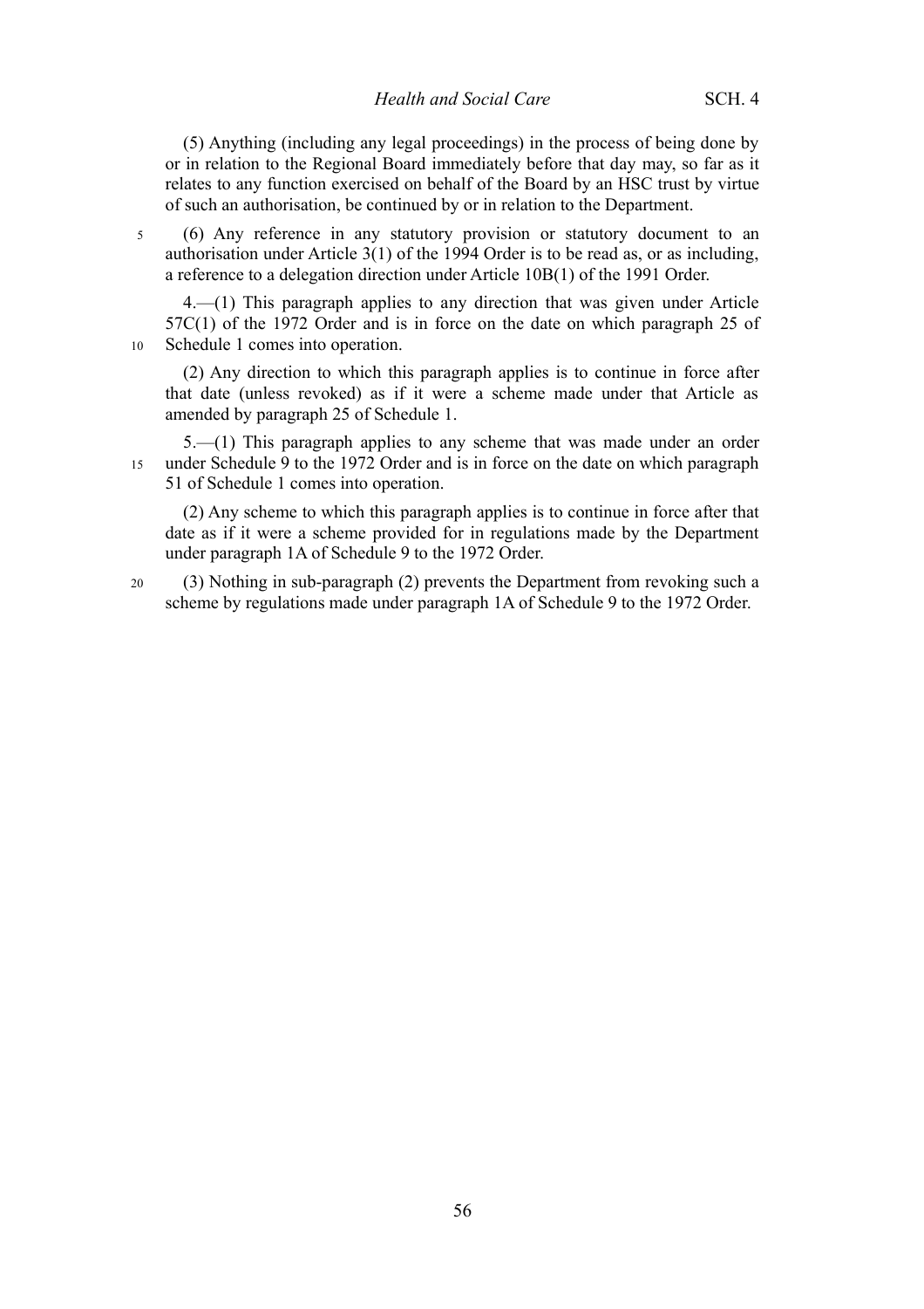(5) Anything (including any legal proceedings) in the process of being done by or in relation to the Regional Board immediately before that day may, so far as it relates to any function exercised on behalf of the Board by an HSC trust by virtue of such an authorisation, be continued by or in relation to the Department.

(6) Any reference in any statutory provision or statutory document to an authorisation under Article 3(1) of the 1994 Order is to be read as, or as including, a reference to a delegation direction under Article 10B(1) of the 1991 Order.

4.—(1) This paragraph applies to any direction that was given under Article 57C(1) of the 1972 Order and is in force on the date on which paragraph 25 of Schedule 1 comes into operation.

(2) Any direction to which this paragraph applies is to continue in force after that date (unless revoked) as if it were a scheme made under that Article as amended by paragraph 25 of Schedule 1.

5.—(1) This paragraph applies to any scheme that was made under an order under Schedule 9 to the 1972 Order and is in force on the date on which paragraph 51 of Schedule 1 comes into operation.

(2) Any scheme to which this paragraph applies is to continue in force after that date as if it were a scheme provided for in regulations made by the Department under paragraph 1A of Schedule 9 to the 1972 Order.

(3) Nothing in sub-paragraph (2) prevents the Department from revoking such a scheme by regulations made under paragraph 1A of Schedule 9 to the 1972 Order.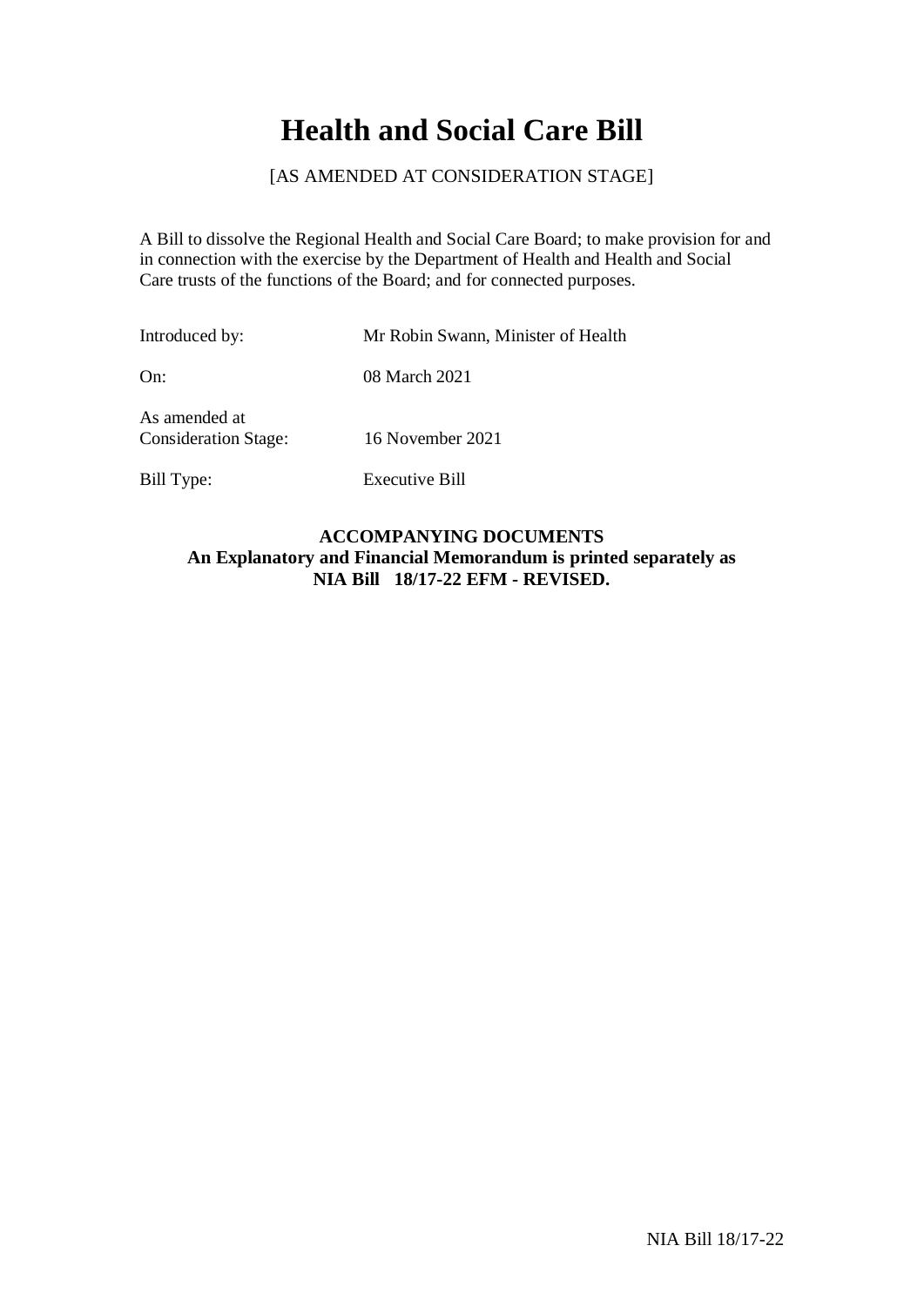# Health and Social Care Bill

[AS AMENDED AT CONSIDERATION STAGE]

A Bill to dissolve the Regional Health and Social Care Board; to make provision for and in connection with the exercise by the Department of Health and Health and Social Care trusts of the functions of the Board; and for connected purposes.

| | |
|---|---|
| Introduced by: | Mr Robin Swann, Minister of Health |
| On: | 08 March 2021 |
| As amended at Consideration Stage: | 16 November 2021 |
| Bill Type: | Executive Bill |

**ACCOMPANYING DOCUMENTS**
**An Explanatory and Financial Memorandum is printed separately as NIA Bill 18/17-22 EFM - REVISED.**

NIA Bill 18/17-22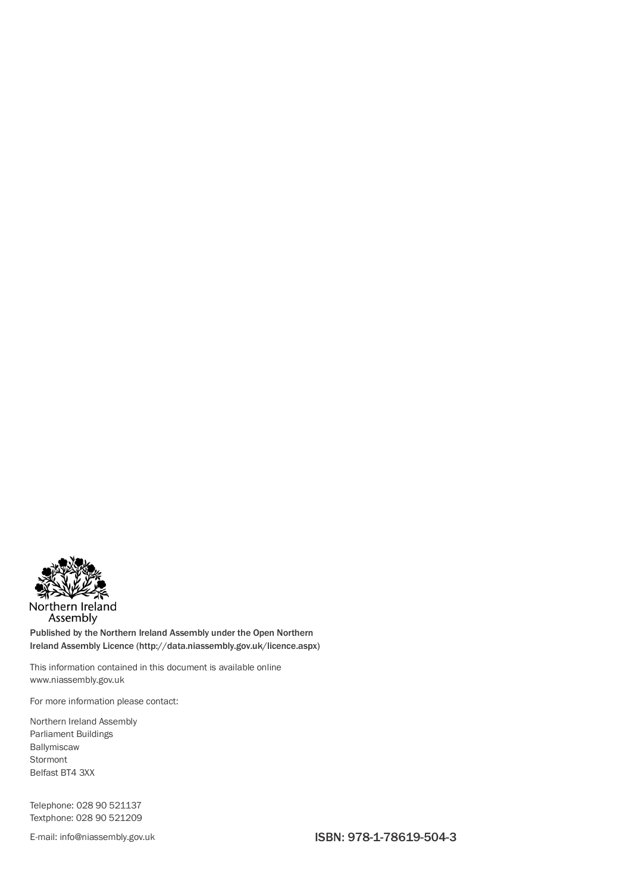Northern Ireland Assembly

**Published by the Northern Ireland Assembly under the Open Northern Ireland Assembly Licence (http://data.niassembly.gov.uk/licence.aspx)**

This information contained in this document is available online
www.niassembly.gov.uk

For more information please contact:

Northern Ireland Assembly
Parliament Buildings
Ballymiscaw
Stormont
Belfast BT4 3XX

Telephone: 028 90 521137
Textphone: 028 90 521209

E-mail: info@niassembly.gov.uk

ISBN: 978-1-78619-504-3